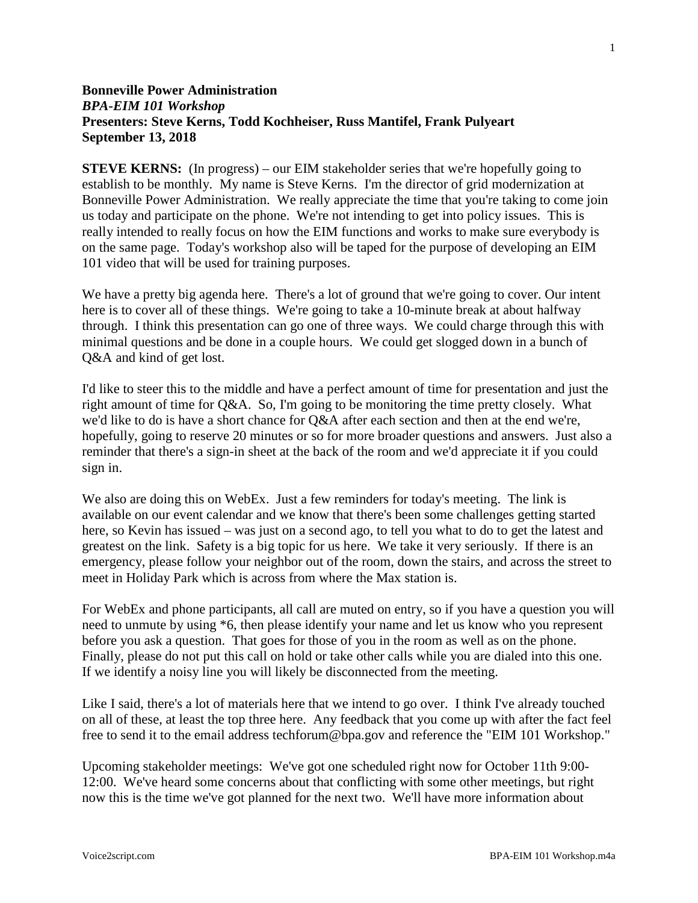**Bonneville Power Administration**
***BPA-EIM 101 Workshop***
**Presenters: Steve Kerns, Todd Kochheiser, Russ Mantifel, Frank Pulyeart**
**September 13, 2018**

**STEVE KERNS:** (In progress) – our EIM stakeholder series that we're hopefully going to establish to be monthly. My name is Steve Kerns. I'm the director of grid modernization at Bonneville Power Administration. We really appreciate the time that you're taking to come join us today and participate on the phone. We're not intending to get into policy issues. This is really intended to really focus on how the EIM functions and works to make sure everybody is on the same page. Today's workshop also will be taped for the purpose of developing an EIM 101 video that will be used for training purposes.

We have a pretty big agenda here. There's a lot of ground that we're going to cover. Our intent here is to cover all of these things. We're going to take a 10-minute break at about halfway through. I think this presentation can go one of three ways. We could charge through this with minimal questions and be done in a couple hours. We could get slogged down in a bunch of Q&A and kind of get lost.

I'd like to steer this to the middle and have a perfect amount of time for presentation and just the right amount of time for Q&A. So, I'm going to be monitoring the time pretty closely. What we'd like to do is have a short chance for Q&A after each section and then at the end we're, hopefully, going to reserve 20 minutes or so for more broader questions and answers. Just also a reminder that there's a sign-in sheet at the back of the room and we'd appreciate it if you could sign in.

We also are doing this on WebEx. Just a few reminders for today's meeting. The link is available on our event calendar and we know that there's been some challenges getting started here, so Kevin has issued – was just on a second ago, to tell you what to do to get the latest and greatest on the link. Safety is a big topic for us here. We take it very seriously. If there is an emergency, please follow your neighbor out of the room, down the stairs, and across the street to meet in Holiday Park which is across from where the Max station is.

For WebEx and phone participants, all call are muted on entry, so if you have a question you will need to unmute by using *6, then please identify your name and let us know who you represent before you ask a question. That goes for those of you in the room as well as on the phone. Finally, please do not put this call on hold or take other calls while you are dialed into this one. If we identify a noisy line you will likely be disconnected from the meeting.

Like I said, there's a lot of materials here that we intend to go over. I think I've already touched on all of these, at least the top three here. Any feedback that you come up with after the fact feel free to send it to the email address techforum@bpa.gov and reference the "EIM 101 Workshop."

Upcoming stakeholder meetings: We've got one scheduled right now for October 11th 9:00-12:00. We've heard some concerns about that conflicting with some other meetings, but right now this is the time we've got planned for the next two. We'll have more information about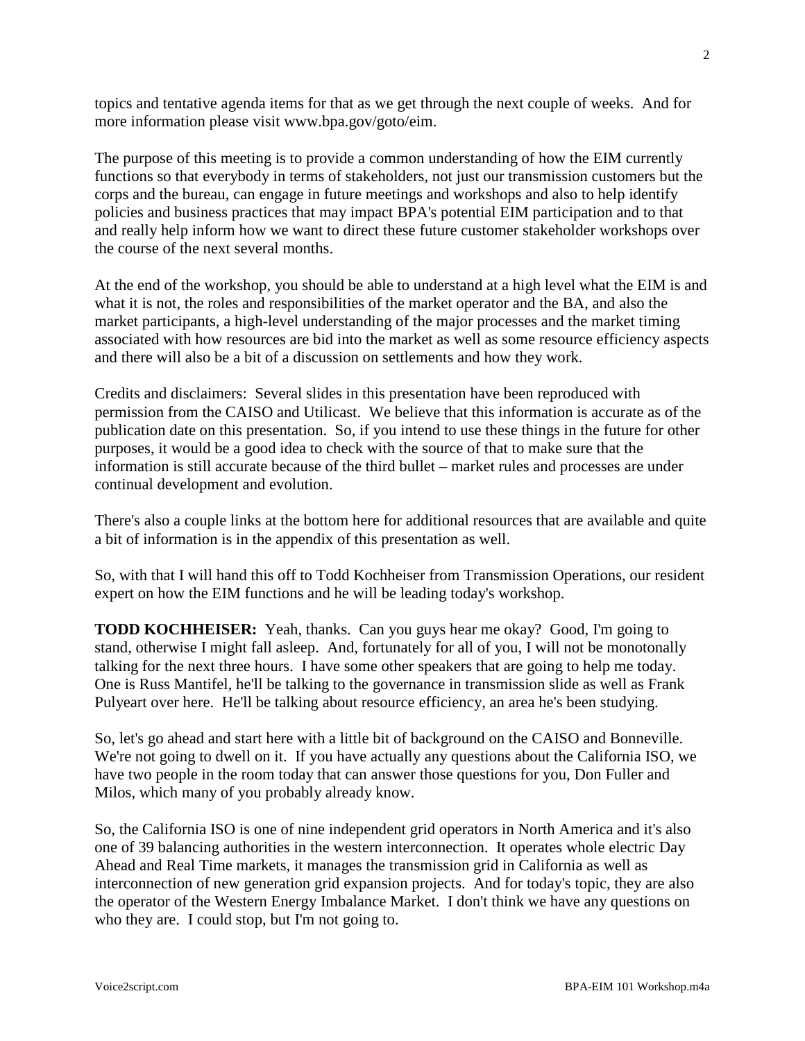topics and tentative agenda items for that as we get through the next couple of weeks. And for more information please visit www.bpa.gov/goto/eim.

The purpose of this meeting is to provide a common understanding of how the EIM currently functions so that everybody in terms of stakeholders, not just our transmission customers but the corps and the bureau, can engage in future meetings and workshops and also to help identify policies and business practices that may impact BPA's potential EIM participation and to that and really help inform how we want to direct these future customer stakeholder workshops over the course of the next several months.

At the end of the workshop, you should be able to understand at a high level what the EIM is and what it is not, the roles and responsibilities of the market operator and the BA, and also the market participants, a high-level understanding of the major processes and the market timing associated with how resources are bid into the market as well as some resource efficiency aspects and there will also be a bit of a discussion on settlements and how they work.

Credits and disclaimers: Several slides in this presentation have been reproduced with permission from the CAISO and Utilicast. We believe that this information is accurate as of the publication date on this presentation. So, if you intend to use these things in the future for other purposes, it would be a good idea to check with the source of that to make sure that the information is still accurate because of the third bullet – market rules and processes are under continual development and evolution.

There's also a couple links at the bottom here for additional resources that are available and quite a bit of information is in the appendix of this presentation as well.

So, with that I will hand this off to Todd Kochheiser from Transmission Operations, our resident expert on how the EIM functions and he will be leading today's workshop.

**TODD KOCHHEISER:** Yeah, thanks. Can you guys hear me okay? Good, I'm going to stand, otherwise I might fall asleep. And, fortunately for all of you, I will not be monotonally talking for the next three hours. I have some other speakers that are going to help me today. One is Russ Mantifel, he'll be talking to the governance in transmission slide as well as Frank Pulyeart over here. He'll be talking about resource efficiency, an area he's been studying.

So, let's go ahead and start here with a little bit of background on the CAISO and Bonneville. We're not going to dwell on it. If you have actually any questions about the California ISO, we have two people in the room today that can answer those questions for you, Don Fuller and Milos, which many of you probably already know.

So, the California ISO is one of nine independent grid operators in North America and it's also one of 39 balancing authorities in the western interconnection. It operates whole electric Day Ahead and Real Time markets, it manages the transmission grid in California as well as interconnection of new generation grid expansion projects. And for today's topic, they are also the operator of the Western Energy Imbalance Market. I don't think we have any questions on who they are. I could stop, but I'm not going to.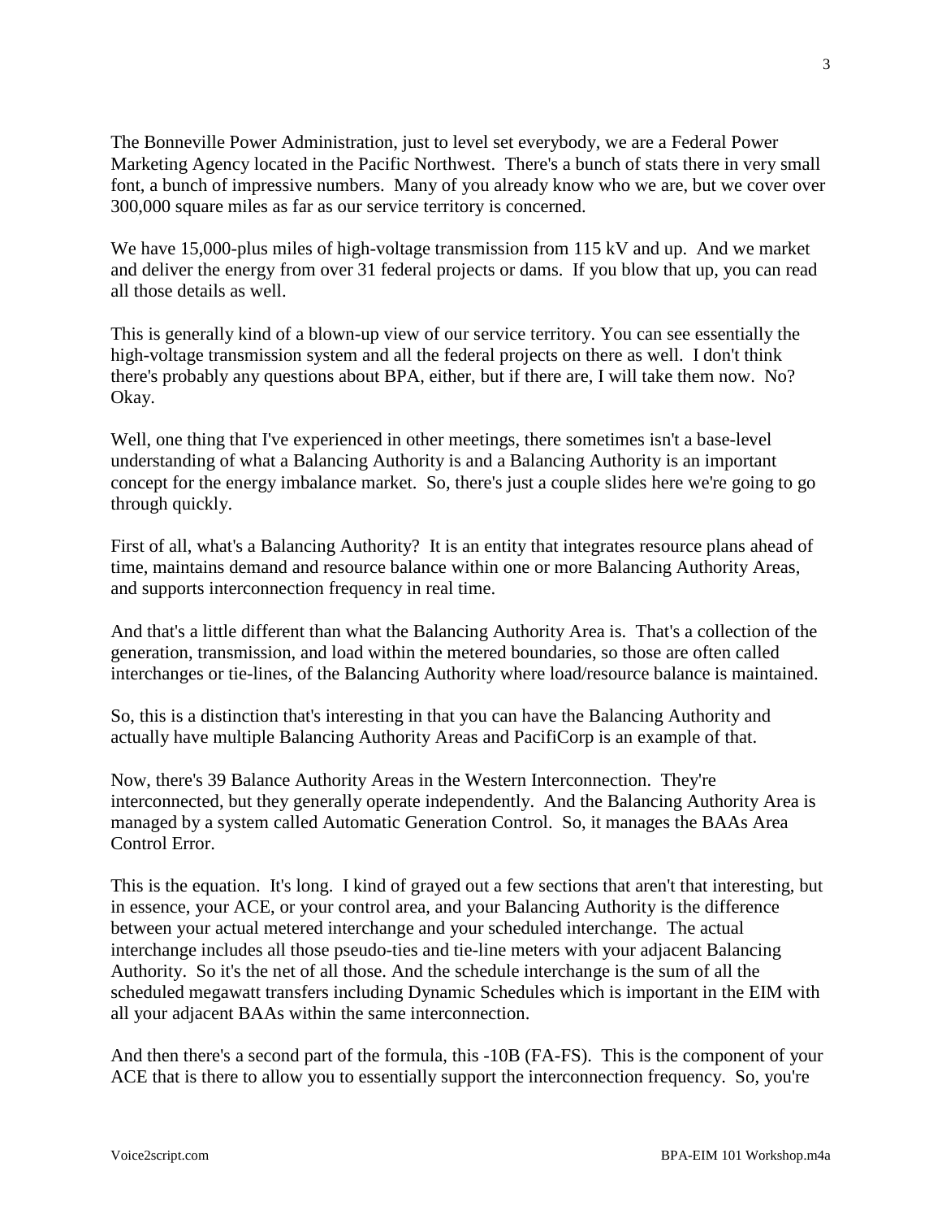The Bonneville Power Administration, just to level set everybody, we are a Federal Power Marketing Agency located in the Pacific Northwest. There's a bunch of stats there in very small font, a bunch of impressive numbers. Many of you already know who we are, but we cover over 300,000 square miles as far as our service territory is concerned.

We have 15,000-plus miles of high-voltage transmission from 115 kV and up. And we market and deliver the energy from over 31 federal projects or dams. If you blow that up, you can read all those details as well.

This is generally kind of a blown-up view of our service territory. You can see essentially the high-voltage transmission system and all the federal projects on there as well. I don't think there's probably any questions about BPA, either, but if there are, I will take them now. No? Okay.

Well, one thing that I've experienced in other meetings, there sometimes isn't a base-level understanding of what a Balancing Authority is and a Balancing Authority is an important concept for the energy imbalance market. So, there's just a couple slides here we're going to go through quickly.

First of all, what's a Balancing Authority? It is an entity that integrates resource plans ahead of time, maintains demand and resource balance within one or more Balancing Authority Areas, and supports interconnection frequency in real time.

And that's a little different than what the Balancing Authority Area is. That's a collection of the generation, transmission, and load within the metered boundaries, so those are often called interchanges or tie-lines, of the Balancing Authority where load/resource balance is maintained.

So, this is a distinction that's interesting in that you can have the Balancing Authority and actually have multiple Balancing Authority Areas and PacifiCorp is an example of that.

Now, there's 39 Balance Authority Areas in the Western Interconnection. They're interconnected, but they generally operate independently. And the Balancing Authority Area is managed by a system called Automatic Generation Control. So, it manages the BAAs Area Control Error.

This is the equation. It's long. I kind of grayed out a few sections that aren't that interesting, but in essence, your ACE, or your control area, and your Balancing Authority is the difference between your actual metered interchange and your scheduled interchange. The actual interchange includes all those pseudo-ties and tie-line meters with your adjacent Balancing Authority. So it's the net of all those. And the schedule interchange is the sum of all the scheduled megawatt transfers including Dynamic Schedules which is important in the EIM with all your adjacent BAAs within the same interconnection.

And then there's a second part of the formula, this $-10B (F_A - F_S)$. This is the component of your ACE that is there to allow you to essentially support the interconnection frequency. So, you're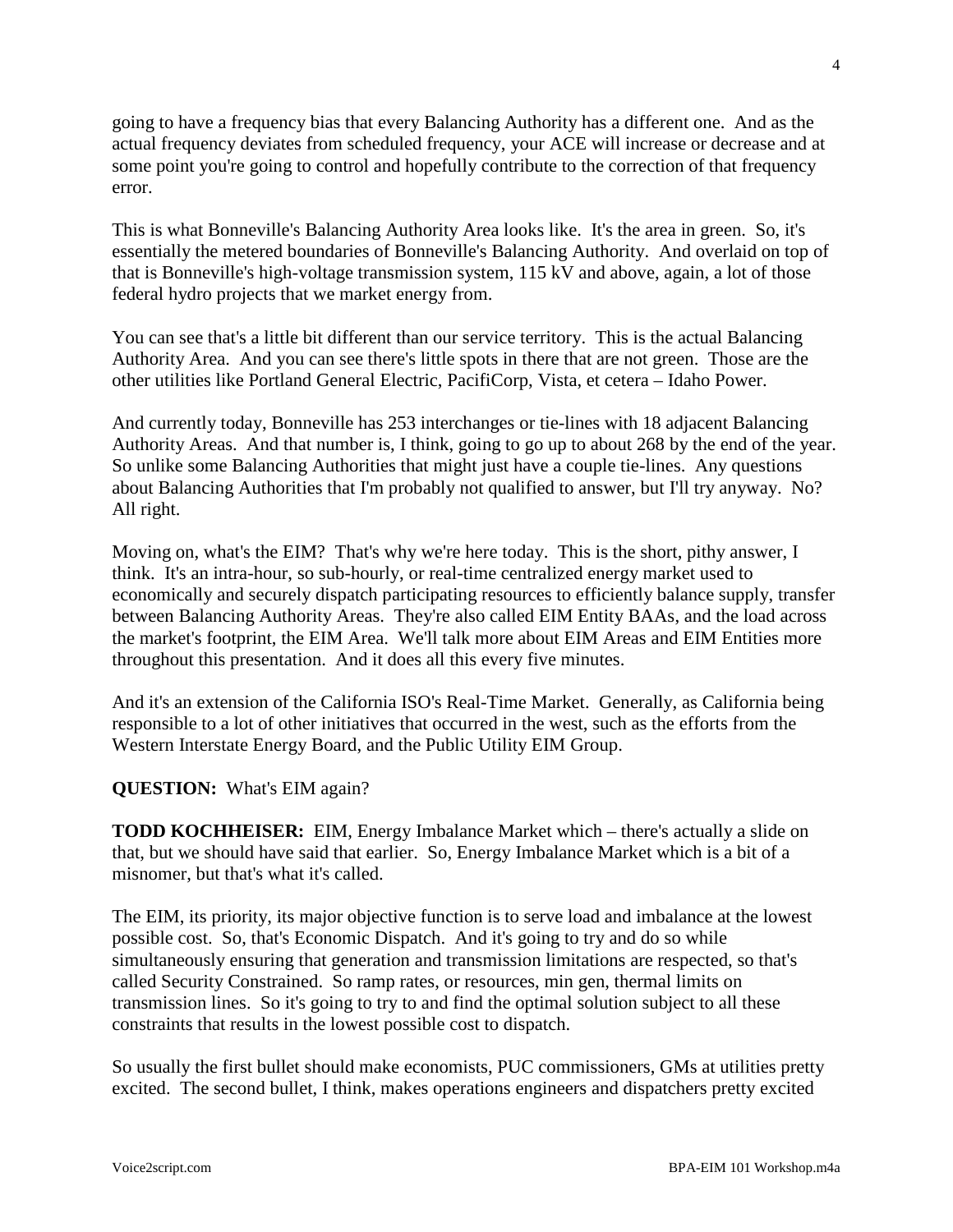going to have a frequency bias that every Balancing Authority has a different one. And as the actual frequency deviates from scheduled frequency, your ACE will increase or decrease and at some point you're going to control and hopefully contribute to the correction of that frequency error.

This is what Bonneville's Balancing Authority Area looks like. It's the area in green. So, it's essentially the metered boundaries of Bonneville's Balancing Authority. And overlaid on top of that is Bonneville's high-voltage transmission system, 115 kV and above, again, a lot of those federal hydro projects that we market energy from.

You can see that's a little bit different than our service territory. This is the actual Balancing Authority Area. And you can see there's little spots in there that are not green. Those are the other utilities like Portland General Electric, PacifiCorp, Vista, et cetera – Idaho Power.

And currently today, Bonneville has 253 interchanges or tie-lines with 18 adjacent Balancing Authority Areas. And that number is, I think, going to go up to about 268 by the end of the year. So unlike some Balancing Authorities that might just have a couple tie-lines. Any questions about Balancing Authorities that I'm probably not qualified to answer, but I'll try anyway. No? All right.

Moving on, what's the EIM? That's why we're here today. This is the short, pithy answer, I think. It's an intra-hour, so sub-hourly, or real-time centralized energy market used to economically and securely dispatch participating resources to efficiently balance supply, transfer between Balancing Authority Areas. They're also called EIM Entity BAAs, and the load across the market's footprint, the EIM Area. We'll talk more about EIM Areas and EIM Entities more throughout this presentation. And it does all this every five minutes.

And it's an extension of the California ISO's Real-Time Market. Generally, as California being responsible to a lot of other initiatives that occurred in the west, such as the efforts from the Western Interstate Energy Board, and the Public Utility EIM Group.

**QUESTION:** What's EIM again?

**TODD KOCHHEISER:** EIM, Energy Imbalance Market which – there's actually a slide on that, but we should have said that earlier. So, Energy Imbalance Market which is a bit of a misnomer, but that's what it's called.

The EIM, its priority, its major objective function is to serve load and imbalance at the lowest possible cost. So, that's Economic Dispatch. And it's going to try and do so while simultaneously ensuring that generation and transmission limitations are respected, so that's called Security Constrained. So ramp rates, or resources, min gen, thermal limits on transmission lines. So it's going to try to and find the optimal solution subject to all these constraints that results in the lowest possible cost to dispatch.

So usually the first bullet should make economists, PUC commissioners, GMs at utilities pretty excited. The second bullet, I think, makes operations engineers and dispatchers pretty excited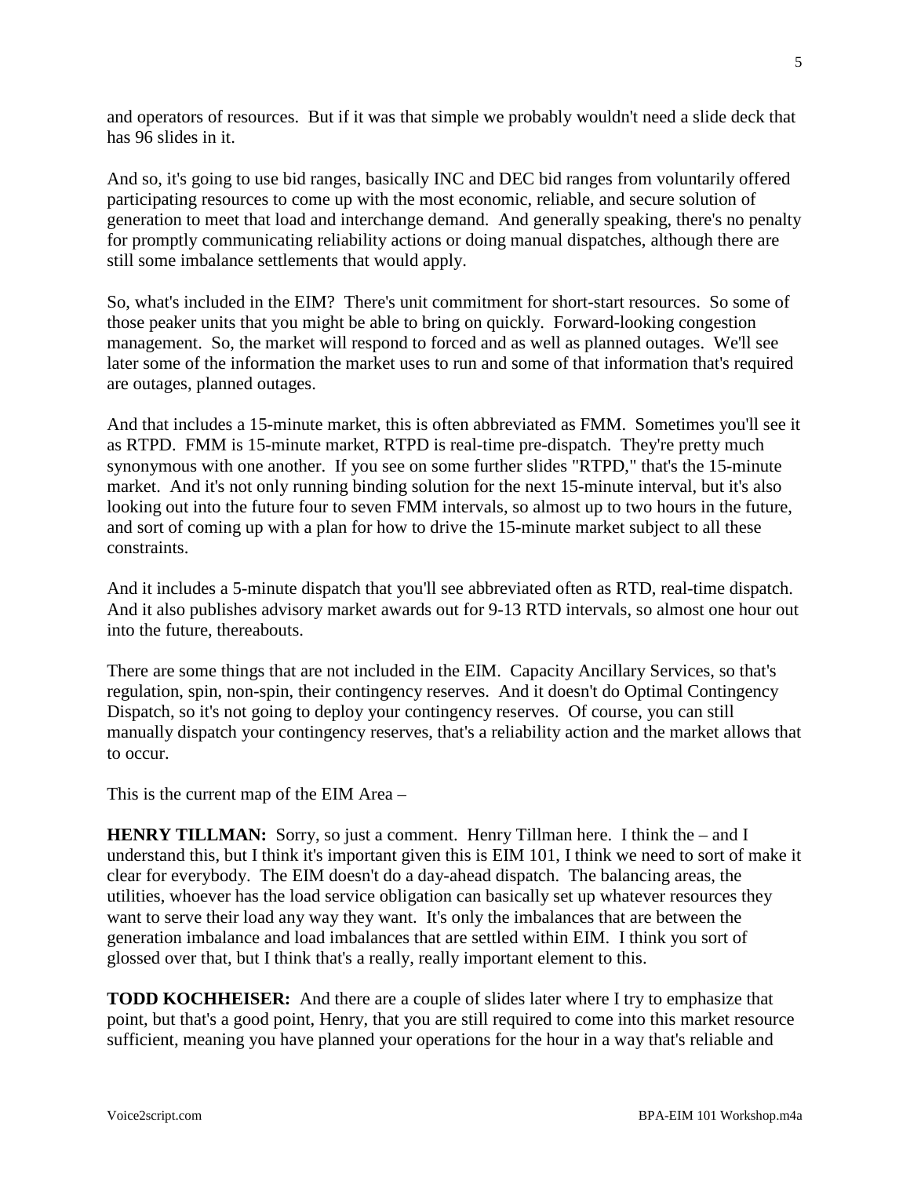and operators of resources. But if it was that simple we probably wouldn't need a slide deck that has 96 slides in it.

And so, it's going to use bid ranges, basically INC and DEC bid ranges from voluntarily offered participating resources to come up with the most economic, reliable, and secure solution of generation to meet that load and interchange demand. And generally speaking, there's no penalty for promptly communicating reliability actions or doing manual dispatches, although there are still some imbalance settlements that would apply.

So, what's included in the EIM? There's unit commitment for short-start resources. So some of those peaker units that you might be able to bring on quickly. Forward-looking congestion management. So, the market will respond to forced and as well as planned outages. We'll see later some of the information the market uses to run and some of that information that's required are outages, planned outages.

And that includes a 15-minute market, this is often abbreviated as FMM. Sometimes you'll see it as RTPD. FMM is 15-minute market, RTPD is real-time pre-dispatch. They're pretty much synonymous with one another. If you see on some further slides "RTPD," that's the 15-minute market. And it's not only running binding solution for the next 15-minute interval, but it's also looking out into the future four to seven FMM intervals, so almost up to two hours in the future, and sort of coming up with a plan for how to drive the 15-minute market subject to all these constraints.

And it includes a 5-minute dispatch that you'll see abbreviated often as RTD, real-time dispatch. And it also publishes advisory market awards out for 9-13 RTD intervals, so almost one hour out into the future, thereabouts.

There are some things that are not included in the EIM. Capacity Ancillary Services, so that's regulation, spin, non-spin, their contingency reserves. And it doesn't do Optimal Contingency Dispatch, so it's not going to deploy your contingency reserves. Of course, you can still manually dispatch your contingency reserves, that's a reliability action and the market allows that to occur.

This is the current map of the EIM Area –

**HENRY TILLMAN:** Sorry, so just a comment. Henry Tillman here. I think the – and I understand this, but I think it's important given this is EIM 101, I think we need to sort of make it clear for everybody. The EIM doesn't do a day-ahead dispatch. The balancing areas, the utilities, whoever has the load service obligation can basically set up whatever resources they want to serve their load any way they want. It's only the imbalances that are between the generation imbalance and load imbalances that are settled within EIM. I think you sort of glossed over that, but I think that's a really, really important element to this.

**TODD KOCHHEISER:** And there are a couple of slides later where I try to emphasize that point, but that's a good point, Henry, that you are still required to come into this market resource sufficient, meaning you have planned your operations for the hour in a way that's reliable and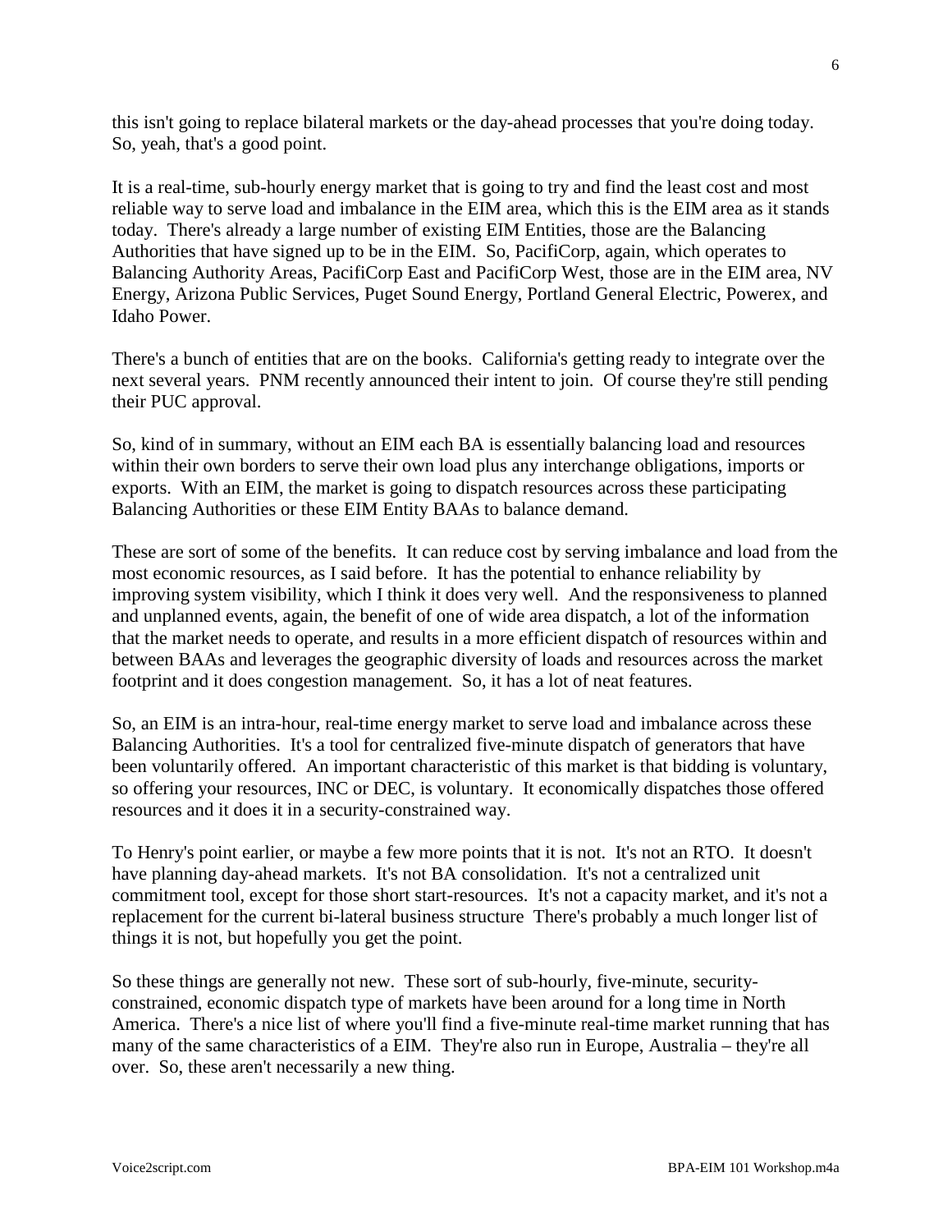this isn't going to replace bilateral markets or the day-ahead processes that you're doing today. So, yeah, that's a good point.

It is a real-time, sub-hourly energy market that is going to try and find the least cost and most reliable way to serve load and imbalance in the EIM area, which this is the EIM area as it stands today. There's already a large number of existing EIM Entities, those are the Balancing Authorities that have signed up to be in the EIM. So, PacifiCorp, again, which operates to Balancing Authority Areas, PacifiCorp East and PacifiCorp West, those are in the EIM area, NV Energy, Arizona Public Services, Puget Sound Energy, Portland General Electric, Powerex, and Idaho Power.

There's a bunch of entities that are on the books. California's getting ready to integrate over the next several years. PNM recently announced their intent to join. Of course they're still pending their PUC approval.

So, kind of in summary, without an EIM each BA is essentially balancing load and resources within their own borders to serve their own load plus any interchange obligations, imports or exports. With an EIM, the market is going to dispatch resources across these participating Balancing Authorities or these EIM Entity BAAs to balance demand.

These are sort of some of the benefits. It can reduce cost by serving imbalance and load from the most economic resources, as I said before. It has the potential to enhance reliability by improving system visibility, which I think it does very well. And the responsiveness to planned and unplanned events, again, the benefit of one of wide area dispatch, a lot of the information that the market needs to operate, and results in a more efficient dispatch of resources within and between BAAs and leverages the geographic diversity of loads and resources across the market footprint and it does congestion management. So, it has a lot of neat features.

So, an EIM is an intra-hour, real-time energy market to serve load and imbalance across these Balancing Authorities. It's a tool for centralized five-minute dispatch of generators that have been voluntarily offered. An important characteristic of this market is that bidding is voluntary, so offering your resources, INC or DEC, is voluntary. It economically dispatches those offered resources and it does it in a security-constrained way.

To Henry's point earlier, or maybe a few more points that it is not. It's not an RTO. It doesn't have planning day-ahead markets. It's not BA consolidation. It's not a centralized unit commitment tool, except for those short start-resources. It's not a capacity market, and it's not a replacement for the current bi-lateral business structure There's probably a much longer list of things it is not, but hopefully you get the point.

So these things are generally not new. These sort of sub-hourly, five-minute, security-constrained, economic dispatch type of markets have been around for a long time in North America. There's a nice list of where you'll find a five-minute real-time market running that has many of the same characteristics of a EIM. They're also run in Europe, Australia – they're all over. So, these aren't necessarily a new thing.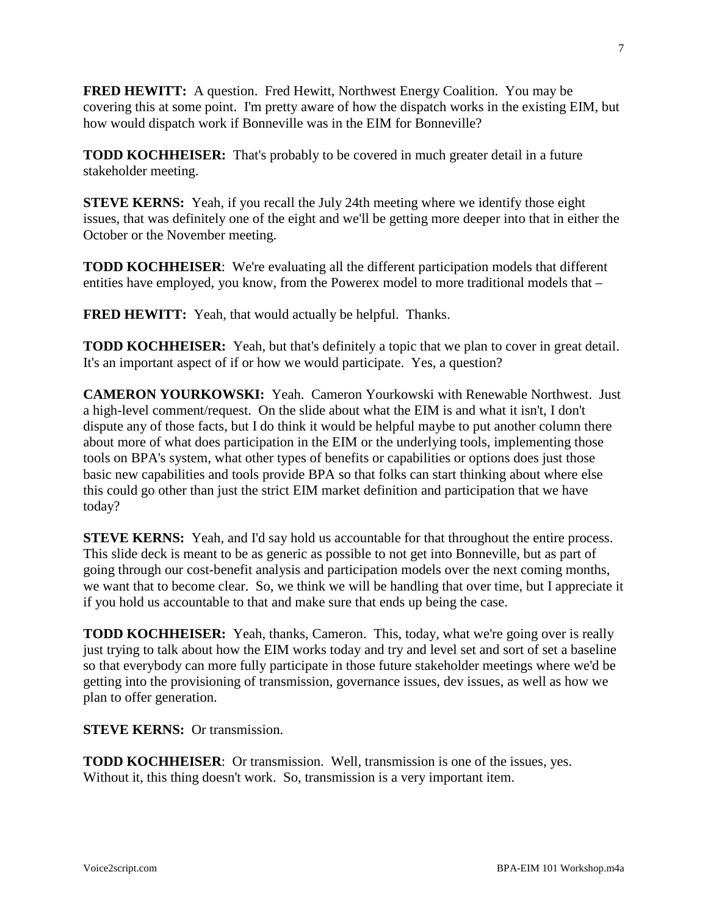**FRED HEWITT:** A question. Fred Hewitt, Northwest Energy Coalition. You may be covering this at some point. I'm pretty aware of how the dispatch works in the existing EIM, but how would dispatch work if Bonneville was in the EIM for Bonneville?

**TODD KOCHHEISER:** That's probably to be covered in much greater detail in a future stakeholder meeting.

**STEVE KERNS:** Yeah, if you recall the July 24th meeting where we identify those eight issues, that was definitely one of the eight and we'll be getting more deeper into that in either the October or the November meeting.

**TODD KOCHHEISER**: We're evaluating all the different participation models that different entities have employed, you know, from the Powerex model to more traditional models that –

**FRED HEWITT:** Yeah, that would actually be helpful. Thanks.

**TODD KOCHHEISER:** Yeah, but that's definitely a topic that we plan to cover in great detail. It's an important aspect of if or how we would participate. Yes, a question?

**CAMERON YOURKOWSKI:** Yeah. Cameron Yourkowski with Renewable Northwest. Just a high-level comment/request. On the slide about what the EIM is and what it isn't, I don't dispute any of those facts, but I do think it would be helpful maybe to put another column there about more of what does participation in the EIM or the underlying tools, implementing those tools on BPA's system, what other types of benefits or capabilities or options does just those basic new capabilities and tools provide BPA so that folks can start thinking about where else this could go other than just the strict EIM market definition and participation that we have today?

**STEVE KERNS:** Yeah, and I'd say hold us accountable for that throughout the entire process. This slide deck is meant to be as generic as possible to not get into Bonneville, but as part of going through our cost-benefit analysis and participation models over the next coming months, we want that to become clear. So, we think we will be handling that over time, but I appreciate it if you hold us accountable to that and make sure that ends up being the case.

**TODD KOCHHEISER:** Yeah, thanks, Cameron. This, today, what we're going over is really just trying to talk about how the EIM works today and try and level set and sort of set a baseline so that everybody can more fully participate in those future stakeholder meetings where we'd be getting into the provisioning of transmission, governance issues, dev issues, as well as how we plan to offer generation.

**STEVE KERNS:** Or transmission.

**TODD KOCHHEISER**: Or transmission. Well, transmission is one of the issues, yes. Without it, this thing doesn't work. So, transmission is a very important item.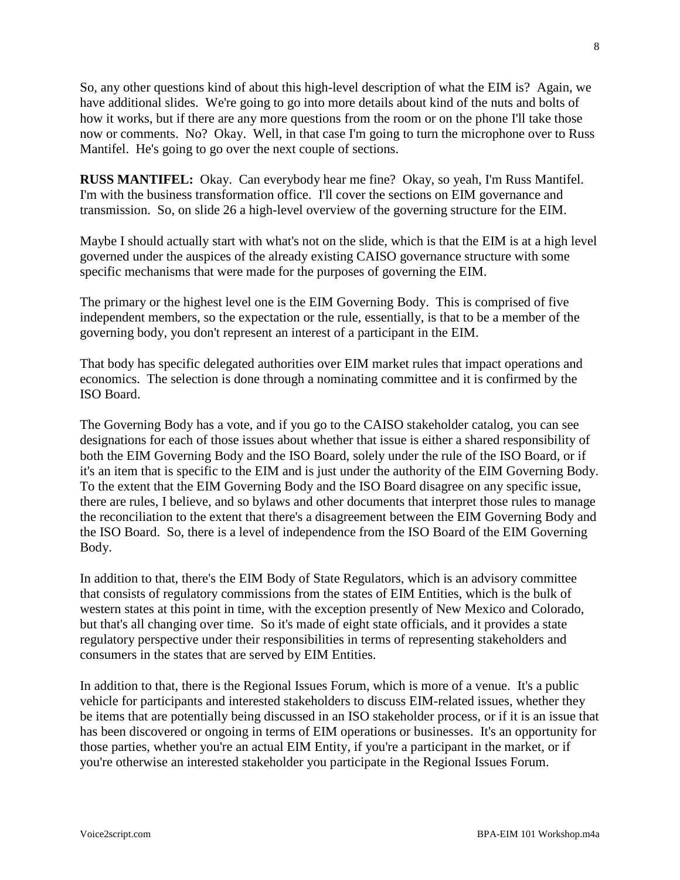So, any other questions kind of about this high-level description of what the EIM is? Again, we have additional slides. We're going to go into more details about kind of the nuts and bolts of how it works, but if there are any more questions from the room or on the phone I'll take those now or comments. No? Okay. Well, in that case I'm going to turn the microphone over to Russ Mantifel. He's going to go over the next couple of sections.

**RUSS MANTIFEL:** Okay. Can everybody hear me fine? Okay, so yeah, I'm Russ Mantifel. I'm with the business transformation office. I'll cover the sections on EIM governance and transmission. So, on slide 26 a high-level overview of the governing structure for the EIM.

Maybe I should actually start with what's not on the slide, which is that the EIM is at a high level governed under the auspices of the already existing CAISO governance structure with some specific mechanisms that were made for the purposes of governing the EIM.

The primary or the highest level one is the EIM Governing Body. This is comprised of five independent members, so the expectation or the rule, essentially, is that to be a member of the governing body, you don't represent an interest of a participant in the EIM.

That body has specific delegated authorities over EIM market rules that impact operations and economics. The selection is done through a nominating committee and it is confirmed by the ISO Board.

The Governing Body has a vote, and if you go to the CAISO stakeholder catalog, you can see designations for each of those issues about whether that issue is either a shared responsibility of both the EIM Governing Body and the ISO Board, solely under the rule of the ISO Board, or if it's an item that is specific to the EIM and is just under the authority of the EIM Governing Body. To the extent that the EIM Governing Body and the ISO Board disagree on any specific issue, there are rules, I believe, and so bylaws and other documents that interpret those rules to manage the reconciliation to the extent that there's a disagreement between the EIM Governing Body and the ISO Board. So, there is a level of independence from the ISO Board of the EIM Governing Body.

In addition to that, there's the EIM Body of State Regulators, which is an advisory committee that consists of regulatory commissions from the states of EIM Entities, which is the bulk of western states at this point in time, with the exception presently of New Mexico and Colorado, but that's all changing over time. So it's made of eight state officials, and it provides a state regulatory perspective under their responsibilities in terms of representing stakeholders and consumers in the states that are served by EIM Entities.

In addition to that, there is the Regional Issues Forum, which is more of a venue. It's a public vehicle for participants and interested stakeholders to discuss EIM-related issues, whether they be items that are potentially being discussed in an ISO stakeholder process, or if it is an issue that has been discovered or ongoing in terms of EIM operations or businesses. It's an opportunity for those parties, whether you're an actual EIM Entity, if you're a participant in the market, or if you're otherwise an interested stakeholder you participate in the Regional Issues Forum.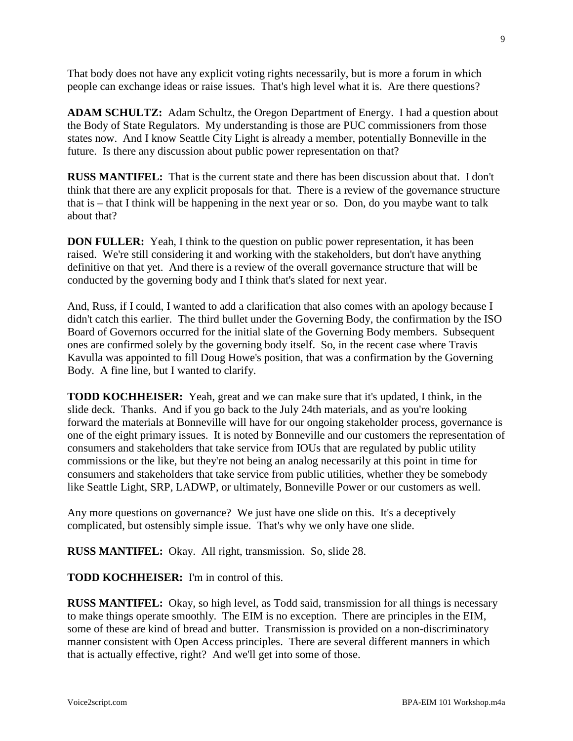That body does not have any explicit voting rights necessarily, but is more a forum in which people can exchange ideas or raise issues. That's high level what it is. Are there questions?

**ADAM SCHULTZ:** Adam Schultz, the Oregon Department of Energy. I had a question about the Body of State Regulators. My understanding is those are PUC commissioners from those states now. And I know Seattle City Light is already a member, potentially Bonneville in the future. Is there any discussion about public power representation on that?

**RUSS MANTIFEL:** That is the current state and there has been discussion about that. I don't think that there are any explicit proposals for that. There is a review of the governance structure that is – that I think will be happening in the next year or so. Don, do you maybe want to talk about that?

**DON FULLER:** Yeah, I think to the question on public power representation, it has been raised. We're still considering it and working with the stakeholders, but don't have anything definitive on that yet. And there is a review of the overall governance structure that will be conducted by the governing body and I think that's slated for next year.

And, Russ, if I could, I wanted to add a clarification that also comes with an apology because I didn't catch this earlier. The third bullet under the Governing Body, the confirmation by the ISO Board of Governors occurred for the initial slate of the Governing Body members. Subsequent ones are confirmed solely by the governing body itself. So, in the recent case where Travis Kavulla was appointed to fill Doug Howe's position, that was a confirmation by the Governing Body. A fine line, but I wanted to clarify.

**TODD KOCHHEISER:** Yeah, great and we can make sure that it's updated, I think, in the slide deck. Thanks. And if you go back to the July 24th materials, and as you're looking forward the materials at Bonneville will have for our ongoing stakeholder process, governance is one of the eight primary issues. It is noted by Bonneville and our customers the representation of consumers and stakeholders that take service from IOUs that are regulated by public utility commissions or the like, but they're not being an analog necessarily at this point in time for consumers and stakeholders that take service from public utilities, whether they be somebody like Seattle Light, SRP, LADWP, or ultimately, Bonneville Power or our customers as well.

Any more questions on governance? We just have one slide on this. It's a deceptively complicated, but ostensibly simple issue. That's why we only have one slide.

**RUSS MANTIFEL:** Okay. All right, transmission. So, slide 28.

**TODD KOCHHEISER:** I'm in control of this.

**RUSS MANTIFEL:** Okay, so high level, as Todd said, transmission for all things is necessary to make things operate smoothly. The EIM is no exception. There are principles in the EIM, some of these are kind of bread and butter. Transmission is provided on a non-discriminatory manner consistent with Open Access principles. There are several different manners in which that is actually effective, right? And we'll get into some of those.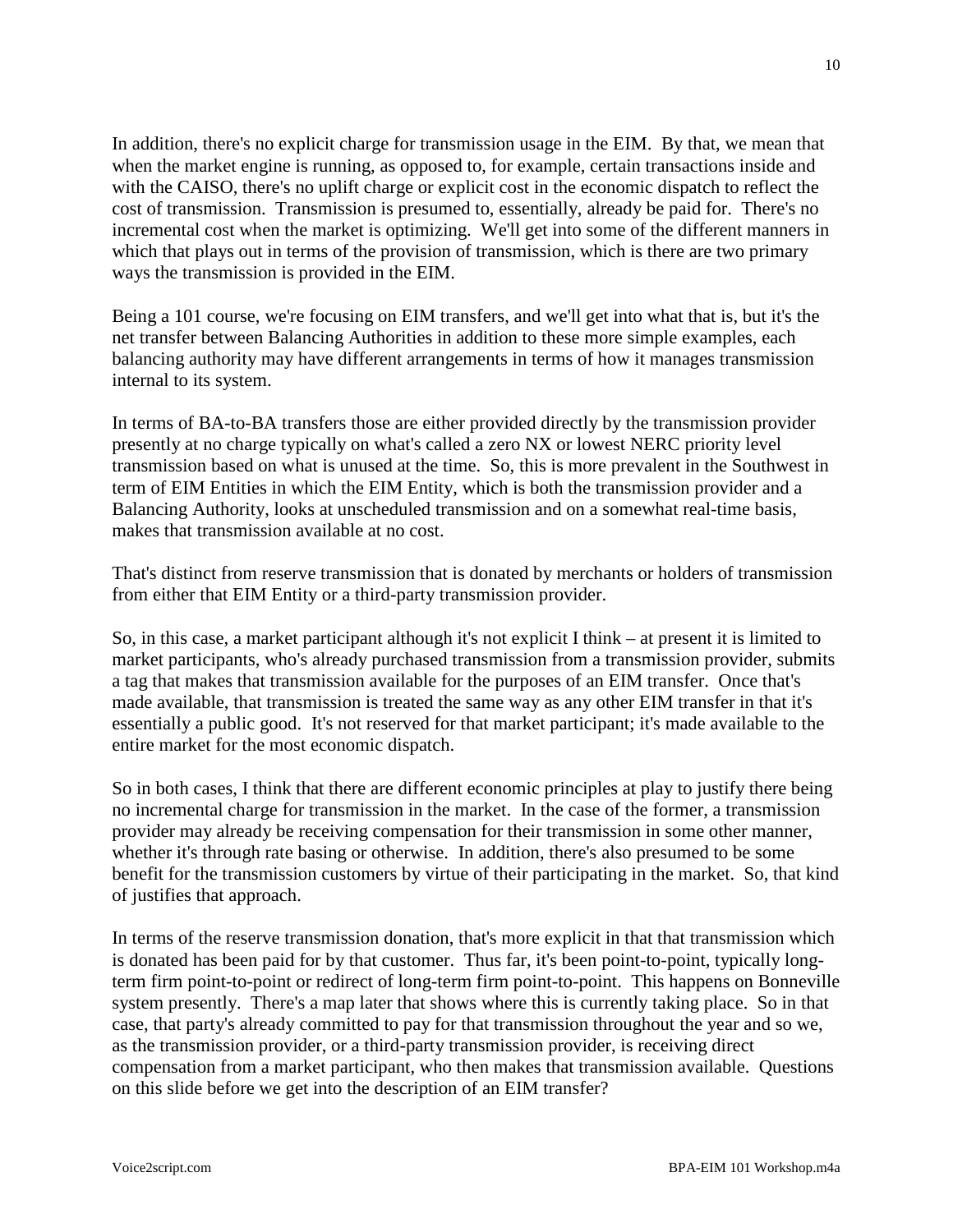In addition, there's no explicit charge for transmission usage in the EIM. By that, we mean that when the market engine is running, as opposed to, for example, certain transactions inside and with the CAISO, there's no uplift charge or explicit cost in the economic dispatch to reflect the cost of transmission. Transmission is presumed to, essentially, already be paid for. There's no incremental cost when the market is optimizing. We'll get into some of the different manners in which that plays out in terms of the provision of transmission, which is there are two primary ways the transmission is provided in the EIM.

Being a 101 course, we're focusing on EIM transfers, and we'll get into what that is, but it's the net transfer between Balancing Authorities in addition to these more simple examples, each balancing authority may have different arrangements in terms of how it manages transmission internal to its system.

In terms of BA-to-BA transfers those are either provided directly by the transmission provider presently at no charge typically on what's called a zero NX or lowest NERC priority level transmission based on what is unused at the time. So, this is more prevalent in the Southwest in term of EIM Entities in which the EIM Entity, which is both the transmission provider and a Balancing Authority, looks at unscheduled transmission and on a somewhat real-time basis, makes that transmission available at no cost.

That's distinct from reserve transmission that is donated by merchants or holders of transmission from either that EIM Entity or a third-party transmission provider.

So, in this case, a market participant although it's not explicit I think – at present it is limited to market participants, who's already purchased transmission from a transmission provider, submits a tag that makes that transmission available for the purposes of an EIM transfer. Once that's made available, that transmission is treated the same way as any other EIM transfer in that it's essentially a public good. It's not reserved for that market participant; it's made available to the entire market for the most economic dispatch.

So in both cases, I think that there are different economic principles at play to justify there being no incremental charge for transmission in the market. In the case of the former, a transmission provider may already be receiving compensation for their transmission in some other manner, whether it's through rate basing or otherwise. In addition, there's also presumed to be some benefit for the transmission customers by virtue of their participating in the market. So, that kind of justifies that approach.

In terms of the reserve transmission donation, that's more explicit in that that transmission which is donated has been paid for by that customer. Thus far, it's been point-to-point, typically long-term firm point-to-point or redirect of long-term firm point-to-point. This happens on Bonneville system presently. There's a map later that shows where this is currently taking place. So in that case, that party's already committed to pay for that transmission throughout the year and so we, as the transmission provider, or a third-party transmission provider, is receiving direct compensation from a market participant, who then makes that transmission available. Questions on this slide before we get into the description of an EIM transfer?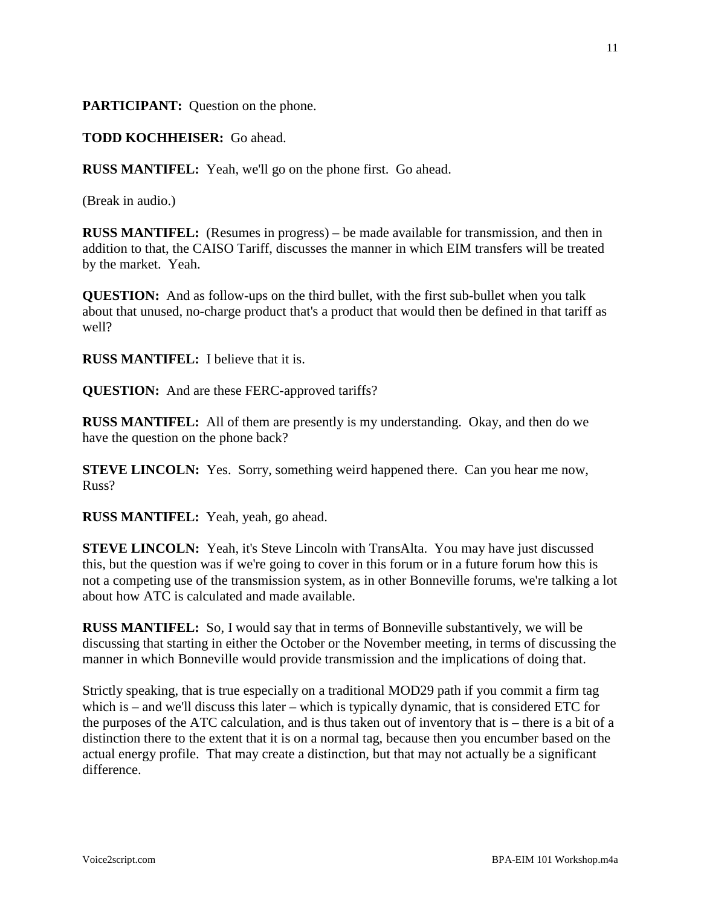**PARTICIPANT:** Question on the phone.

**TODD KOCHHEISER:** Go ahead.

**RUSS MANTIFEL:** Yeah, we'll go on the phone first. Go ahead.

(Break in audio.)

**RUSS MANTIFEL:** (Resumes in progress) – be made available for transmission, and then in addition to that, the CAISO Tariff, discusses the manner in which EIM transfers will be treated by the market. Yeah.

**QUESTION:** And as follow-ups on the third bullet, with the first sub-bullet when you talk about that unused, no-charge product that's a product that would then be defined in that tariff as well?

**RUSS MANTIFEL:** I believe that it is.

**QUESTION:** And are these FERC-approved tariffs?

**RUSS MANTIFEL:** All of them are presently is my understanding. Okay, and then do we have the question on the phone back?

**STEVE LINCOLN:** Yes. Sorry, something weird happened there. Can you hear me now, Russ?

**RUSS MANTIFEL:** Yeah, yeah, go ahead.

**STEVE LINCOLN:** Yeah, it's Steve Lincoln with TransAlta. You may have just discussed this, but the question was if we're going to cover in this forum or in a future forum how this is not a competing use of the transmission system, as in other Bonneville forums, we're talking a lot about how ATC is calculated and made available.

**RUSS MANTIFEL:** So, I would say that in terms of Bonneville substantively, we will be discussing that starting in either the October or the November meeting, in terms of discussing the manner in which Bonneville would provide transmission and the implications of doing that.

Strictly speaking, that is true especially on a traditional MOD29 path if you commit a firm tag which is – and we'll discuss this later – which is typically dynamic, that is considered ETC for the purposes of the ATC calculation, and is thus taken out of inventory that is – there is a bit of a distinction there to the extent that it is on a normal tag, because then you encumber based on the actual energy profile. That may create a distinction, but that may not actually be a significant difference.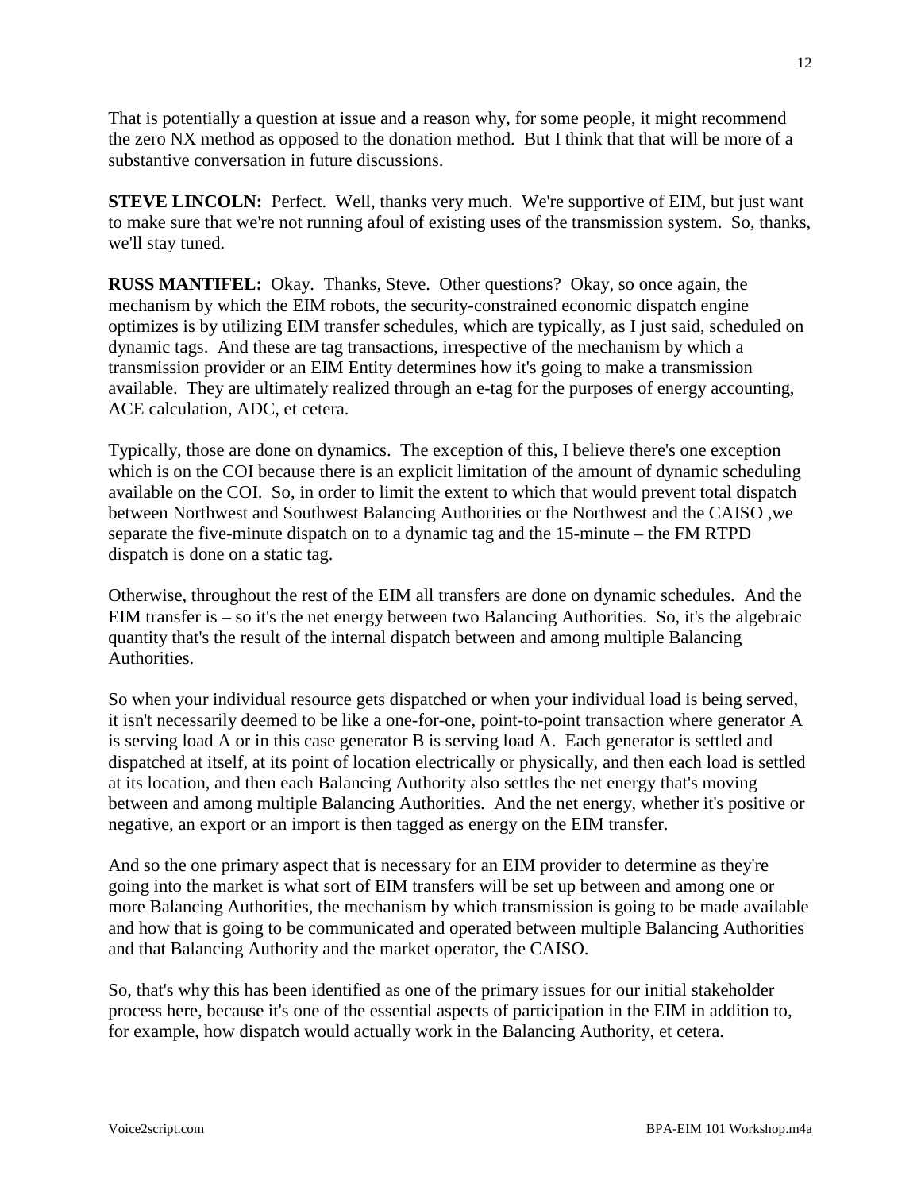That is potentially a question at issue and a reason why, for some people, it might recommend the zero NX method as opposed to the donation method. But I think that that will be more of a substantive conversation in future discussions.

**STEVE LINCOLN:** Perfect. Well, thanks very much. We're supportive of EIM, but just want to make sure that we're not running afoul of existing uses of the transmission system. So, thanks, we'll stay tuned.

**RUSS MANTIFEL:** Okay. Thanks, Steve. Other questions? Okay, so once again, the mechanism by which the EIM robots, the security-constrained economic dispatch engine optimizes is by utilizing EIM transfer schedules, which are typically, as I just said, scheduled on dynamic tags. And these are tag transactions, irrespective of the mechanism by which a transmission provider or an EIM Entity determines how it's going to make a transmission available. They are ultimately realized through an e-tag for the purposes of energy accounting, ACE calculation, ADC, et cetera.

Typically, those are done on dynamics. The exception of this, I believe there's one exception which is on the COI because there is an explicit limitation of the amount of dynamic scheduling available on the COI. So, in order to limit the extent to which that would prevent total dispatch between Northwest and Southwest Balancing Authorities or the Northwest and the CAISO ,we separate the five-minute dispatch on to a dynamic tag and the 15-minute – the FM RTPD dispatch is done on a static tag.

Otherwise, throughout the rest of the EIM all transfers are done on dynamic schedules. And the EIM transfer is – so it's the net energy between two Balancing Authorities. So, it's the algebraic quantity that's the result of the internal dispatch between and among multiple Balancing Authorities.

So when your individual resource gets dispatched or when your individual load is being served, it isn't necessarily deemed to be like a one-for-one, point-to-point transaction where generator A is serving load A or in this case generator B is serving load A. Each generator is settled and dispatched at itself, at its point of location electrically or physically, and then each load is settled at its location, and then each Balancing Authority also settles the net energy that's moving between and among multiple Balancing Authorities. And the net energy, whether it's positive or negative, an export or an import is then tagged as energy on the EIM transfer.

And so the one primary aspect that is necessary for an EIM provider to determine as they're going into the market is what sort of EIM transfers will be set up between and among one or more Balancing Authorities, the mechanism by which transmission is going to be made available and how that is going to be communicated and operated between multiple Balancing Authorities and that Balancing Authority and the market operator, the CAISO.

So, that's why this has been identified as one of the primary issues for our initial stakeholder process here, because it's one of the essential aspects of participation in the EIM in addition to, for example, how dispatch would actually work in the Balancing Authority, et cetera.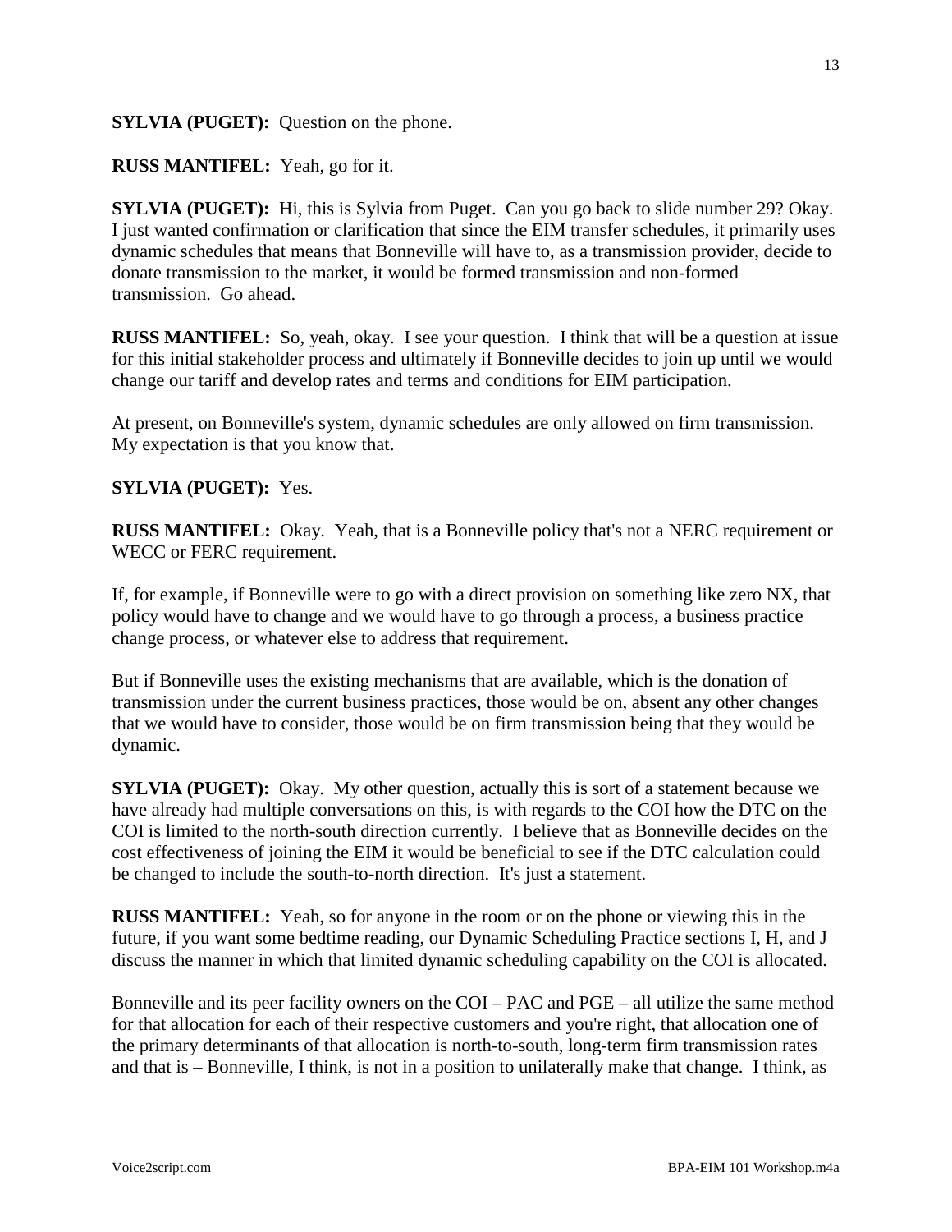**SYLVIA (PUGET):** Question on the phone.

**RUSS MANTIFEL:** Yeah, go for it.

**SYLVIA (PUGET):** Hi, this is Sylvia from Puget. Can you go back to slide number 29? Okay. I just wanted confirmation or clarification that since the EIM transfer schedules, it primarily uses dynamic schedules that means that Bonneville will have to, as a transmission provider, decide to donate transmission to the market, it would be formed transmission and non-formed transmission. Go ahead.

**RUSS MANTIFEL:** So, yeah, okay. I see your question. I think that will be a question at issue for this initial stakeholder process and ultimately if Bonneville decides to join up until we would change our tariff and develop rates and terms and conditions for EIM participation.

At present, on Bonneville's system, dynamic schedules are only allowed on firm transmission. My expectation is that you know that.

**SYLVIA (PUGET):** Yes.

**RUSS MANTIFEL:** Okay. Yeah, that is a Bonneville policy that's not a NERC requirement or WECC or FERC requirement.

If, for example, if Bonneville were to go with a direct provision on something like zero NX, that policy would have to change and we would have to go through a process, a business practice change process, or whatever else to address that requirement.

But if Bonneville uses the existing mechanisms that are available, which is the donation of transmission under the current business practices, those would be on, absent any other changes that we would have to consider, those would be on firm transmission being that they would be dynamic.

**SYLVIA (PUGET):** Okay. My other question, actually this is sort of a statement because we have already had multiple conversations on this, is with regards to the COI how the DTC on the COI is limited to the north-south direction currently. I believe that as Bonneville decides on the cost effectiveness of joining the EIM it would be beneficial to see if the DTC calculation could be changed to include the south-to-north direction. It's just a statement.

**RUSS MANTIFEL:** Yeah, so for anyone in the room or on the phone or viewing this in the future, if you want some bedtime reading, our Dynamic Scheduling Practice sections I, H, and J discuss the manner in which that limited dynamic scheduling capability on the COI is allocated.

Bonneville and its peer facility owners on the COI – PAC and PGE – all utilize the same method for that allocation for each of their respective customers and you're right, that allocation one of the primary determinants of that allocation is north-to-south, long-term firm transmission rates and that is – Bonneville, I think, is not in a position to unilaterally make that change. I think, as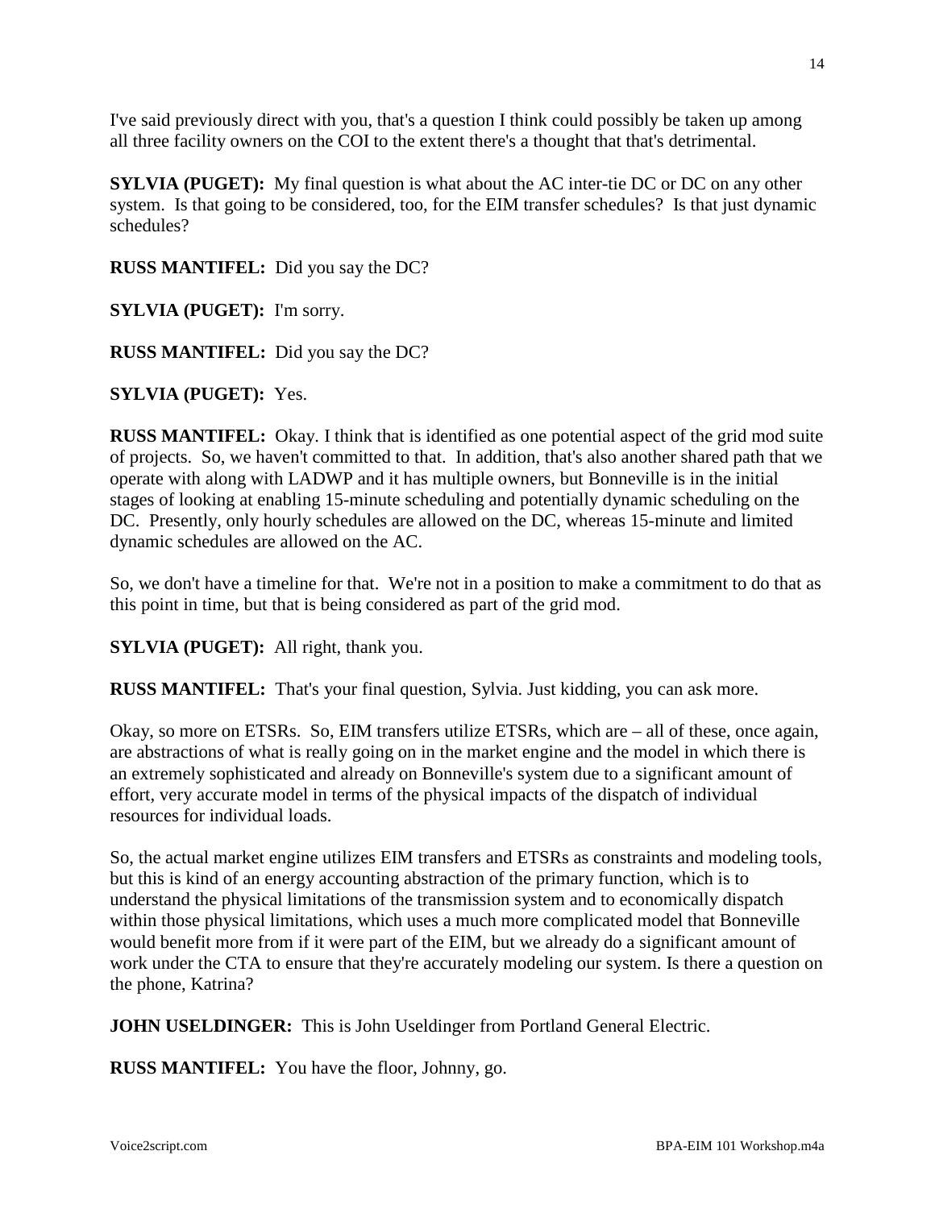I've said previously direct with you, that's a question I think could possibly be taken up among all three facility owners on the COI to the extent there's a thought that that's detrimental.

**SYLVIA (PUGET):** My final question is what about the AC inter-tie DC or DC on any other system. Is that going to be considered, too, for the EIM transfer schedules? Is that just dynamic schedules?

**RUSS MANTIFEL:** Did you say the DC?

**SYLVIA (PUGET):** I'm sorry.

**RUSS MANTIFEL:** Did you say the DC?

**SYLVIA (PUGET):** Yes.

**RUSS MANTIFEL:** Okay. I think that is identified as one potential aspect of the grid mod suite of projects. So, we haven't committed to that. In addition, that's also another shared path that we operate with along with LADWP and it has multiple owners, but Bonneville is in the initial stages of looking at enabling 15-minute scheduling and potentially dynamic scheduling on the DC. Presently, only hourly schedules are allowed on the DC, whereas 15-minute and limited dynamic schedules are allowed on the AC.

So, we don't have a timeline for that. We're not in a position to make a commitment to do that as this point in time, but that is being considered as part of the grid mod.

**SYLVIA (PUGET):** All right, thank you.

**RUSS MANTIFEL:** That's your final question, Sylvia. Just kidding, you can ask more.

Okay, so more on ETSRs. So, EIM transfers utilize ETSRs, which are – all of these, once again, are abstractions of what is really going on in the market engine and the model in which there is an extremely sophisticated and already on Bonneville's system due to a significant amount of effort, very accurate model in terms of the physical impacts of the dispatch of individual resources for individual loads.

So, the actual market engine utilizes EIM transfers and ETSRs as constraints and modeling tools, but this is kind of an energy accounting abstraction of the primary function, which is to understand the physical limitations of the transmission system and to economically dispatch within those physical limitations, which uses a much more complicated model that Bonneville would benefit more from if it were part of the EIM, but we already do a significant amount of work under the CTA to ensure that they're accurately modeling our system. Is there a question on the phone, Katrina?

**JOHN USELDINGER:** This is John Useldinger from Portland General Electric.

**RUSS MANTIFEL:** You have the floor, Johnny, go.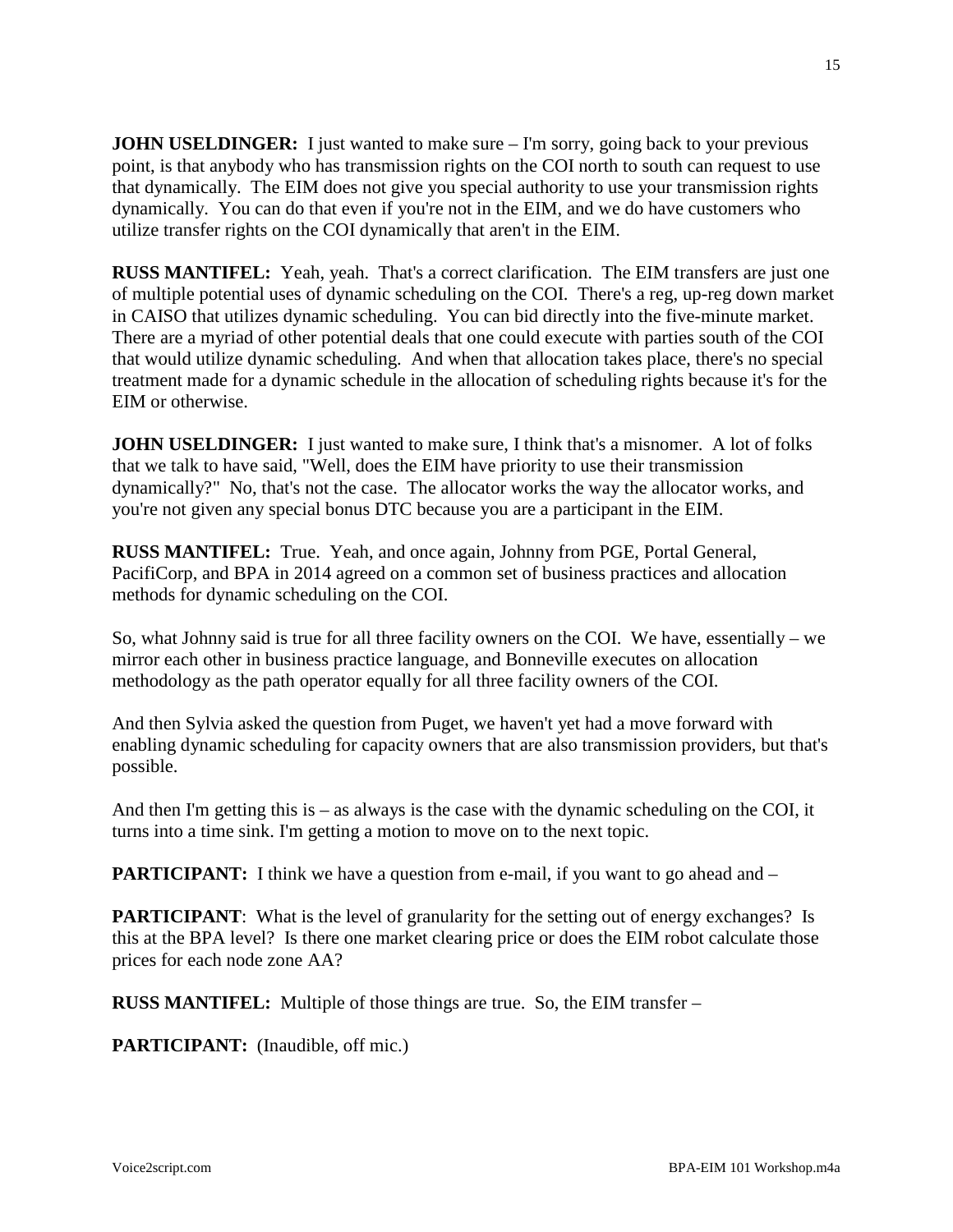**JOHN USELDINGER:** I just wanted to make sure – I'm sorry, going back to your previous point, is that anybody who has transmission rights on the COI north to south can request to use that dynamically. The EIM does not give you special authority to use your transmission rights dynamically. You can do that even if you're not in the EIM, and we do have customers who utilize transfer rights on the COI dynamically that aren't in the EIM.

**RUSS MANTIFEL:** Yeah, yeah. That's a correct clarification. The EIM transfers are just one of multiple potential uses of dynamic scheduling on the COI. There's a reg, up-reg down market in CAISO that utilizes dynamic scheduling. You can bid directly into the five-minute market. There are a myriad of other potential deals that one could execute with parties south of the COI that would utilize dynamic scheduling. And when that allocation takes place, there's no special treatment made for a dynamic schedule in the allocation of scheduling rights because it's for the EIM or otherwise.

**JOHN USELDINGER:** I just wanted to make sure, I think that's a misnomer. A lot of folks that we talk to have said, "Well, does the EIM have priority to use their transmission dynamically?" No, that's not the case. The allocator works the way the allocator works, and you're not given any special bonus DTC because you are a participant in the EIM.

**RUSS MANTIFEL:** True. Yeah, and once again, Johnny from PGE, Portal General, PacifiCorp, and BPA in 2014 agreed on a common set of business practices and allocation methods for dynamic scheduling on the COI.

So, what Johnny said is true for all three facility owners on the COI. We have, essentially – we mirror each other in business practice language, and Bonneville executes on allocation methodology as the path operator equally for all three facility owners of the COI.

And then Sylvia asked the question from Puget, we haven't yet had a move forward with enabling dynamic scheduling for capacity owners that are also transmission providers, but that's possible.

And then I'm getting this is – as always is the case with the dynamic scheduling on the COI, it turns into a time sink. I'm getting a motion to move on to the next topic.

**PARTICIPANT:** I think we have a question from e-mail, if you want to go ahead and –

**PARTICIPANT**: What is the level of granularity for the setting out of energy exchanges? Is this at the BPA level? Is there one market clearing price or does the EIM robot calculate those prices for each node zone AA?

**RUSS MANTIFEL:** Multiple of those things are true. So, the EIM transfer –

**PARTICIPANT:** (Inaudible, off mic.)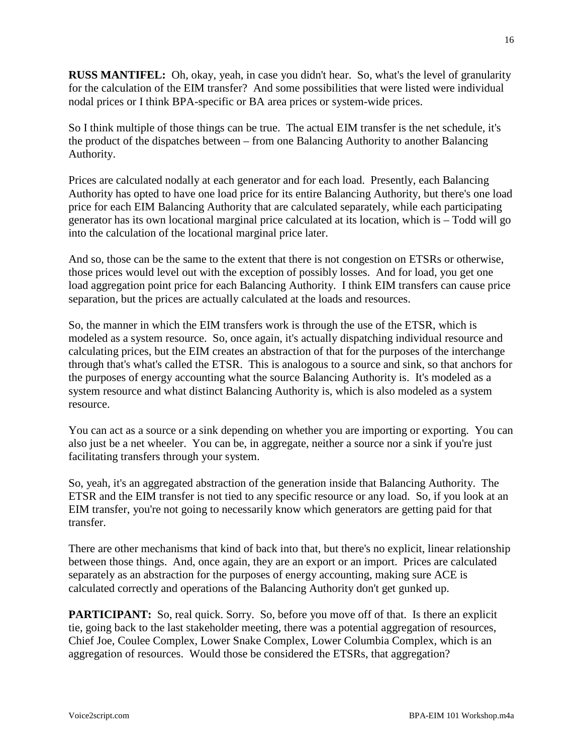**RUSS MANTIFEL:** Oh, okay, yeah, in case you didn't hear. So, what's the level of granularity for the calculation of the EIM transfer? And some possibilities that were listed were individual nodal prices or I think BPA-specific or BA area prices or system-wide prices.

So I think multiple of those things can be true. The actual EIM transfer is the net schedule, it's the product of the dispatches between – from one Balancing Authority to another Balancing Authority.

Prices are calculated nodally at each generator and for each load. Presently, each Balancing Authority has opted to have one load price for its entire Balancing Authority, but there's one load price for each EIM Balancing Authority that are calculated separately, while each participating generator has its own locational marginal price calculated at its location, which is – Todd will go into the calculation of the locational marginal price later.

And so, those can be the same to the extent that there is not congestion on ETSRs or otherwise, those prices would level out with the exception of possibly losses. And for load, you get one load aggregation point price for each Balancing Authority. I think EIM transfers can cause price separation, but the prices are actually calculated at the loads and resources.

So, the manner in which the EIM transfers work is through the use of the ETSR, which is modeled as a system resource. So, once again, it's actually dispatching individual resource and calculating prices, but the EIM creates an abstraction of that for the purposes of the interchange through that's what's called the ETSR. This is analogous to a source and sink, so that anchors for the purposes of energy accounting what the source Balancing Authority is. It's modeled as a system resource and what distinct Balancing Authority is, which is also modeled as a system resource.

You can act as a source or a sink depending on whether you are importing or exporting. You can also just be a net wheeler. You can be, in aggregate, neither a source nor a sink if you're just facilitating transfers through your system.

So, yeah, it's an aggregated abstraction of the generation inside that Balancing Authority. The ETSR and the EIM transfer is not tied to any specific resource or any load. So, if you look at an EIM transfer, you're not going to necessarily know which generators are getting paid for that transfer.

There are other mechanisms that kind of back into that, but there's no explicit, linear relationship between those things. And, once again, they are an export or an import. Prices are calculated separately as an abstraction for the purposes of energy accounting, making sure ACE is calculated correctly and operations of the Balancing Authority don't get gunked up.

**PARTICIPANT:** So, real quick. Sorry. So, before you move off of that. Is there an explicit tie, going back to the last stakeholder meeting, there was a potential aggregation of resources, Chief Joe, Coulee Complex, Lower Snake Complex, Lower Columbia Complex, which is an aggregation of resources. Would those be considered the ETSRs, that aggregation?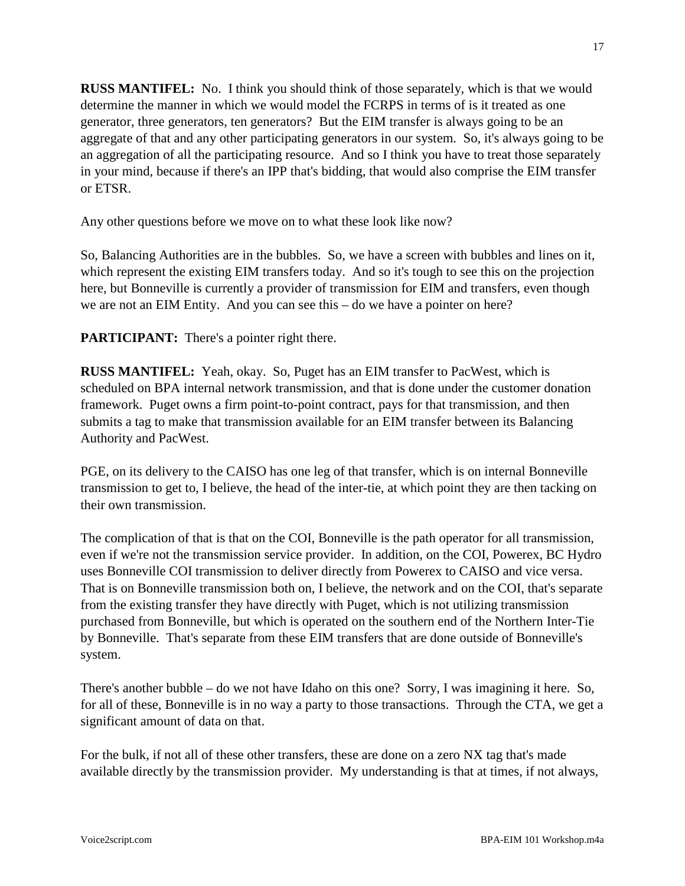**RUSS MANTIFEL:** No. I think you should think of those separately, which is that we would determine the manner in which we would model the FCRPS in terms of is it treated as one generator, three generators, ten generators? But the EIM transfer is always going to be an aggregate of that and any other participating generators in our system. So, it's always going to be an aggregation of all the participating resource. And so I think you have to treat those separately in your mind, because if there's an IPP that's bidding, that would also comprise the EIM transfer or ETSR.

Any other questions before we move on to what these look like now?

So, Balancing Authorities are in the bubbles. So, we have a screen with bubbles and lines on it, which represent the existing EIM transfers today. And so it's tough to see this on the projection here, but Bonneville is currently a provider of transmission for EIM and transfers, even though we are not an EIM Entity. And you can see this – do we have a pointer on here?

**PARTICIPANT:** There's a pointer right there.

**RUSS MANTIFEL:** Yeah, okay. So, Puget has an EIM transfer to PacWest, which is scheduled on BPA internal network transmission, and that is done under the customer donation framework. Puget owns a firm point-to-point contract, pays for that transmission, and then submits a tag to make that transmission available for an EIM transfer between its Balancing Authority and PacWest.

PGE, on its delivery to the CAISO has one leg of that transfer, which is on internal Bonneville transmission to get to, I believe, the head of the inter-tie, at which point they are then tacking on their own transmission.

The complication of that is that on the COI, Bonneville is the path operator for all transmission, even if we're not the transmission service provider. In addition, on the COI, Powerex, BC Hydro uses Bonneville COI transmission to deliver directly from Powerex to CAISO and vice versa. That is on Bonneville transmission both on, I believe, the network and on the COI, that's separate from the existing transfer they have directly with Puget, which is not utilizing transmission purchased from Bonneville, but which is operated on the southern end of the Northern Inter-Tie by Bonneville. That's separate from these EIM transfers that are done outside of Bonneville's system.

There's another bubble – do we not have Idaho on this one? Sorry, I was imagining it here. So, for all of these, Bonneville is in no way a party to those transactions. Through the CTA, we get a significant amount of data on that.

For the bulk, if not all of these other transfers, these are done on a zero NX tag that's made available directly by the transmission provider. My understanding is that at times, if not always,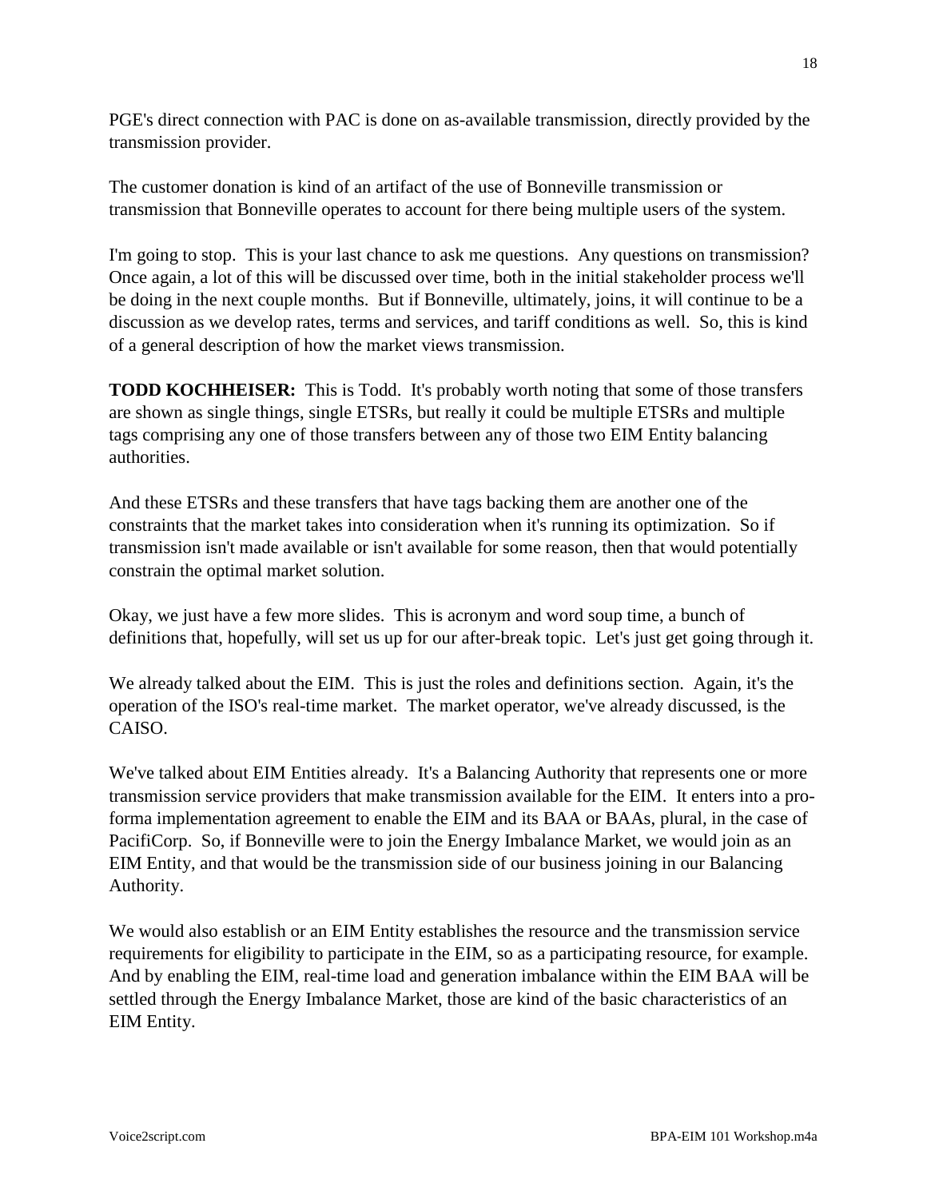PGE's direct connection with PAC is done on as-available transmission, directly provided by the transmission provider.

The customer donation is kind of an artifact of the use of Bonneville transmission or transmission that Bonneville operates to account for there being multiple users of the system.

I'm going to stop. This is your last chance to ask me questions. Any questions on transmission? Once again, a lot of this will be discussed over time, both in the initial stakeholder process we'll be doing in the next couple months. But if Bonneville, ultimately, joins, it will continue to be a discussion as we develop rates, terms and services, and tariff conditions as well. So, this is kind of a general description of how the market views transmission.

**TODD KOCHHEISER:** This is Todd. It's probably worth noting that some of those transfers are shown as single things, single ETSRs, but really it could be multiple ETSRs and multiple tags comprising any one of those transfers between any of those two EIM Entity balancing authorities.

And these ETSRs and these transfers that have tags backing them are another one of the constraints that the market takes into consideration when it's running its optimization. So if transmission isn't made available or isn't available for some reason, then that would potentially constrain the optimal market solution.

Okay, we just have a few more slides. This is acronym and word soup time, a bunch of definitions that, hopefully, will set us up for our after-break topic. Let's just get going through it.

We already talked about the EIM. This is just the roles and definitions section. Again, it's the operation of the ISO's real-time market. The market operator, we've already discussed, is the CAISO.

We've talked about EIM Entities already. It's a Balancing Authority that represents one or more transmission service providers that make transmission available for the EIM. It enters into a pro-forma implementation agreement to enable the EIM and its BAA or BAAs, plural, in the case of PacifiCorp. So, if Bonneville were to join the Energy Imbalance Market, we would join as an EIM Entity, and that would be the transmission side of our business joining in our Balancing Authority.

We would also establish or an EIM Entity establishes the resource and the transmission service requirements for eligibility to participate in the EIM, so as a participating resource, for example. And by enabling the EIM, real-time load and generation imbalance within the EIM BAA will be settled through the Energy Imbalance Market, those are kind of the basic characteristics of an EIM Entity.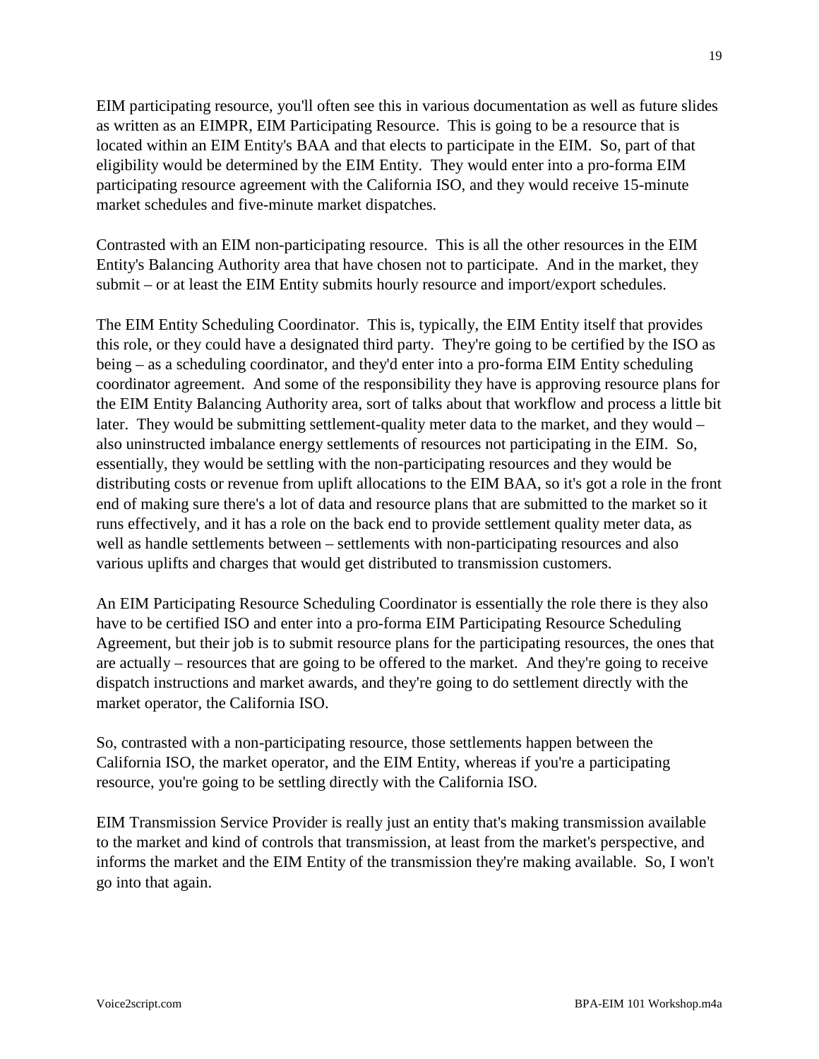EIM participating resource, you'll often see this in various documentation as well as future slides as written as an EIMPR, EIM Participating Resource. This is going to be a resource that is located within an EIM Entity's BAA and that elects to participate in the EIM. So, part of that eligibility would be determined by the EIM Entity. They would enter into a pro-forma EIM participating resource agreement with the California ISO, and they would receive 15-minute market schedules and five-minute market dispatches.

Contrasted with an EIM non-participating resource. This is all the other resources in the EIM Entity's Balancing Authority area that have chosen not to participate. And in the market, they submit – or at least the EIM Entity submits hourly resource and import/export schedules.

The EIM Entity Scheduling Coordinator. This is, typically, the EIM Entity itself that provides this role, or they could have a designated third party. They're going to be certified by the ISO as being – as a scheduling coordinator, and they'd enter into a pro-forma EIM Entity scheduling coordinator agreement. And some of the responsibility they have is approving resource plans for the EIM Entity Balancing Authority area, sort of talks about that workflow and process a little bit later. They would be submitting settlement-quality meter data to the market, and they would – also uninstructed imbalance energy settlements of resources not participating in the EIM. So, essentially, they would be settling with the non-participating resources and they would be distributing costs or revenue from uplift allocations to the EIM BAA, so it's got a role in the front end of making sure there's a lot of data and resource plans that are submitted to the market so it runs effectively, and it has a role on the back end to provide settlement quality meter data, as well as handle settlements between – settlements with non-participating resources and also various uplifts and charges that would get distributed to transmission customers.

An EIM Participating Resource Scheduling Coordinator is essentially the role there is they also have to be certified ISO and enter into a pro-forma EIM Participating Resource Scheduling Agreement, but their job is to submit resource plans for the participating resources, the ones that are actually – resources that are going to be offered to the market. And they're going to receive dispatch instructions and market awards, and they're going to do settlement directly with the market operator, the California ISO.

So, contrasted with a non-participating resource, those settlements happen between the California ISO, the market operator, and the EIM Entity, whereas if you're a participating resource, you're going to be settling directly with the California ISO.

EIM Transmission Service Provider is really just an entity that's making transmission available to the market and kind of controls that transmission, at least from the market's perspective, and informs the market and the EIM Entity of the transmission they're making available. So, I won't go into that again.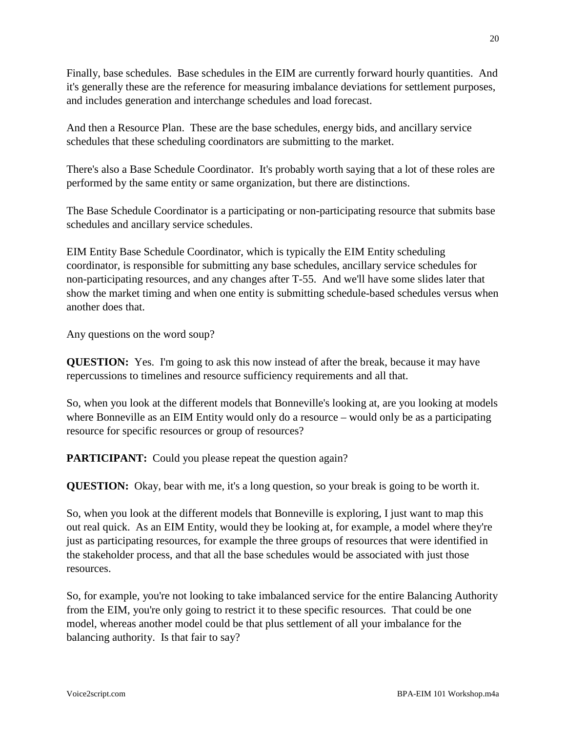Finally, base schedules. Base schedules in the EIM are currently forward hourly quantities. And it's generally these are the reference for measuring imbalance deviations for settlement purposes, and includes generation and interchange schedules and load forecast.

And then a Resource Plan. These are the base schedules, energy bids, and ancillary service schedules that these scheduling coordinators are submitting to the market.

There's also a Base Schedule Coordinator. It's probably worth saying that a lot of these roles are performed by the same entity or same organization, but there are distinctions.

The Base Schedule Coordinator is a participating or non-participating resource that submits base schedules and ancillary service schedules.

EIM Entity Base Schedule Coordinator, which is typically the EIM Entity scheduling coordinator, is responsible for submitting any base schedules, ancillary service schedules for non-participating resources, and any changes after T-55. And we'll have some slides later that show the market timing and when one entity is submitting schedule-based schedules versus when another does that.

Any questions on the word soup?

**QUESTION:** Yes. I'm going to ask this now instead of after the break, because it may have repercussions to timelines and resource sufficiency requirements and all that.

So, when you look at the different models that Bonneville's looking at, are you looking at models where Bonneville as an EIM Entity would only do a resource – would only be as a participating resource for specific resources or group of resources?

**PARTICIPANT:** Could you please repeat the question again?

**QUESTION:** Okay, bear with me, it's a long question, so your break is going to be worth it.

So, when you look at the different models that Bonneville is exploring, I just want to map this out real quick. As an EIM Entity, would they be looking at, for example, a model where they're just as participating resources, for example the three groups of resources that were identified in the stakeholder process, and that all the base schedules would be associated with just those resources.

So, for example, you're not looking to take imbalanced service for the entire Balancing Authority from the EIM, you're only going to restrict it to these specific resources. That could be one model, whereas another model could be that plus settlement of all your imbalance for the balancing authority. Is that fair to say?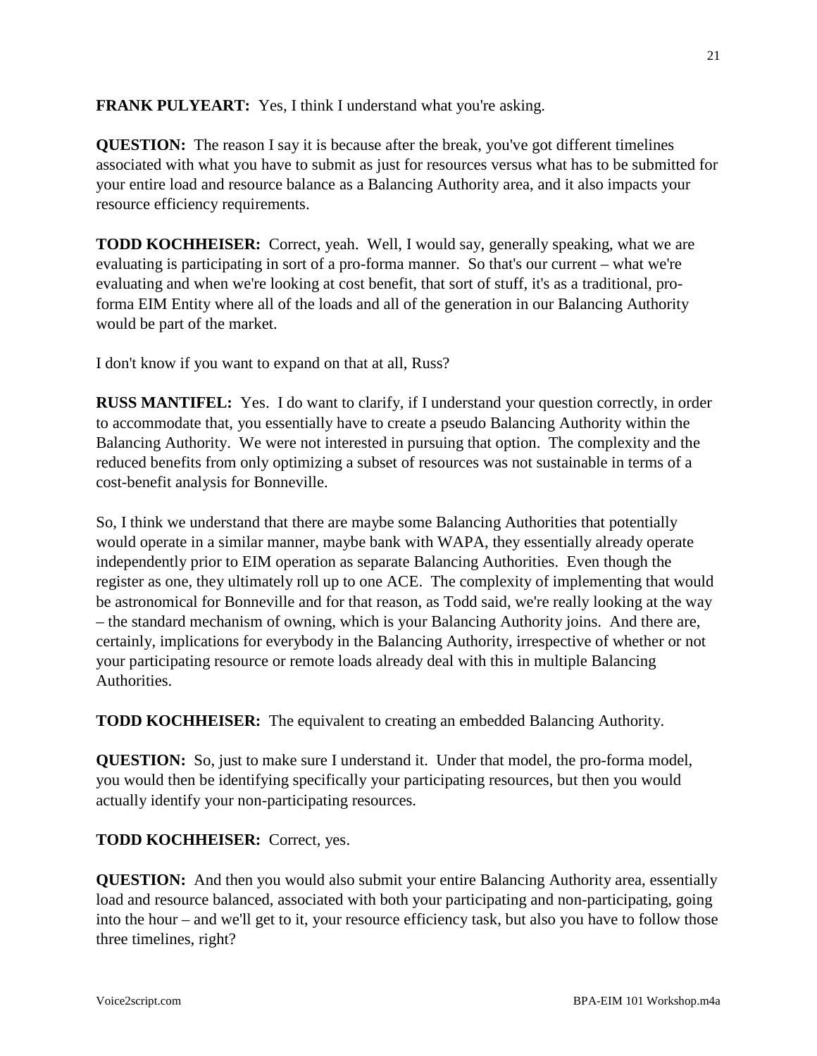**FRANK PULYEART:** Yes, I think I understand what you're asking.

**QUESTION:** The reason I say it is because after the break, you've got different timelines associated with what you have to submit as just for resources versus what has to be submitted for your entire load and resource balance as a Balancing Authority area, and it also impacts your resource efficiency requirements.

**TODD KOCHHEISER:** Correct, yeah. Well, I would say, generally speaking, what we are evaluating is participating in sort of a pro-forma manner. So that's our current – what we're evaluating and when we're looking at cost benefit, that sort of stuff, it's as a traditional, pro-forma EIM Entity where all of the loads and all of the generation in our Balancing Authority would be part of the market.

I don't know if you want to expand on that at all, Russ?

**RUSS MANTIFEL:** Yes. I do want to clarify, if I understand your question correctly, in order to accommodate that, you essentially have to create a pseudo Balancing Authority within the Balancing Authority. We were not interested in pursuing that option. The complexity and the reduced benefits from only optimizing a subset of resources was not sustainable in terms of a cost-benefit analysis for Bonneville.

So, I think we understand that there are maybe some Balancing Authorities that potentially would operate in a similar manner, maybe bank with WAPA, they essentially already operate independently prior to EIM operation as separate Balancing Authorities. Even though the register as one, they ultimately roll up to one ACE. The complexity of implementing that would be astronomical for Bonneville and for that reason, as Todd said, we're really looking at the way – the standard mechanism of owning, which is your Balancing Authority joins. And there are, certainly, implications for everybody in the Balancing Authority, irrespective of whether or not your participating resource or remote loads already deal with this in multiple Balancing Authorities.

**TODD KOCHHEISER:** The equivalent to creating an embedded Balancing Authority.

**QUESTION:** So, just to make sure I understand it. Under that model, the pro-forma model, you would then be identifying specifically your participating resources, but then you would actually identify your non-participating resources.

**TODD KOCHHEISER:** Correct, yes.

**QUESTION:** And then you would also submit your entire Balancing Authority area, essentially load and resource balanced, associated with both your participating and non-participating, going into the hour – and we'll get to it, your resource efficiency task, but also you have to follow those three timelines, right?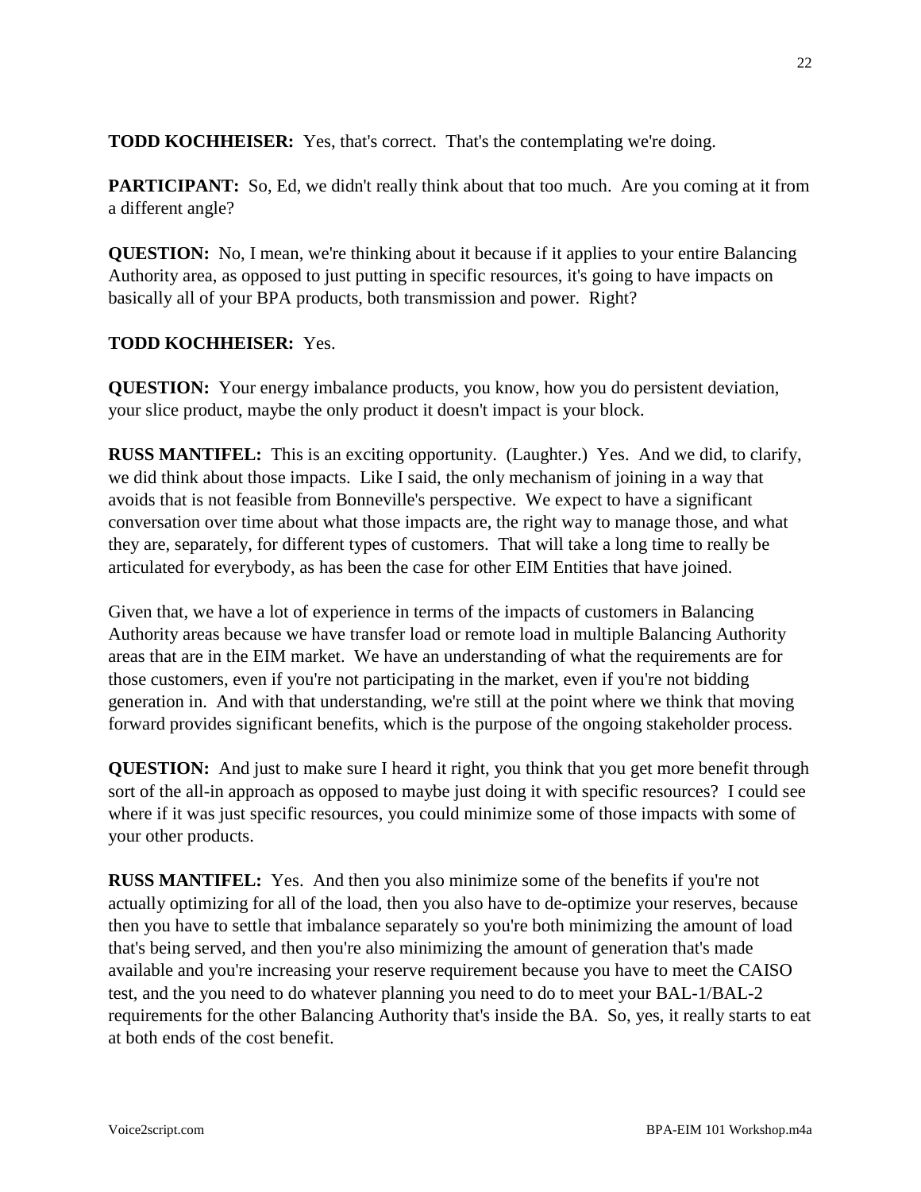**TODD KOCHHEISER:** Yes, that's correct. That's the contemplating we're doing.

**PARTICIPANT:** So, Ed, we didn't really think about that too much. Are you coming at it from a different angle?

**QUESTION:** No, I mean, we're thinking about it because if it applies to your entire Balancing Authority area, as opposed to just putting in specific resources, it's going to have impacts on basically all of your BPA products, both transmission and power. Right?

**TODD KOCHHEISER:** Yes.

**QUESTION:** Your energy imbalance products, you know, how you do persistent deviation, your slice product, maybe the only product it doesn't impact is your block.

**RUSS MANTIFEL:** This is an exciting opportunity. (Laughter.) Yes. And we did, to clarify, we did think about those impacts. Like I said, the only mechanism of joining in a way that avoids that is not feasible from Bonneville's perspective. We expect to have a significant conversation over time about what those impacts are, the right way to manage those, and what they are, separately, for different types of customers. That will take a long time to really be articulated for everybody, as has been the case for other EIM Entities that have joined.

Given that, we have a lot of experience in terms of the impacts of customers in Balancing Authority areas because we have transfer load or remote load in multiple Balancing Authority areas that are in the EIM market. We have an understanding of what the requirements are for those customers, even if you're not participating in the market, even if you're not bidding generation in. And with that understanding, we're still at the point where we think that moving forward provides significant benefits, which is the purpose of the ongoing stakeholder process.

**QUESTION:** And just to make sure I heard it right, you think that you get more benefit through sort of the all-in approach as opposed to maybe just doing it with specific resources? I could see where if it was just specific resources, you could minimize some of those impacts with some of your other products.

**RUSS MANTIFEL:** Yes. And then you also minimize some of the benefits if you're not actually optimizing for all of the load, then you also have to de-optimize your reserves, because then you have to settle that imbalance separately so you're both minimizing the amount of load that's being served, and then you're also minimizing the amount of generation that's made available and you're increasing your reserve requirement because you have to meet the CAISO test, and the you need to do whatever planning you need to do to meet your BAL-1/BAL-2 requirements for the other Balancing Authority that's inside the BA. So, yes, it really starts to eat at both ends of the cost benefit.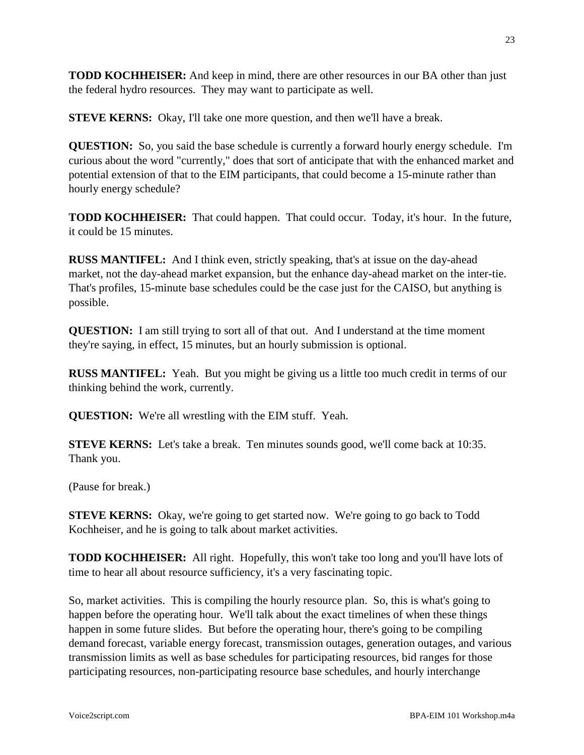**TODD KOCHHEISER:** And keep in mind, there are other resources in our BA other than just the federal hydro resources. They may want to participate as well.

**STEVE KERNS:** Okay, I'll take one more question, and then we'll have a break.

**QUESTION:** So, you said the base schedule is currently a forward hourly energy schedule. I'm curious about the word "currently," does that sort of anticipate that with the enhanced market and potential extension of that to the EIM participants, that could become a 15-minute rather than hourly energy schedule?

**TODD KOCHHEISER:** That could happen. That could occur. Today, it's hour. In the future, it could be 15 minutes.

**RUSS MANTIFEL:** And I think even, strictly speaking, that's at issue on the day-ahead market, not the day-ahead market expansion, but the enhance day-ahead market on the inter-tie. That's profiles, 15-minute base schedules could be the case just for the CAISO, but anything is possible.

**QUESTION:** I am still trying to sort all of that out. And I understand at the time moment they're saying, in effect, 15 minutes, but an hourly submission is optional.

**RUSS MANTIFEL:** Yeah. But you might be giving us a little too much credit in terms of our thinking behind the work, currently.

**QUESTION:** We're all wrestling with the EIM stuff. Yeah.

**STEVE KERNS:** Let's take a break. Ten minutes sounds good, we'll come back at 10:35. Thank you.

(Pause for break.)

**STEVE KERNS:** Okay, we're going to get started now. We're going to go back to Todd Kochheiser, and he is going to talk about market activities.

**TODD KOCHHEISER:** All right. Hopefully, this won't take too long and you'll have lots of time to hear all about resource sufficiency, it's a very fascinating topic.

So, market activities. This is compiling the hourly resource plan. So, this is what's going to happen before the operating hour. We'll talk about the exact timelines of when these things happen in some future slides. But before the operating hour, there's going to be compiling demand forecast, variable energy forecast, transmission outages, generation outages, and various transmission limits as well as base schedules for participating resources, bid ranges for those participating resources, non-participating resource base schedules, and hourly interchange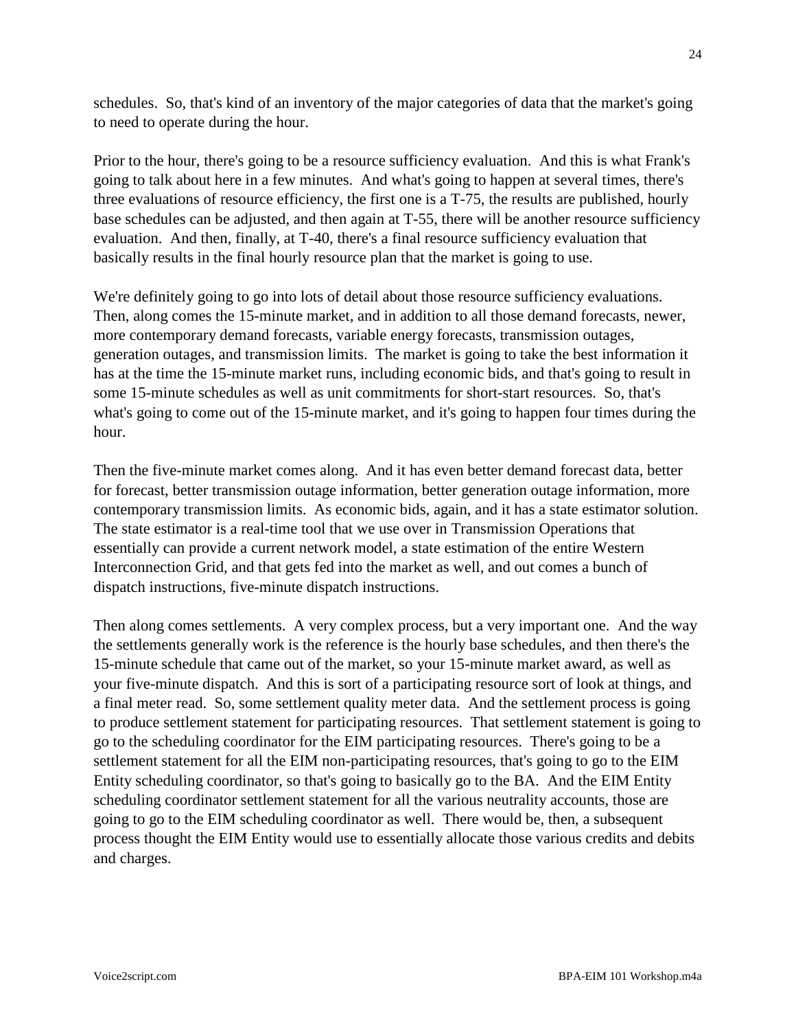schedules. So, that's kind of an inventory of the major categories of data that the market's going to need to operate during the hour.

Prior to the hour, there's going to be a resource sufficiency evaluation. And this is what Frank's going to talk about here in a few minutes. And what's going to happen at several times, there's three evaluations of resource efficiency, the first one is a T-75, the results are published, hourly base schedules can be adjusted, and then again at T-55, there will be another resource sufficiency evaluation. And then, finally, at T-40, there's a final resource sufficiency evaluation that basically results in the final hourly resource plan that the market is going to use.

We're definitely going to go into lots of detail about those resource sufficiency evaluations. Then, along comes the 15-minute market, and in addition to all those demand forecasts, newer, more contemporary demand forecasts, variable energy forecasts, transmission outages, generation outages, and transmission limits. The market is going to take the best information it has at the time the 15-minute market runs, including economic bids, and that's going to result in some 15-minute schedules as well as unit commitments for short-start resources. So, that's what's going to come out of the 15-minute market, and it's going to happen four times during the hour.

Then the five-minute market comes along. And it has even better demand forecast data, better for forecast, better transmission outage information, better generation outage information, more contemporary transmission limits. As economic bids, again, and it has a state estimator solution. The state estimator is a real-time tool that we use over in Transmission Operations that essentially can provide a current network model, a state estimation of the entire Western Interconnection Grid, and that gets fed into the market as well, and out comes a bunch of dispatch instructions, five-minute dispatch instructions.

Then along comes settlements. A very complex process, but a very important one. And the way the settlements generally work is the reference is the hourly base schedules, and then there's the 15-minute schedule that came out of the market, so your 15-minute market award, as well as your five-minute dispatch. And this is sort of a participating resource sort of look at things, and a final meter read. So, some settlement quality meter data. And the settlement process is going to produce settlement statement for participating resources. That settlement statement is going to go to the scheduling coordinator for the EIM participating resources. There's going to be a settlement statement for all the EIM non-participating resources, that's going to go to the EIM Entity scheduling coordinator, so that's going to basically go to the BA. And the EIM Entity scheduling coordinator settlement statement for all the various neutrality accounts, those are going to go to the EIM scheduling coordinator as well. There would be, then, a subsequent process thought the EIM Entity would use to essentially allocate those various credits and debits and charges.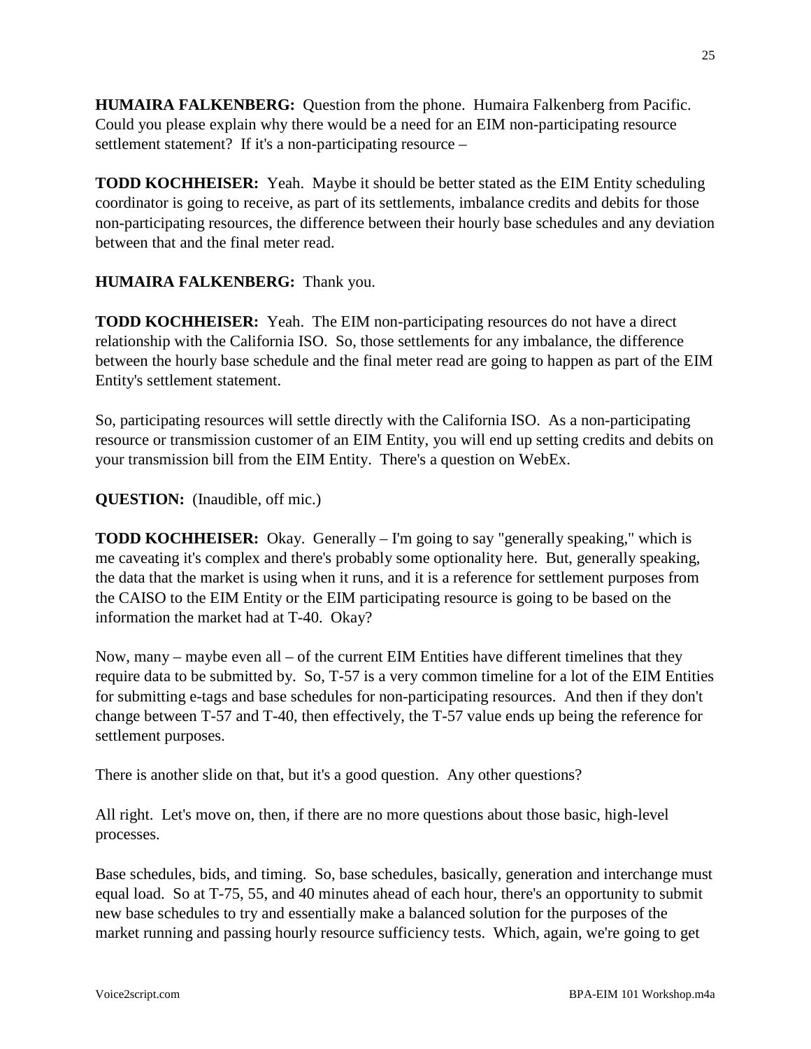**HUMAIRA FALKENBERG:** Question from the phone. Humaira Falkenberg from Pacific. Could you please explain why there would be a need for an EIM non-participating resource settlement statement? If it's a non-participating resource –

**TODD KOCHHEISER:** Yeah. Maybe it should be better stated as the EIM Entity scheduling coordinator is going to receive, as part of its settlements, imbalance credits and debits for those non-participating resources, the difference between their hourly base schedules and any deviation between that and the final meter read.

**HUMAIRA FALKENBERG:** Thank you.

**TODD KOCHHEISER:** Yeah. The EIM non-participating resources do not have a direct relationship with the California ISO. So, those settlements for any imbalance, the difference between the hourly base schedule and the final meter read are going to happen as part of the EIM Entity's settlement statement.

So, participating resources will settle directly with the California ISO. As a non-participating resource or transmission customer of an EIM Entity, you will end up setting credits and debits on your transmission bill from the EIM Entity. There's a question on WebEx.

**QUESTION:** (Inaudible, off mic.)

**TODD KOCHHEISER:** Okay. Generally – I'm going to say "generally speaking," which is me caveating it's complex and there's probably some optionality here. But, generally speaking, the data that the market is using when it runs, and it is a reference for settlement purposes from the CAISO to the EIM Entity or the EIM participating resource is going to be based on the information the market had at T-40. Okay?

Now, many – maybe even all – of the current EIM Entities have different timelines that they require data to be submitted by. So, T-57 is a very common timeline for a lot of the EIM Entities for submitting e-tags and base schedules for non-participating resources. And then if they don't change between T-57 and T-40, then effectively, the T-57 value ends up being the reference for settlement purposes.

There is another slide on that, but it's a good question. Any other questions?

All right. Let's move on, then, if there are no more questions about those basic, high-level processes.

Base schedules, bids, and timing. So, base schedules, basically, generation and interchange must equal load. So at T-75, 55, and 40 minutes ahead of each hour, there's an opportunity to submit new base schedules to try and essentially make a balanced solution for the purposes of the market running and passing hourly resource sufficiency tests. Which, again, we're going to get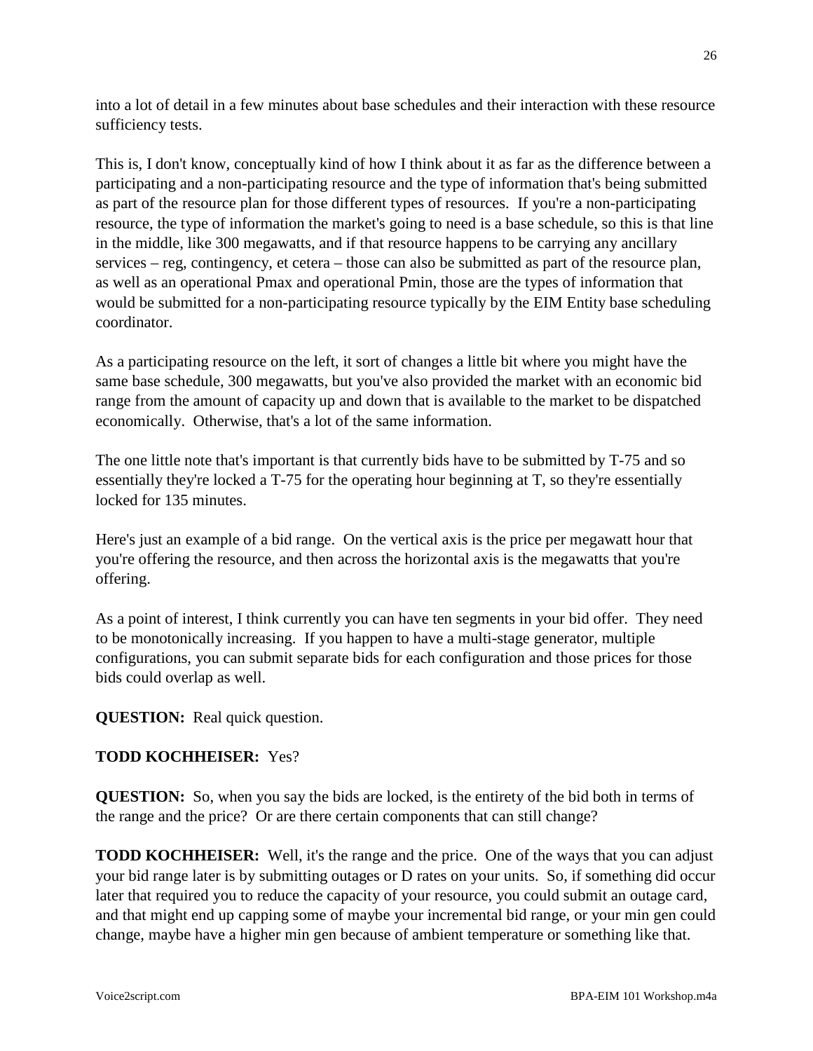into a lot of detail in a few minutes about base schedules and their interaction with these resource sufficiency tests.

This is, I don't know, conceptually kind of how I think about it as far as the difference between a participating and a non-participating resource and the type of information that's being submitted as part of the resource plan for those different types of resources. If you're a non-participating resource, the type of information the market's going to need is a base schedule, so this is that line in the middle, like 300 megawatts, and if that resource happens to be carrying any ancillary services – reg, contingency, et cetera – those can also be submitted as part of the resource plan, as well as an operational Pmax and operational Pmin, those are the types of information that would be submitted for a non-participating resource typically by the EIM Entity base scheduling coordinator.

As a participating resource on the left, it sort of changes a little bit where you might have the same base schedule, 300 megawatts, but you've also provided the market with an economic bid range from the amount of capacity up and down that is available to the market to be dispatched economically. Otherwise, that's a lot of the same information.

The one little note that's important is that currently bids have to be submitted by T-75 and so essentially they're locked a T-75 for the operating hour beginning at T, so they're essentially locked for 135 minutes.

Here's just an example of a bid range. On the vertical axis is the price per megawatt hour that you're offering the resource, and then across the horizontal axis is the megawatts that you're offering.

As a point of interest, I think currently you can have ten segments in your bid offer. They need to be monotonically increasing. If you happen to have a multi-stage generator, multiple configurations, you can submit separate bids for each configuration and those prices for those bids could overlap as well.

**QUESTION:** Real quick question.

**TODD KOCHHEISER:** Yes?

**QUESTION:** So, when you say the bids are locked, is the entirety of the bid both in terms of the range and the price? Or are there certain components that can still change?

**TODD KOCHHEISER:** Well, it's the range and the price. One of the ways that you can adjust your bid range later is by submitting outages or D rates on your units. So, if something did occur later that required you to reduce the capacity of your resource, you could submit an outage card, and that might end up capping some of maybe your incremental bid range, or your min gen could change, maybe have a higher min gen because of ambient temperature or something like that.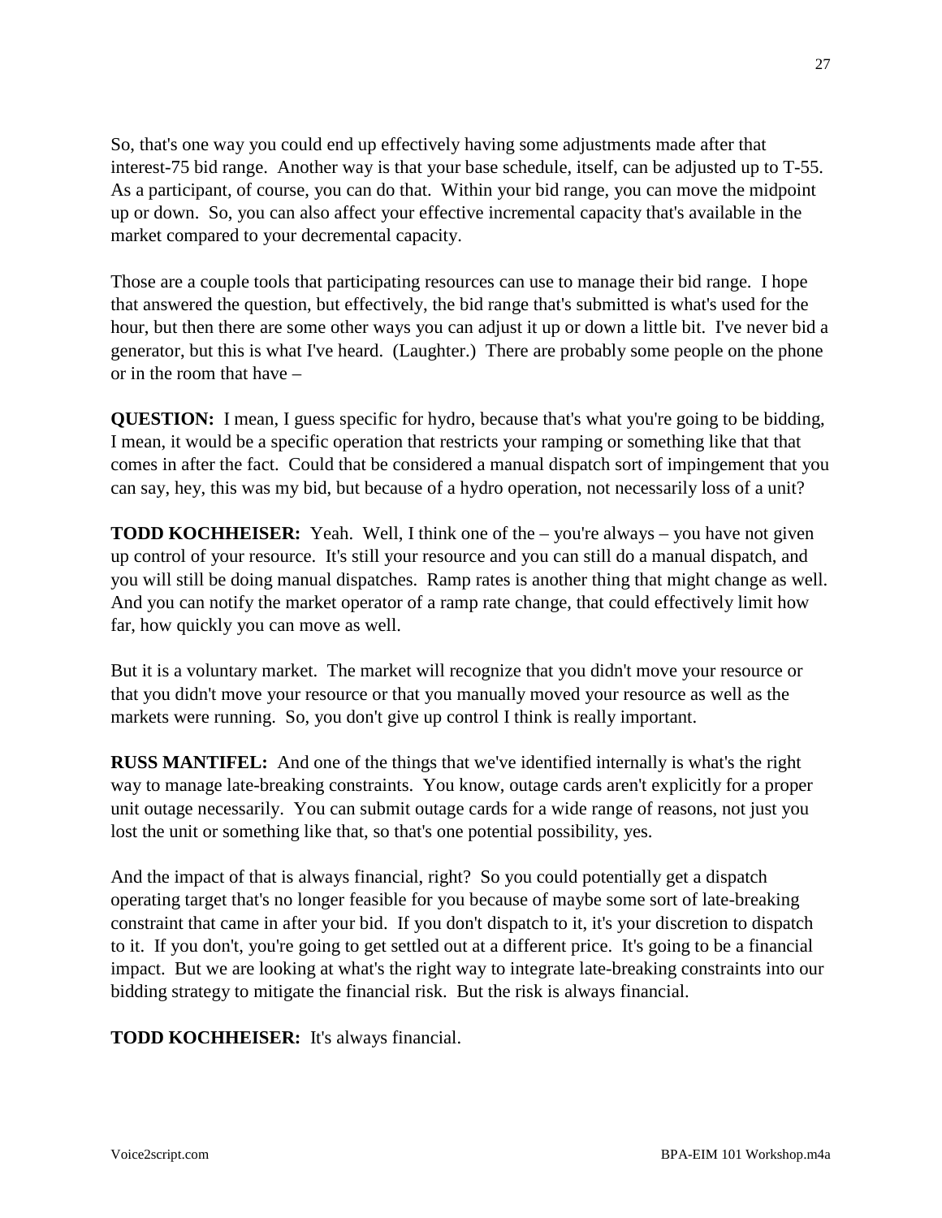So, that's one way you could end up effectively having some adjustments made after that interest-75 bid range. Another way is that your base schedule, itself, can be adjusted up to T-55. As a participant, of course, you can do that. Within your bid range, you can move the midpoint up or down. So, you can also affect your effective incremental capacity that's available in the market compared to your decremental capacity.

Those are a couple tools that participating resources can use to manage their bid range. I hope that answered the question, but effectively, the bid range that's submitted is what's used for the hour, but then there are some other ways you can adjust it up or down a little bit. I've never bid a generator, but this is what I've heard. (Laughter.) There are probably some people on the phone or in the room that have –

**QUESTION:** I mean, I guess specific for hydro, because that's what you're going to be bidding, I mean, it would be a specific operation that restricts your ramping or something like that that comes in after the fact. Could that be considered a manual dispatch sort of impingement that you can say, hey, this was my bid, but because of a hydro operation, not necessarily loss of a unit?

**TODD KOCHHEISER:** Yeah. Well, I think one of the – you're always – you have not given up control of your resource. It's still your resource and you can still do a manual dispatch, and you will still be doing manual dispatches. Ramp rates is another thing that might change as well. And you can notify the market operator of a ramp rate change, that could effectively limit how far, how quickly you can move as well.

But it is a voluntary market. The market will recognize that you didn't move your resource or that you didn't move your resource or that you manually moved your resource as well as the markets were running. So, you don't give up control I think is really important.

**RUSS MANTIFEL:** And one of the things that we've identified internally is what's the right way to manage late-breaking constraints. You know, outage cards aren't explicitly for a proper unit outage necessarily. You can submit outage cards for a wide range of reasons, not just you lost the unit or something like that, so that's one potential possibility, yes.

And the impact of that is always financial, right? So you could potentially get a dispatch operating target that's no longer feasible for you because of maybe some sort of late-breaking constraint that came in after your bid. If you don't dispatch to it, it's your discretion to dispatch to it. If you don't, you're going to get settled out at a different price. It's going to be a financial impact. But we are looking at what's the right way to integrate late-breaking constraints into our bidding strategy to mitigate the financial risk. But the risk is always financial.

**TODD KOCHHEISER:** It's always financial.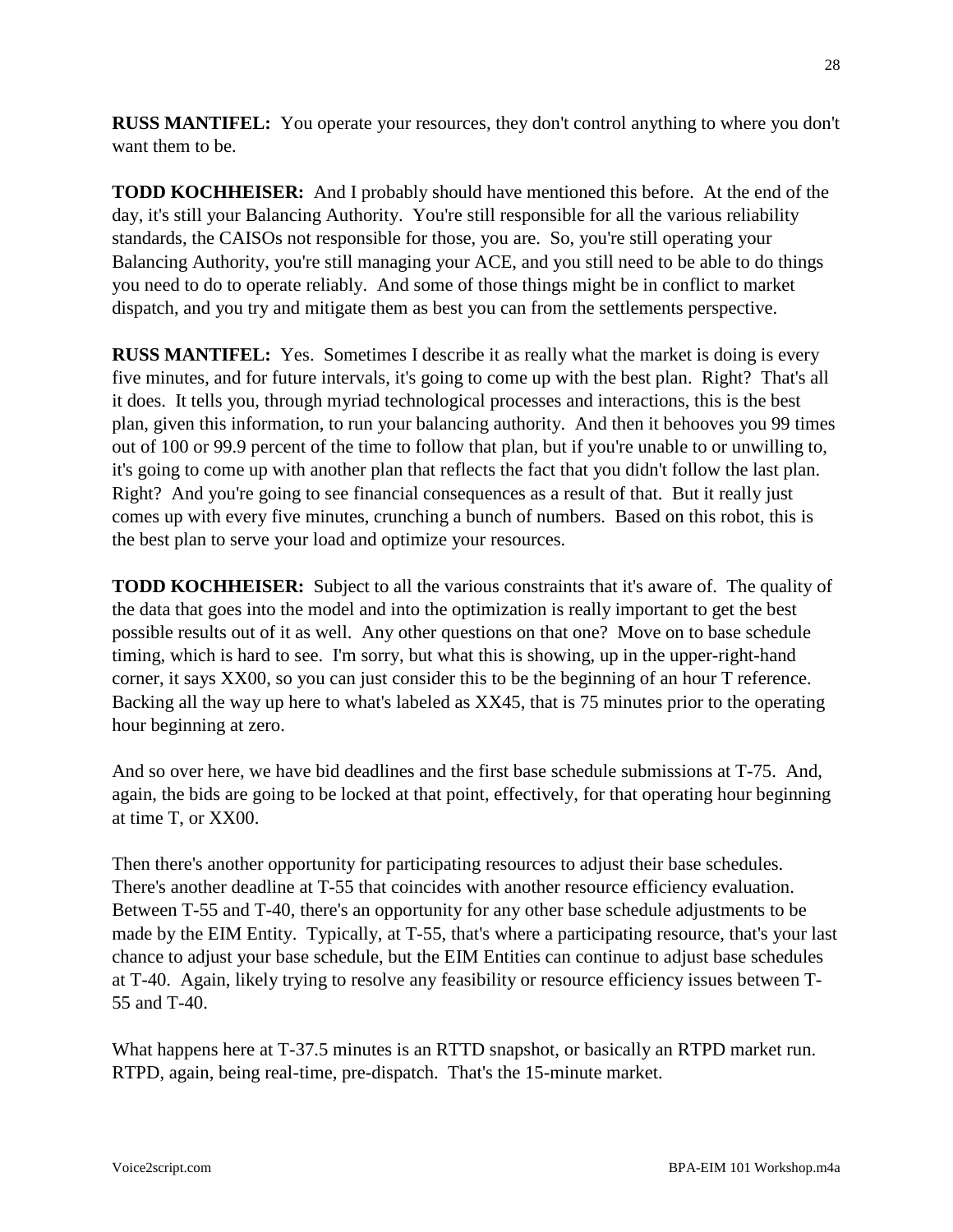**RUSS MANTIFEL:** You operate your resources, they don't control anything to where you don't want them to be.

**TODD KOCHHEISER:** And I probably should have mentioned this before. At the end of the day, it's still your Balancing Authority. You're still responsible for all the various reliability standards, the CAISOs not responsible for those, you are. So, you're still operating your Balancing Authority, you're still managing your ACE, and you still need to be able to do things you need to do to operate reliably. And some of those things might be in conflict to market dispatch, and you try and mitigate them as best you can from the settlements perspective.

**RUSS MANTIFEL:** Yes. Sometimes I describe it as really what the market is doing is every five minutes, and for future intervals, it's going to come up with the best plan. Right? That's all it does. It tells you, through myriad technological processes and interactions, this is the best plan, given this information, to run your balancing authority. And then it behooves you 99 times out of 100 or 99.9 percent of the time to follow that plan, but if you're unable to or unwilling to, it's going to come up with another plan that reflects the fact that you didn't follow the last plan. Right? And you're going to see financial consequences as a result of that. But it really just comes up with every five minutes, crunching a bunch of numbers. Based on this robot, this is the best plan to serve your load and optimize your resources.

**TODD KOCHHEISER:** Subject to all the various constraints that it's aware of. The quality of the data that goes into the model and into the optimization is really important to get the best possible results out of it as well. Any other questions on that one? Move on to base schedule timing, which is hard to see. I'm sorry, but what this is showing, up in the upper-right-hand corner, it says XX00, so you can just consider this to be the beginning of an hour T reference. Backing all the way up here to what's labeled as XX45, that is 75 minutes prior to the operating hour beginning at zero.

And so over here, we have bid deadlines and the first base schedule submissions at T-75. And, again, the bids are going to be locked at that point, effectively, for that operating hour beginning at time T, or XX00.

Then there's another opportunity for participating resources to adjust their base schedules. There's another deadline at T-55 that coincides with another resource efficiency evaluation. Between T-55 and T-40, there's an opportunity for any other base schedule adjustments to be made by the EIM Entity. Typically, at T-55, that's where a participating resource, that's your last chance to adjust your base schedule, but the EIM Entities can continue to adjust base schedules at T-40. Again, likely trying to resolve any feasibility or resource efficiency issues between T-55 and T-40.

What happens here at T-37.5 minutes is an RTTD snapshot, or basically an RTPD market run. RTPD, again, being real-time, pre-dispatch. That's the 15-minute market.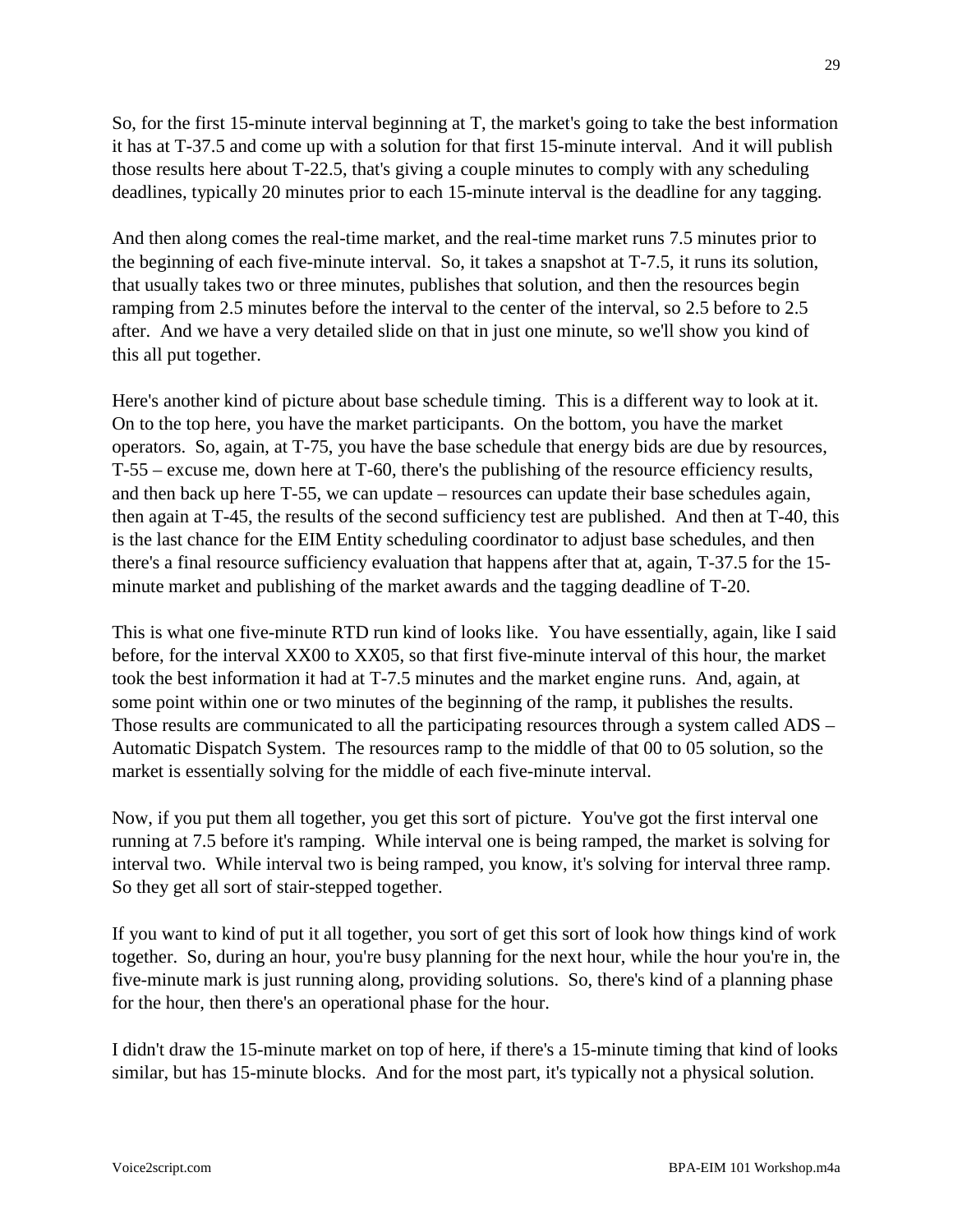So, for the first 15-minute interval beginning at T, the market's going to take the best information it has at T-37.5 and come up with a solution for that first 15-minute interval. And it will publish those results here about T-22.5, that's giving a couple minutes to comply with any scheduling deadlines, typically 20 minutes prior to each 15-minute interval is the deadline for any tagging.

And then along comes the real-time market, and the real-time market runs 7.5 minutes prior to the beginning of each five-minute interval. So, it takes a snapshot at T-7.5, it runs its solution, that usually takes two or three minutes, publishes that solution, and then the resources begin ramping from 2.5 minutes before the interval to the center of the interval, so 2.5 before to 2.5 after. And we have a very detailed slide on that in just one minute, so we'll show you kind of this all put together.

Here's another kind of picture about base schedule timing. This is a different way to look at it. On to the top here, you have the market participants. On the bottom, you have the market operators. So, again, at T-75, you have the base schedule that energy bids are due by resources, T-55 – excuse me, down here at T-60, there's the publishing of the resource efficiency results, and then back up here T-55, we can update – resources can update their base schedules again, then again at T-45, the results of the second sufficiency test are published. And then at T-40, this is the last chance for the EIM Entity scheduling coordinator to adjust base schedules, and then there's a final resource sufficiency evaluation that happens after that at, again, T-37.5 for the 15-minute market and publishing of the market awards and the tagging deadline of T-20.

This is what one five-minute RTD run kind of looks like. You have essentially, again, like I said before, for the interval XX00 to XX05, so that first five-minute interval of this hour, the market took the best information it had at T-7.5 minutes and the market engine runs. And, again, at some point within one or two minutes of the beginning of the ramp, it publishes the results. Those results are communicated to all the participating resources through a system called ADS – Automatic Dispatch System. The resources ramp to the middle of that 00 to 05 solution, so the market is essentially solving for the middle of each five-minute interval.

Now, if you put them all together, you get this sort of picture. You've got the first interval one running at 7.5 before it's ramping. While interval one is being ramped, the market is solving for interval two. While interval two is being ramped, you know, it's solving for interval three ramp. So they get all sort of stair-stepped together.

If you want to kind of put it all together, you sort of get this sort of look how things kind of work together. So, during an hour, you're busy planning for the next hour, while the hour you're in, the five-minute mark is just running along, providing solutions. So, there's kind of a planning phase for the hour, then there's an operational phase for the hour.

I didn't draw the 15-minute market on top of here, if there's a 15-minute timing that kind of looks similar, but has 15-minute blocks. And for the most part, it's typically not a physical solution.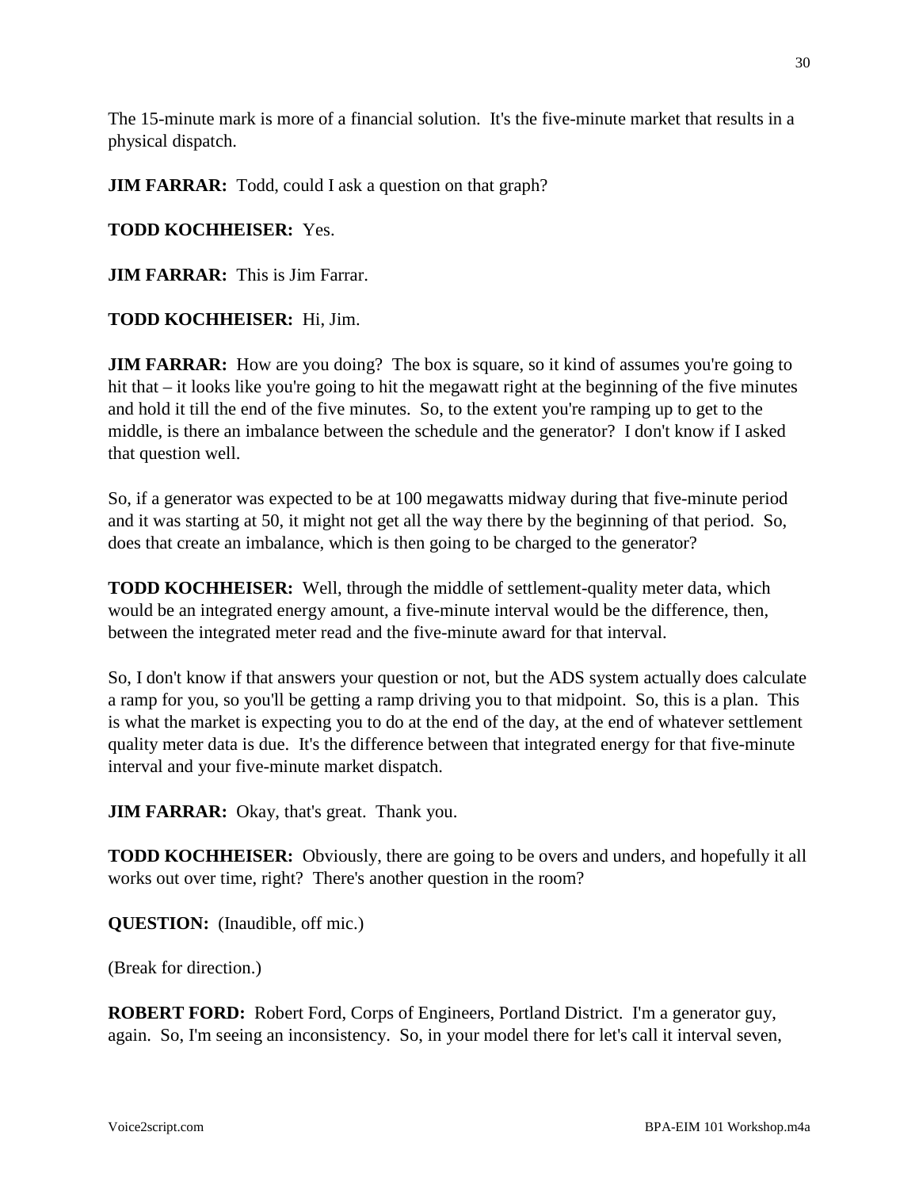The 15-minute mark is more of a financial solution. It's the five-minute market that results in a physical dispatch.

**JIM FARRAR:** Todd, could I ask a question on that graph?

**TODD KOCHHEISER:** Yes.

**JIM FARRAR:** This is Jim Farrar.

**TODD KOCHHEISER:** Hi, Jim.

**JIM FARRAR:** How are you doing? The box is square, so it kind of assumes you're going to hit that – it looks like you're going to hit the megawatt right at the beginning of the five minutes and hold it till the end of the five minutes. So, to the extent you're ramping up to get to the middle, is there an imbalance between the schedule and the generator? I don't know if I asked that question well.

So, if a generator was expected to be at 100 megawatts midway during that five-minute period and it was starting at 50, it might not get all the way there by the beginning of that period. So, does that create an imbalance, which is then going to be charged to the generator?

**TODD KOCHHEISER:** Well, through the middle of settlement-quality meter data, which would be an integrated energy amount, a five-minute interval would be the difference, then, between the integrated meter read and the five-minute award for that interval.

So, I don't know if that answers your question or not, but the ADS system actually does calculate a ramp for you, so you'll be getting a ramp driving you to that midpoint. So, this is a plan. This is what the market is expecting you to do at the end of the day, at the end of whatever settlement quality meter data is due. It's the difference between that integrated energy for that five-minute interval and your five-minute market dispatch.

**JIM FARRAR:** Okay, that's great. Thank you.

**TODD KOCHHEISER:** Obviously, there are going to be overs and unders, and hopefully it all works out over time, right? There's another question in the room?

**QUESTION:** (Inaudible, off mic.)

(Break for direction.)

**ROBERT FORD:** Robert Ford, Corps of Engineers, Portland District. I'm a generator guy, again. So, I'm seeing an inconsistency. So, in your model there for let's call it interval seven,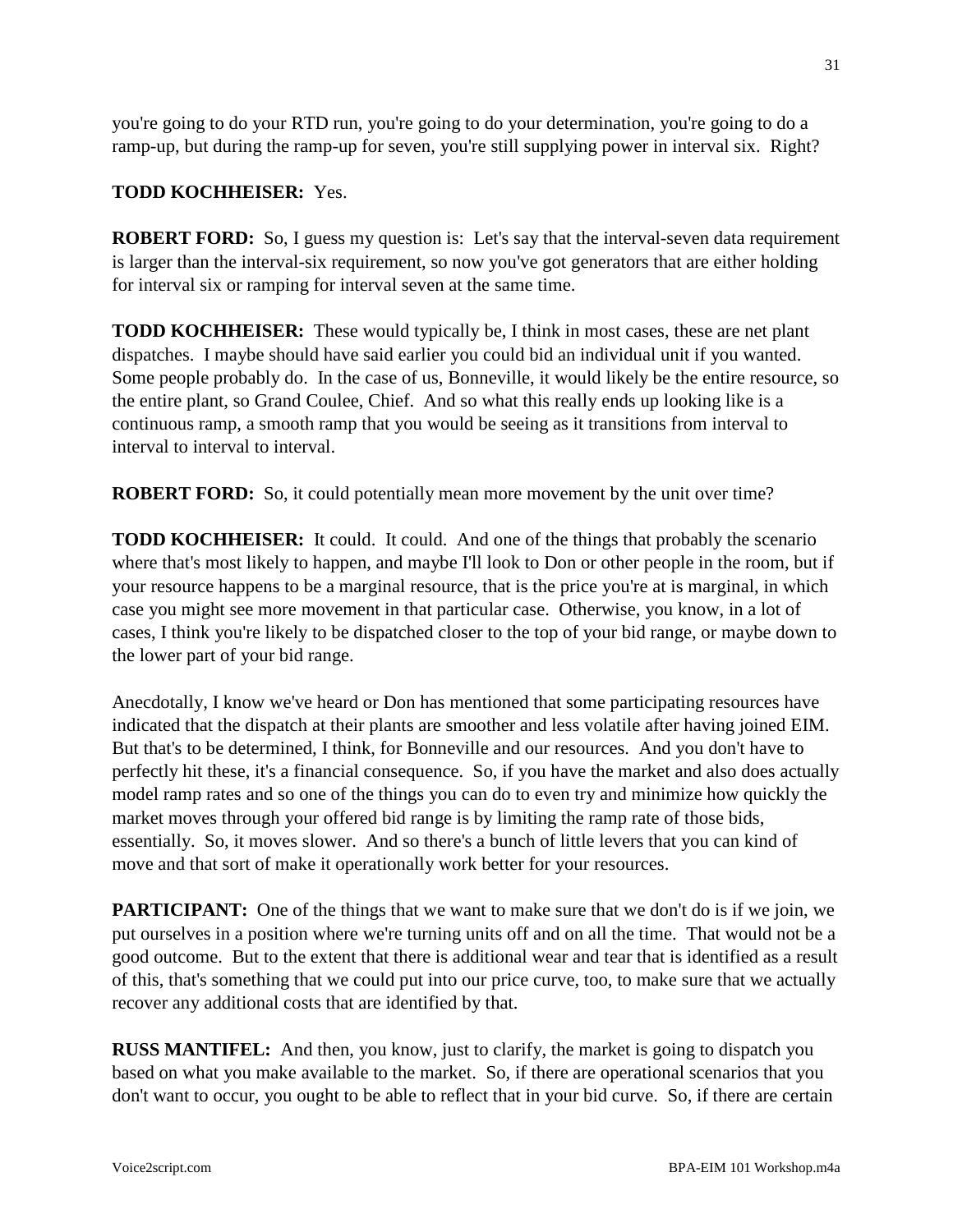you're going to do your RTD run, you're going to do your determination, you're going to do a ramp-up, but during the ramp-up for seven, you're still supplying power in interval six. Right?

**TODD KOCHHEISER:** Yes.

**ROBERT FORD:** So, I guess my question is: Let's say that the interval-seven data requirement is larger than the interval-six requirement, so now you've got generators that are either holding for interval six or ramping for interval seven at the same time.

**TODD KOCHHEISER:** These would typically be, I think in most cases, these are net plant dispatches. I maybe should have said earlier you could bid an individual unit if you wanted. Some people probably do. In the case of us, Bonneville, it would likely be the entire resource, so the entire plant, so Grand Coulee, Chief. And so what this really ends up looking like is a continuous ramp, a smooth ramp that you would be seeing as it transitions from interval to interval to interval to interval.

**ROBERT FORD:** So, it could potentially mean more movement by the unit over time?

**TODD KOCHHEISER:** It could. It could. And one of the things that probably the scenario where that's most likely to happen, and maybe I'll look to Don or other people in the room, but if your resource happens to be a marginal resource, that is the price you're at is marginal, in which case you might see more movement in that particular case. Otherwise, you know, in a lot of cases, I think you're likely to be dispatched closer to the top of your bid range, or maybe down to the lower part of your bid range.

Anecdotally, I know we've heard or Don has mentioned that some participating resources have indicated that the dispatch at their plants are smoother and less volatile after having joined EIM. But that's to be determined, I think, for Bonneville and our resources. And you don't have to perfectly hit these, it's a financial consequence. So, if you have the market and also does actually model ramp rates and so one of the things you can do to even try and minimize how quickly the market moves through your offered bid range is by limiting the ramp rate of those bids, essentially. So, it moves slower. And so there's a bunch of little levers that you can kind of move and that sort of make it operationally work better for your resources.

**PARTICIPANT:** One of the things that we want to make sure that we don't do is if we join, we put ourselves in a position where we're turning units off and on all the time. That would not be a good outcome. But to the extent that there is additional wear and tear that is identified as a result of this, that's something that we could put into our price curve, too, to make sure that we actually recover any additional costs that are identified by that.

**RUSS MANTIFEL:** And then, you know, just to clarify, the market is going to dispatch you based on what you make available to the market. So, if there are operational scenarios that you don't want to occur, you ought to be able to reflect that in your bid curve. So, if there are certain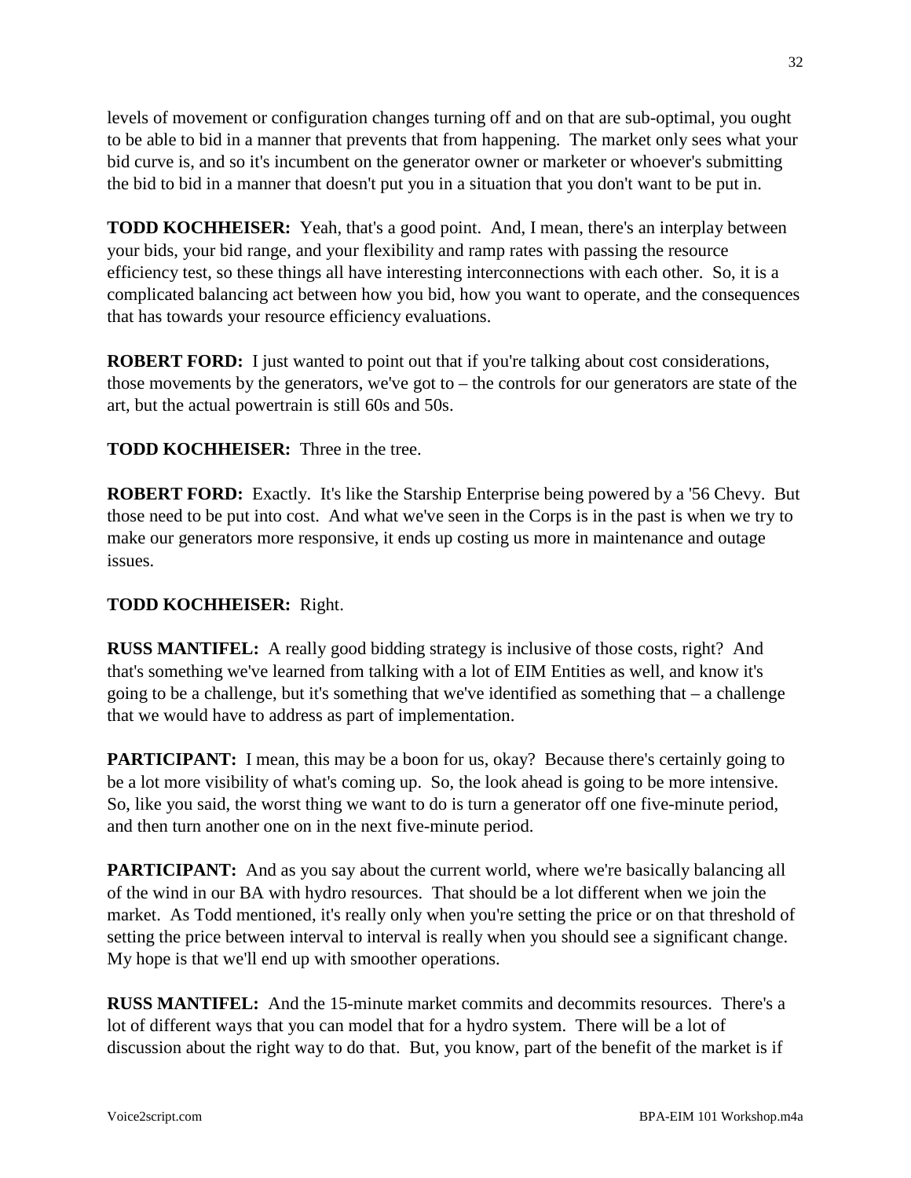levels of movement or configuration changes turning off and on that are sub-optimal, you ought to be able to bid in a manner that prevents that from happening. The market only sees what your bid curve is, and so it's incumbent on the generator owner or marketer or whoever's submitting the bid to bid in a manner that doesn't put you in a situation that you don't want to be put in.

**TODD KOCHHEISER:** Yeah, that's a good point. And, I mean, there's an interplay between your bids, your bid range, and your flexibility and ramp rates with passing the resource efficiency test, so these things all have interesting interconnections with each other. So, it is a complicated balancing act between how you bid, how you want to operate, and the consequences that has towards your resource efficiency evaluations.

**ROBERT FORD:** I just wanted to point out that if you're talking about cost considerations, those movements by the generators, we've got to – the controls for our generators are state of the art, but the actual powertrain is still 60s and 50s.

**TODD KOCHHEISER:** Three in the tree.

**ROBERT FORD:** Exactly. It's like the Starship Enterprise being powered by a '56 Chevy. But those need to be put into cost. And what we've seen in the Corps is in the past is when we try to make our generators more responsive, it ends up costing us more in maintenance and outage issues.

**TODD KOCHHEISER:** Right.

**RUSS MANTIFEL:** A really good bidding strategy is inclusive of those costs, right? And that's something we've learned from talking with a lot of EIM Entities as well, and know it's going to be a challenge, but it's something that we've identified as something that – a challenge that we would have to address as part of implementation.

**PARTICIPANT:** I mean, this may be a boon for us, okay? Because there's certainly going to be a lot more visibility of what's coming up. So, the look ahead is going to be more intensive. So, like you said, the worst thing we want to do is turn a generator off one five-minute period, and then turn another one on in the next five-minute period.

**PARTICIPANT:** And as you say about the current world, where we're basically balancing all of the wind in our BA with hydro resources. That should be a lot different when we join the market. As Todd mentioned, it's really only when you're setting the price or on that threshold of setting the price between interval to interval is really when you should see a significant change. My hope is that we'll end up with smoother operations.

**RUSS MANTIFEL:** And the 15-minute market commits and decommits resources. There's a lot of different ways that you can model that for a hydro system. There will be a lot of discussion about the right way to do that. But, you know, part of the benefit of the market is if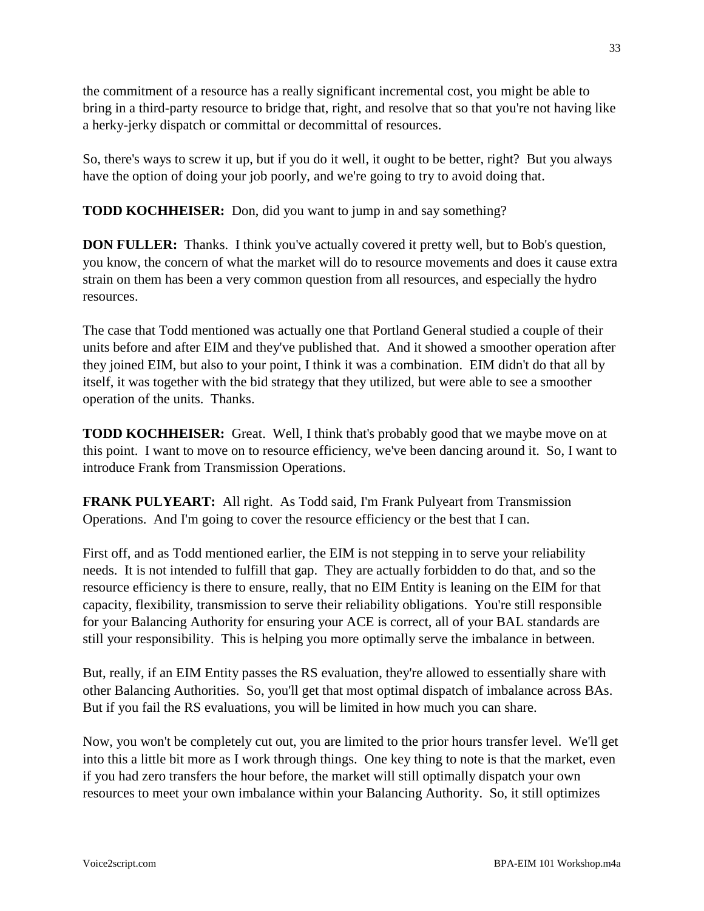the commitment of a resource has a really significant incremental cost, you might be able to bring in a third-party resource to bridge that, right, and resolve that so that you're not having like a herky-jerky dispatch or committal or decommittal of resources.

So, there's ways to screw it up, but if you do it well, it ought to be better, right? But you always have the option of doing your job poorly, and we're going to try to avoid doing that.

**TODD KOCHHEISER:** Don, did you want to jump in and say something?

**DON FULLER:** Thanks. I think you've actually covered it pretty well, but to Bob's question, you know, the concern of what the market will do to resource movements and does it cause extra strain on them has been a very common question from all resources, and especially the hydro resources.

The case that Todd mentioned was actually one that Portland General studied a couple of their units before and after EIM and they've published that. And it showed a smoother operation after they joined EIM, but also to your point, I think it was a combination. EIM didn't do that all by itself, it was together with the bid strategy that they utilized, but were able to see a smoother operation of the units. Thanks.

**TODD KOCHHEISER:** Great. Well, I think that's probably good that we maybe move on at this point. I want to move on to resource efficiency, we've been dancing around it. So, I want to introduce Frank from Transmission Operations.

**FRANK PULYEART:** All right. As Todd said, I'm Frank Pulyeart from Transmission Operations. And I'm going to cover the resource efficiency or the best that I can.

First off, and as Todd mentioned earlier, the EIM is not stepping in to serve your reliability needs. It is not intended to fulfill that gap. They are actually forbidden to do that, and so the resource efficiency is there to ensure, really, that no EIM Entity is leaning on the EIM for that capacity, flexibility, transmission to serve their reliability obligations. You're still responsible for your Balancing Authority for ensuring your ACE is correct, all of your BAL standards are still your responsibility. This is helping you more optimally serve the imbalance in between.

But, really, if an EIM Entity passes the RS evaluation, they're allowed to essentially share with other Balancing Authorities. So, you'll get that most optimal dispatch of imbalance across BAs. But if you fail the RS evaluations, you will be limited in how much you can share.

Now, you won't be completely cut out, you are limited to the prior hours transfer level. We'll get into this a little bit more as I work through things. One key thing to note is that the market, even if you had zero transfers the hour before, the market will still optimally dispatch your own resources to meet your own imbalance within your Balancing Authority. So, it still optimizes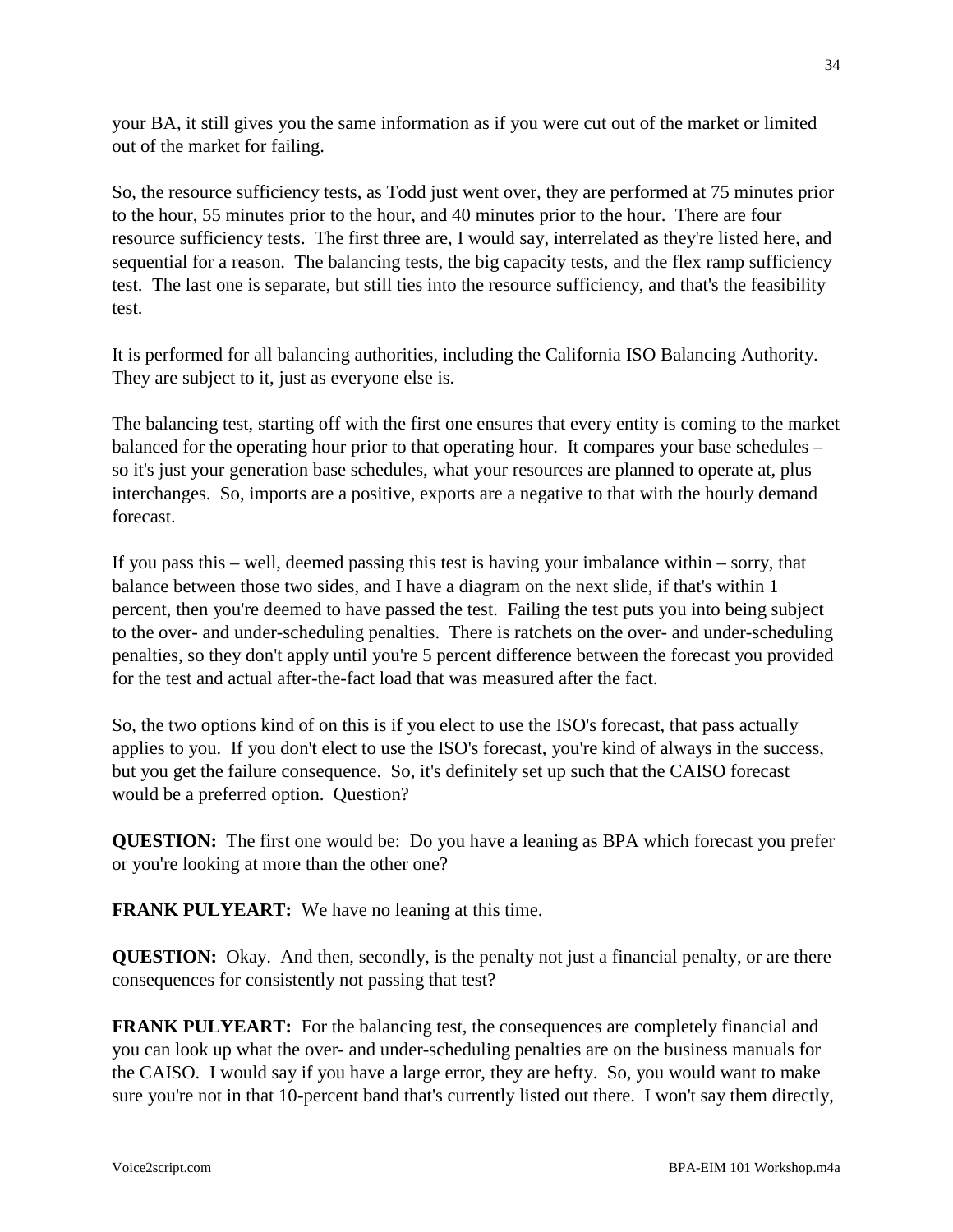your BA, it still gives you the same information as if you were cut out of the market or limited out of the market for failing.

So, the resource sufficiency tests, as Todd just went over, they are performed at 75 minutes prior to the hour, 55 minutes prior to the hour, and 40 minutes prior to the hour. There are four resource sufficiency tests. The first three are, I would say, interrelated as they're listed here, and sequential for a reason. The balancing tests, the big capacity tests, and the flex ramp sufficiency test. The last one is separate, but still ties into the resource sufficiency, and that's the feasibility test.

It is performed for all balancing authorities, including the California ISO Balancing Authority. They are subject to it, just as everyone else is.

The balancing test, starting off with the first one ensures that every entity is coming to the market balanced for the operating hour prior to that operating hour. It compares your base schedules – so it's just your generation base schedules, what your resources are planned to operate at, plus interchanges. So, imports are a positive, exports are a negative to that with the hourly demand forecast.

If you pass this – well, deemed passing this test is having your imbalance within – sorry, that balance between those two sides, and I have a diagram on the next slide, if that's within 1 percent, then you're deemed to have passed the test. Failing the test puts you into being subject to the over- and under-scheduling penalties. There is ratchets on the over- and under-scheduling penalties, so they don't apply until you're 5 percent difference between the forecast you provided for the test and actual after-the-fact load that was measured after the fact.

So, the two options kind of on this is if you elect to use the ISO's forecast, that pass actually applies to you. If you don't elect to use the ISO's forecast, you're kind of always in the success, but you get the failure consequence. So, it's definitely set up such that the CAISO forecast would be a preferred option. Question?

**QUESTION:** The first one would be: Do you have a leaning as BPA which forecast you prefer or you're looking at more than the other one?

**FRANK PULYEART:** We have no leaning at this time.

**QUESTION:** Okay. And then, secondly, is the penalty not just a financial penalty, or are there consequences for consistently not passing that test?

**FRANK PULYEART:** For the balancing test, the consequences are completely financial and you can look up what the over- and under-scheduling penalties are on the business manuals for the CAISO. I would say if you have a large error, they are hefty. So, you would want to make sure you're not in that 10-percent band that's currently listed out there. I won't say them directly,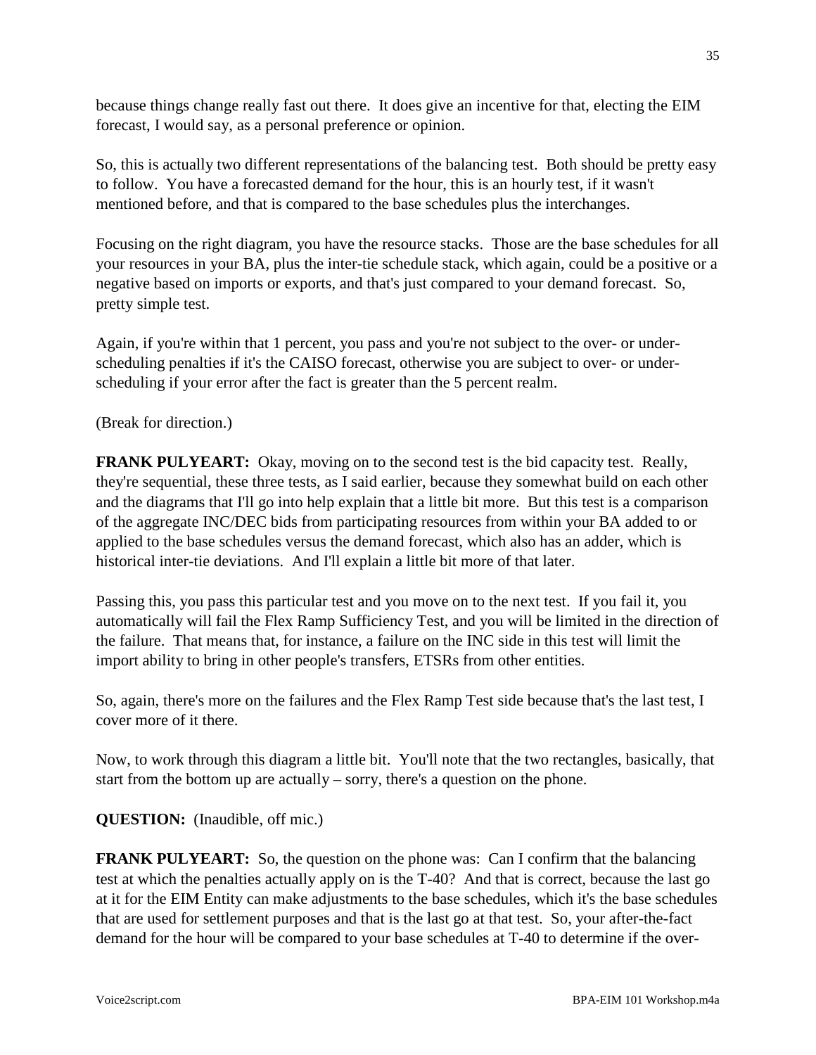because things change really fast out there. It does give an incentive for that, electing the EIM forecast, I would say, as a personal preference or opinion.

So, this is actually two different representations of the balancing test. Both should be pretty easy to follow. You have a forecasted demand for the hour, this is an hourly test, if it wasn't mentioned before, and that is compared to the base schedules plus the interchanges.

Focusing on the right diagram, you have the resource stacks. Those are the base schedules for all your resources in your BA, plus the inter-tie schedule stack, which again, could be a positive or a negative based on imports or exports, and that's just compared to your demand forecast. So, pretty simple test.

Again, if you're within that 1 percent, you pass and you're not subject to the over- or under-scheduling penalties if it's the CAISO forecast, otherwise you are subject to over- or under-scheduling if your error after the fact is greater than the 5 percent realm.

(Break for direction.)

**FRANK PULYEART:** Okay, moving on to the second test is the bid capacity test. Really, they're sequential, these three tests, as I said earlier, because they somewhat build on each other and the diagrams that I'll go into help explain that a little bit more. But this test is a comparison of the aggregate INC/DEC bids from participating resources from within your BA added to or applied to the base schedules versus the demand forecast, which also has an adder, which is historical inter-tie deviations. And I'll explain a little bit more of that later.

Passing this, you pass this particular test and you move on to the next test. If you fail it, you automatically will fail the Flex Ramp Sufficiency Test, and you will be limited in the direction of the failure. That means that, for instance, a failure on the INC side in this test will limit the import ability to bring in other people's transfers, ETSRs from other entities.

So, again, there's more on the failures and the Flex Ramp Test side because that's the last test, I cover more of it there.

Now, to work through this diagram a little bit. You'll note that the two rectangles, basically, that start from the bottom up are actually – sorry, there's a question on the phone.

**QUESTION:** (Inaudible, off mic.)

**FRANK PULYEART:** So, the question on the phone was: Can I confirm that the balancing test at which the penalties actually apply on is the T-40? And that is correct, because the last go at it for the EIM Entity can make adjustments to the base schedules, which it's the base schedules that are used for settlement purposes and that is the last go at that test. So, your after-the-fact demand for the hour will be compared to your base schedules at T-40 to determine if the over-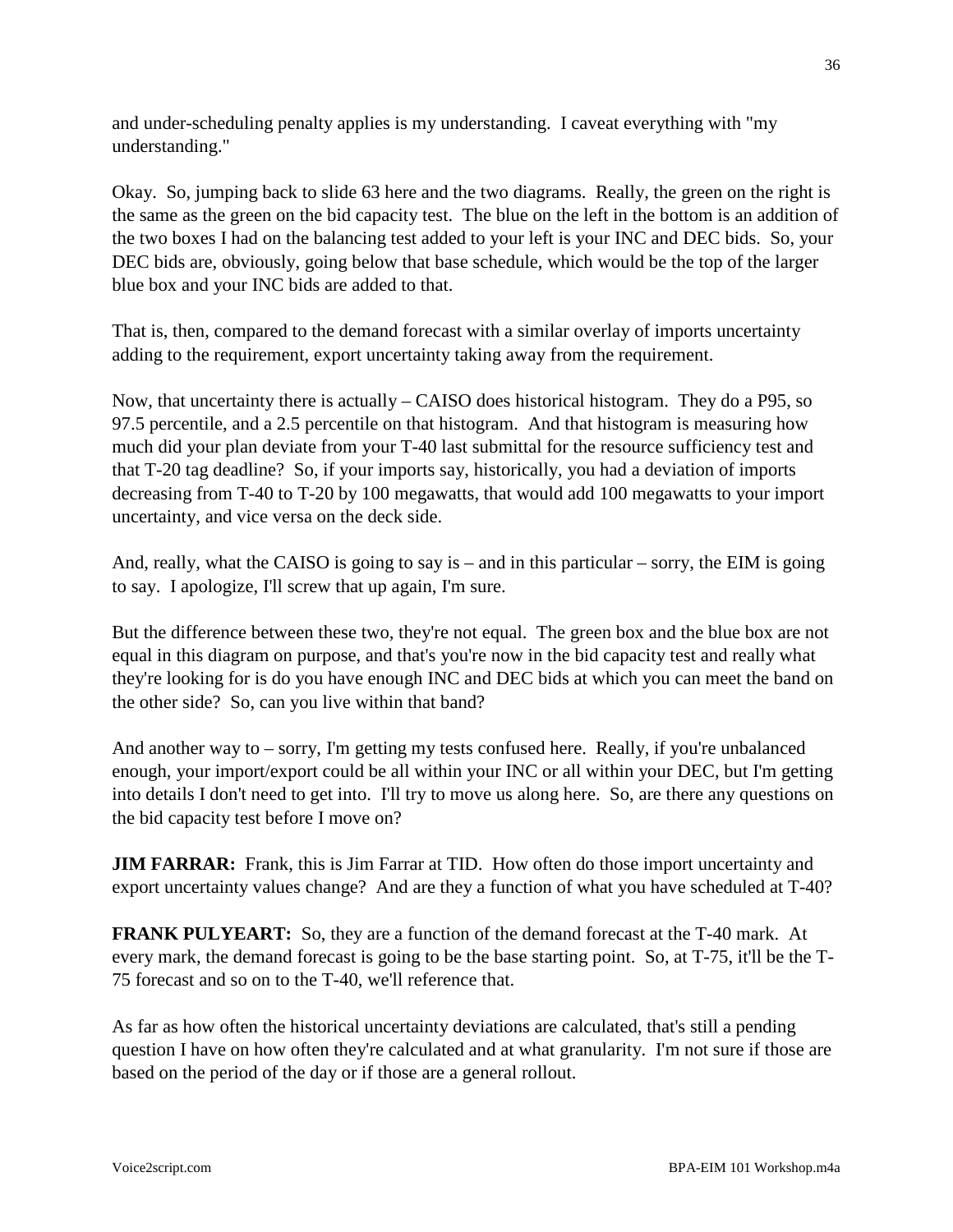and under-scheduling penalty applies is my understanding. I caveat everything with "my understanding."

Okay. So, jumping back to slide 63 here and the two diagrams. Really, the green on the right is the same as the green on the bid capacity test. The blue on the left in the bottom is an addition of the two boxes I had on the balancing test added to your left is your INC and DEC bids. So, your DEC bids are, obviously, going below that base schedule, which would be the top of the larger blue box and your INC bids are added to that.

That is, then, compared to the demand forecast with a similar overlay of imports uncertainty adding to the requirement, export uncertainty taking away from the requirement.

Now, that uncertainty there is actually – CAISO does historical histogram. They do a P95, so 97.5 percentile, and a 2.5 percentile on that histogram. And that histogram is measuring how much did your plan deviate from your T-40 last submittal for the resource sufficiency test and that T-20 tag deadline? So, if your imports say, historically, you had a deviation of imports decreasing from T-40 to T-20 by 100 megawatts, that would add 100 megawatts to your import uncertainty, and vice versa on the deck side.

And, really, what the CAISO is going to say is – and in this particular – sorry, the EIM is going to say. I apologize, I'll screw that up again, I'm sure.

But the difference between these two, they're not equal. The green box and the blue box are not equal in this diagram on purpose, and that's you're now in the bid capacity test and really what they're looking for is do you have enough INC and DEC bids at which you can meet the band on the other side? So, can you live within that band?

And another way to – sorry, I'm getting my tests confused here. Really, if you're unbalanced enough, your import/export could be all within your INC or all within your DEC, but I'm getting into details I don't need to get into. I'll try to move us along here. So, are there any questions on the bid capacity test before I move on?

**JIM FARRAR:** Frank, this is Jim Farrar at TID. How often do those import uncertainty and export uncertainty values change? And are they a function of what you have scheduled at T-40?

**FRANK PULYEART:** So, they are a function of the demand forecast at the T-40 mark. At every mark, the demand forecast is going to be the base starting point. So, at T-75, it'll be the T-75 forecast and so on to the T-40, we'll reference that.

As far as how often the historical uncertainty deviations are calculated, that's still a pending question I have on how often they're calculated and at what granularity. I'm not sure if those are based on the period of the day or if those are a general rollout.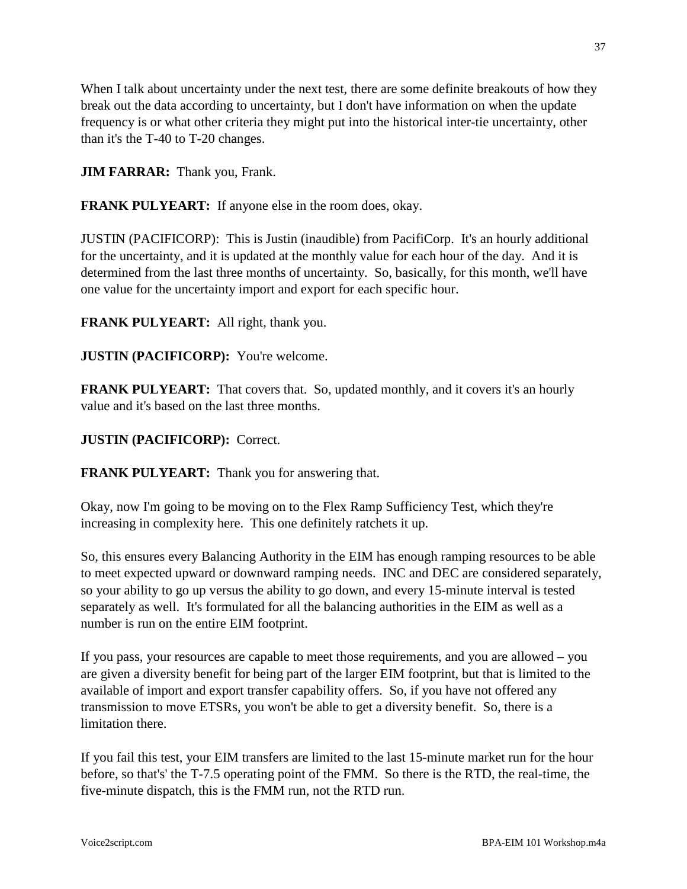When I talk about uncertainty under the next test, there are some definite breakouts of how they break out the data according to uncertainty, but I don't have information on when the update frequency is or what other criteria they might put into the historical inter-tie uncertainty, other than it's the T-40 to T-20 changes.

**JIM FARRAR:** Thank you, Frank.

**FRANK PULYEART:** If anyone else in the room does, okay.

JUSTIN (PACIFICORP): This is Justin (inaudible) from PacifiCorp. It's an hourly additional for the uncertainty, and it is updated at the monthly value for each hour of the day. And it is determined from the last three months of uncertainty. So, basically, for this month, we'll have one value for the uncertainty import and export for each specific hour.

**FRANK PULYEART:** All right, thank you.

**JUSTIN (PACIFICORP):** You're welcome.

**FRANK PULYEART:** That covers that. So, updated monthly, and it covers it's an hourly value and it's based on the last three months.

**JUSTIN (PACIFICORP):** Correct.

**FRANK PULYEART:** Thank you for answering that.

Okay, now I'm going to be moving on to the Flex Ramp Sufficiency Test, which they're increasing in complexity here. This one definitely ratchets it up.

So, this ensures every Balancing Authority in the EIM has enough ramping resources to be able to meet expected upward or downward ramping needs. INC and DEC are considered separately, so your ability to go up versus the ability to go down, and every 15-minute interval is tested separately as well. It's formulated for all the balancing authorities in the EIM as well as a number is run on the entire EIM footprint.

If you pass, your resources are capable to meet those requirements, and you are allowed – you are given a diversity benefit for being part of the larger EIM footprint, but that is limited to the available of import and export transfer capability offers. So, if you have not offered any transmission to move ETSRs, you won't be able to get a diversity benefit. So, there is a limitation there.

If you fail this test, your EIM transfers are limited to the last 15-minute market run for the hour before, so that's' the T-7.5 operating point of the FMM. So there is the RTD, the real-time, the five-minute dispatch, this is the FMM run, not the RTD run.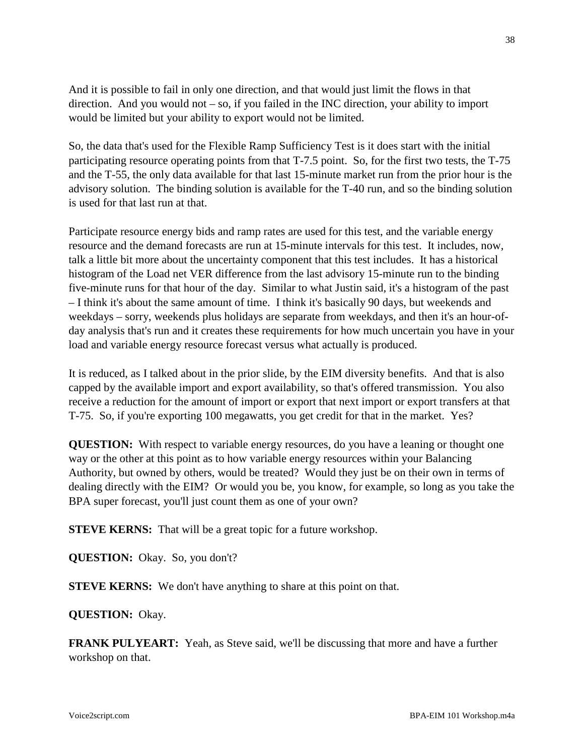And it is possible to fail in only one direction, and that would just limit the flows in that direction. And you would not – so, if you failed in the INC direction, your ability to import would be limited but your ability to export would not be limited.

So, the data that's used for the Flexible Ramp Sufficiency Test is it does start with the initial participating resource operating points from that T-7.5 point. So, for the first two tests, the T-75 and the T-55, the only data available for that last 15-minute market run from the prior hour is the advisory solution. The binding solution is available for the T-40 run, and so the binding solution is used for that last run at that.

Participate resource energy bids and ramp rates are used for this test, and the variable energy resource and the demand forecasts are run at 15-minute intervals for this test. It includes, now, talk a little bit more about the uncertainty component that this test includes. It has a historical histogram of the Load net VER difference from the last advisory 15-minute run to the binding five-minute runs for that hour of the day. Similar to what Justin said, it's a histogram of the past – I think it's about the same amount of time. I think it's basically 90 days, but weekends and weekdays – sorry, weekends plus holidays are separate from weekdays, and then it's an hour-of-day analysis that's run and it creates these requirements for how much uncertain you have in your load and variable energy resource forecast versus what actually is produced.

It is reduced, as I talked about in the prior slide, by the EIM diversity benefits. And that is also capped by the available import and export availability, so that's offered transmission. You also receive a reduction for the amount of import or export that next import or export transfers at that T-75. So, if you're exporting 100 megawatts, you get credit for that in the market. Yes?

**QUESTION:** With respect to variable energy resources, do you have a leaning or thought one way or the other at this point as to how variable energy resources within your Balancing Authority, but owned by others, would be treated? Would they just be on their own in terms of dealing directly with the EIM? Or would you be, you know, for example, so long as you take the BPA super forecast, you'll just count them as one of your own?

**STEVE KERNS:** That will be a great topic for a future workshop.

**QUESTION:** Okay. So, you don't?

**STEVE KERNS:** We don't have anything to share at this point on that.

**QUESTION:** Okay.

**FRANK PULYEART:** Yeah, as Steve said, we'll be discussing that more and have a further workshop on that.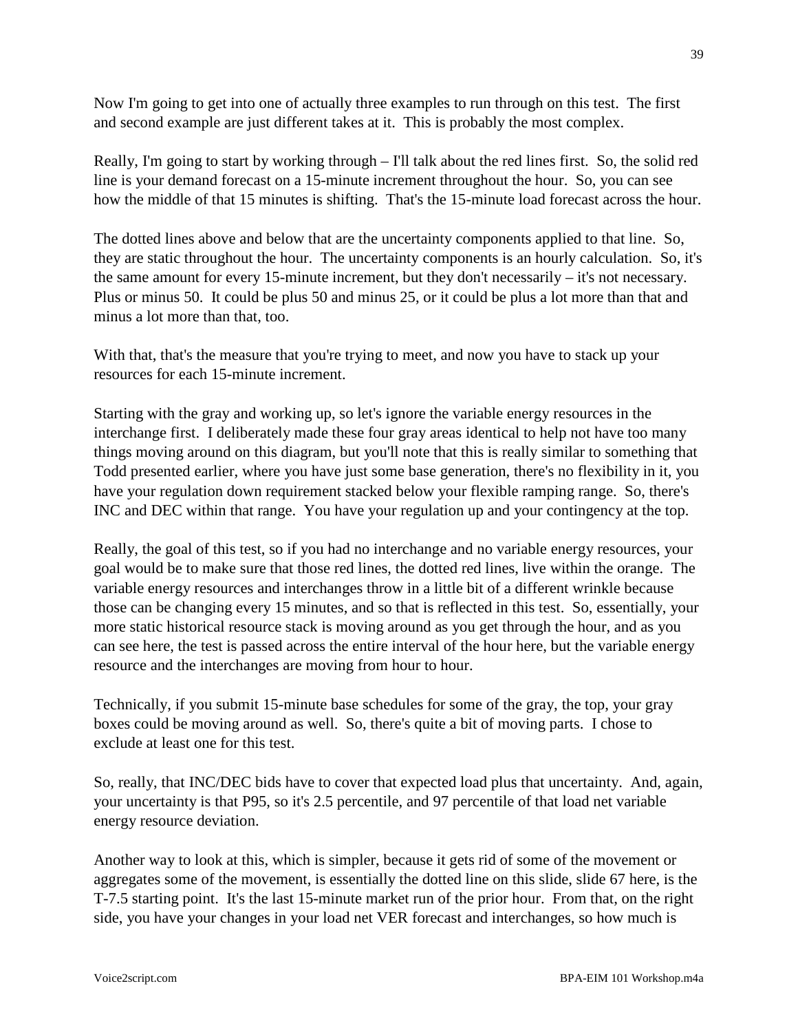Now I'm going to get into one of actually three examples to run through on this test. The first and second example are just different takes at it. This is probably the most complex.

Really, I'm going to start by working through – I'll talk about the red lines first. So, the solid red line is your demand forecast on a 15-minute increment throughout the hour. So, you can see how the middle of that 15 minutes is shifting. That's the 15-minute load forecast across the hour.

The dotted lines above and below that are the uncertainty components applied to that line. So, they are static throughout the hour. The uncertainty components is an hourly calculation. So, it's the same amount for every 15-minute increment, but they don't necessarily – it's not necessary. Plus or minus 50. It could be plus 50 and minus 25, or it could be plus a lot more than that and minus a lot more than that, too.

With that, that's the measure that you're trying to meet, and now you have to stack up your resources for each 15-minute increment.

Starting with the gray and working up, so let's ignore the variable energy resources in the interchange first. I deliberately made these four gray areas identical to help not have too many things moving around on this diagram, but you'll note that this is really similar to something that Todd presented earlier, where you have just some base generation, there's no flexibility in it, you have your regulation down requirement stacked below your flexible ramping range. So, there's INC and DEC within that range. You have your regulation up and your contingency at the top.

Really, the goal of this test, so if you had no interchange and no variable energy resources, your goal would be to make sure that those red lines, the dotted red lines, live within the orange. The variable energy resources and interchanges throw in a little bit of a different wrinkle because those can be changing every 15 minutes, and so that is reflected in this test. So, essentially, your more static historical resource stack is moving around as you get through the hour, and as you can see here, the test is passed across the entire interval of the hour here, but the variable energy resource and the interchanges are moving from hour to hour.

Technically, if you submit 15-minute base schedules for some of the gray, the top, your gray boxes could be moving around as well. So, there's quite a bit of moving parts. I chose to exclude at least one for this test.

So, really, that INC/DEC bids have to cover that expected load plus that uncertainty. And, again, your uncertainty is that P95, so it's 2.5 percentile, and 97 percentile of that load net variable energy resource deviation.

Another way to look at this, which is simpler, because it gets rid of some of the movement or aggregates some of the movement, is essentially the dotted line on this slide, slide 67 here, is the T-7.5 starting point. It's the last 15-minute market run of the prior hour. From that, on the right side, you have your changes in your load net VER forecast and interchanges, so how much is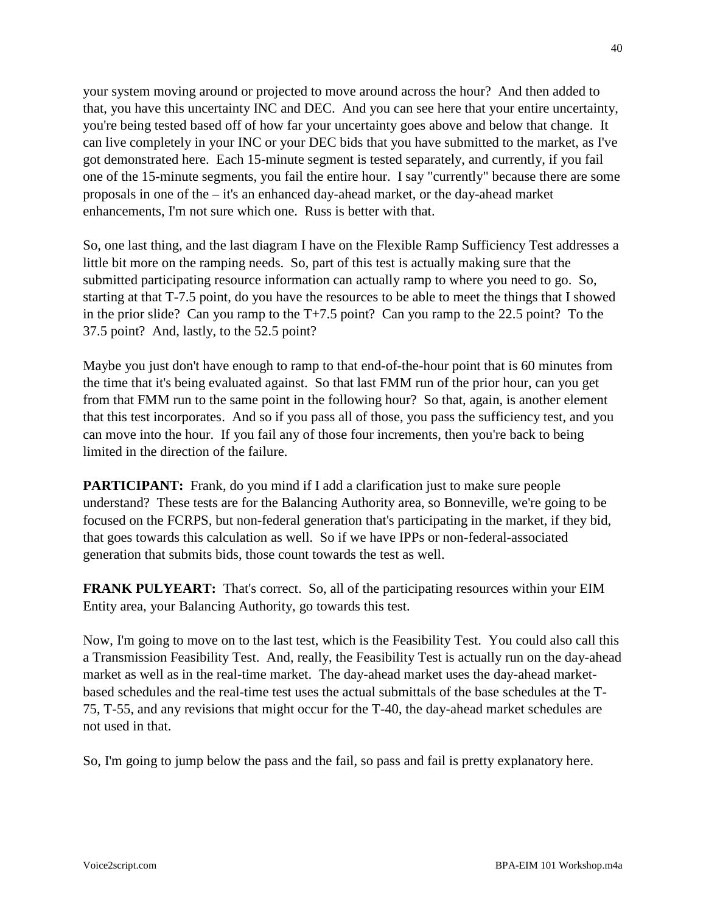your system moving around or projected to move around across the hour? And then added to that, you have this uncertainty INC and DEC. And you can see here that your entire uncertainty, you're being tested based off of how far your uncertainty goes above and below that change. It can live completely in your INC or your DEC bids that you have submitted to the market, as I've got demonstrated here. Each 15-minute segment is tested separately, and currently, if you fail one of the 15-minute segments, you fail the entire hour. I say "currently" because there are some proposals in one of the – it's an enhanced day-ahead market, or the day-ahead market enhancements, I'm not sure which one. Russ is better with that.

So, one last thing, and the last diagram I have on the Flexible Ramp Sufficiency Test addresses a little bit more on the ramping needs. So, part of this test is actually making sure that the submitted participating resource information can actually ramp to where you need to go. So, starting at that T-7.5 point, do you have the resources to be able to meet the things that I showed in the prior slide? Can you ramp to the T+7.5 point? Can you ramp to the 22.5 point? To the 37.5 point? And, lastly, to the 52.5 point?

Maybe you just don't have enough to ramp to that end-of-the-hour point that is 60 minutes from the time that it's being evaluated against. So that last FMM run of the prior hour, can you get from that FMM run to the same point in the following hour? So that, again, is another element that this test incorporates. And so if you pass all of those, you pass the sufficiency test, and you can move into the hour. If you fail any of those four increments, then you're back to being limited in the direction of the failure.

**PARTICIPANT:** Frank, do you mind if I add a clarification just to make sure people understand? These tests are for the Balancing Authority area, so Bonneville, we're going to be focused on the FCRPS, but non-federal generation that's participating in the market, if they bid, that goes towards this calculation as well. So if we have IPPs or non-federal-associated generation that submits bids, those count towards the test as well.

**FRANK PULYEART:** That's correct. So, all of the participating resources within your EIM Entity area, your Balancing Authority, go towards this test.

Now, I'm going to move on to the last test, which is the Feasibility Test. You could also call this a Transmission Feasibility Test. And, really, the Feasibility Test is actually run on the day-ahead market as well as in the real-time market. The day-ahead market uses the day-ahead market-based schedules and the real-time test uses the actual submittals of the base schedules at the T-75, T-55, and any revisions that might occur for the T-40, the day-ahead market schedules are not used in that.

So, I'm going to jump below the pass and the fail, so pass and fail is pretty explanatory here.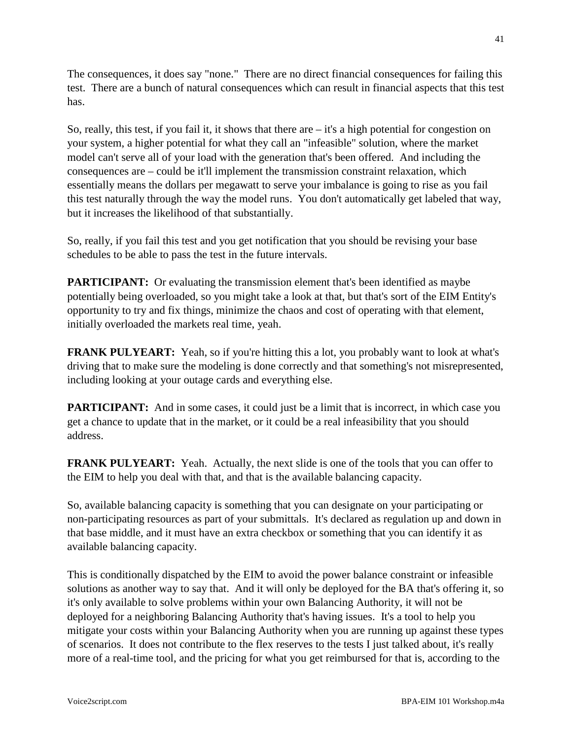The consequences, it does say "none." There are no direct financial consequences for failing this test. There are a bunch of natural consequences which can result in financial aspects that this test has.

So, really, this test, if you fail it, it shows that there are – it's a high potential for congestion on your system, a higher potential for what they call an "infeasible" solution, where the market model can't serve all of your load with the generation that's been offered. And including the consequences are – could be it'll implement the transmission constraint relaxation, which essentially means the dollars per megawatt to serve your imbalance is going to rise as you fail this test naturally through the way the model runs. You don't automatically get labeled that way, but it increases the likelihood of that substantially.

So, really, if you fail this test and you get notification that you should be revising your base schedules to be able to pass the test in the future intervals.

**PARTICIPANT:** Or evaluating the transmission element that's been identified as maybe potentially being overloaded, so you might take a look at that, but that's sort of the EIM Entity's opportunity to try and fix things, minimize the chaos and cost of operating with that element, initially overloaded the markets real time, yeah.

**FRANK PULYEART:** Yeah, so if you're hitting this a lot, you probably want to look at what's driving that to make sure the modeling is done correctly and that something's not misrepresented, including looking at your outage cards and everything else.

**PARTICIPANT:** And in some cases, it could just be a limit that is incorrect, in which case you get a chance to update that in the market, or it could be a real infeasibility that you should address.

**FRANK PULYEART:** Yeah. Actually, the next slide is one of the tools that you can offer to the EIM to help you deal with that, and that is the available balancing capacity.

So, available balancing capacity is something that you can designate on your participating or non-participating resources as part of your submittals. It's declared as regulation up and down in that base middle, and it must have an extra checkbox or something that you can identify it as available balancing capacity.

This is conditionally dispatched by the EIM to avoid the power balance constraint or infeasible solutions as another way to say that. And it will only be deployed for the BA that's offering it, so it's only available to solve problems within your own Balancing Authority, it will not be deployed for a neighboring Balancing Authority that's having issues. It's a tool to help you mitigate your costs within your Balancing Authority when you are running up against these types of scenarios. It does not contribute to the flex reserves to the tests I just talked about, it's really more of a real-time tool, and the pricing for what you get reimbursed for that is, according to the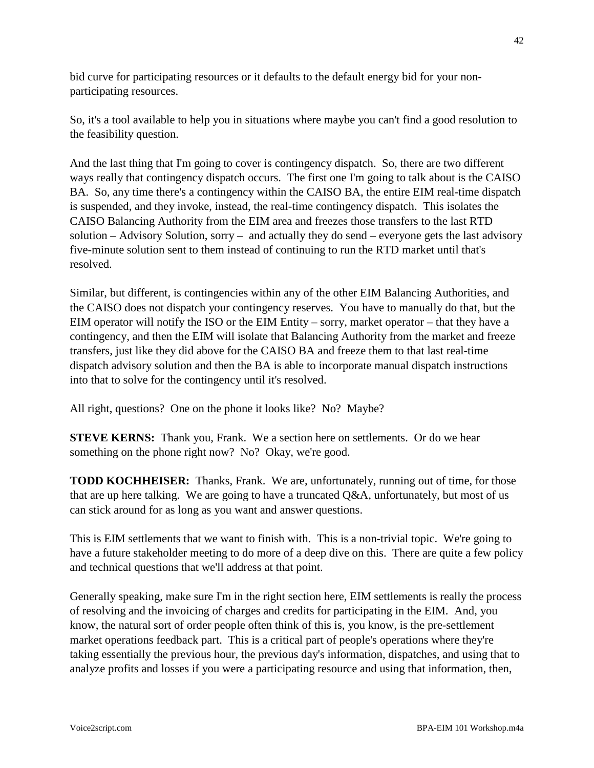bid curve for participating resources or it defaults to the default energy bid for your non-participating resources.

So, it's a tool available to help you in situations where maybe you can't find a good resolution to the feasibility question.

And the last thing that I'm going to cover is contingency dispatch. So, there are two different ways really that contingency dispatch occurs. The first one I'm going to talk about is the CAISO BA. So, any time there's a contingency within the CAISO BA, the entire EIM real-time dispatch is suspended, and they invoke, instead, the real-time contingency dispatch. This isolates the CAISO Balancing Authority from the EIM area and freezes those transfers to the last RTD solution – Advisory Solution, sorry – and actually they do send – everyone gets the last advisory five-minute solution sent to them instead of continuing to run the RTD market until that's resolved.

Similar, but different, is contingencies within any of the other EIM Balancing Authorities, and the CAISO does not dispatch your contingency reserves. You have to manually do that, but the EIM operator will notify the ISO or the EIM Entity – sorry, market operator – that they have a contingency, and then the EIM will isolate that Balancing Authority from the market and freeze transfers, just like they did above for the CAISO BA and freeze them to that last real-time dispatch advisory solution and then the BA is able to incorporate manual dispatch instructions into that to solve for the contingency until it's resolved.

All right, questions? One on the phone it looks like? No? Maybe?

**STEVE KERNS:** Thank you, Frank. We a section here on settlements. Or do we hear something on the phone right now? No? Okay, we're good.

**TODD KOCHHEISER:** Thanks, Frank. We are, unfortunately, running out of time, for those that are up here talking. We are going to have a truncated Q&A, unfortunately, but most of us can stick around for as long as you want and answer questions.

This is EIM settlements that we want to finish with. This is a non-trivial topic. We're going to have a future stakeholder meeting to do more of a deep dive on this. There are quite a few policy and technical questions that we'll address at that point.

Generally speaking, make sure I'm in the right section here, EIM settlements is really the process of resolving and the invoicing of charges and credits for participating in the EIM. And, you know, the natural sort of order people often think of this is, you know, is the pre-settlement market operations feedback part. This is a critical part of people's operations where they're taking essentially the previous hour, the previous day's information, dispatches, and using that to analyze profits and losses if you were a participating resource and using that information, then,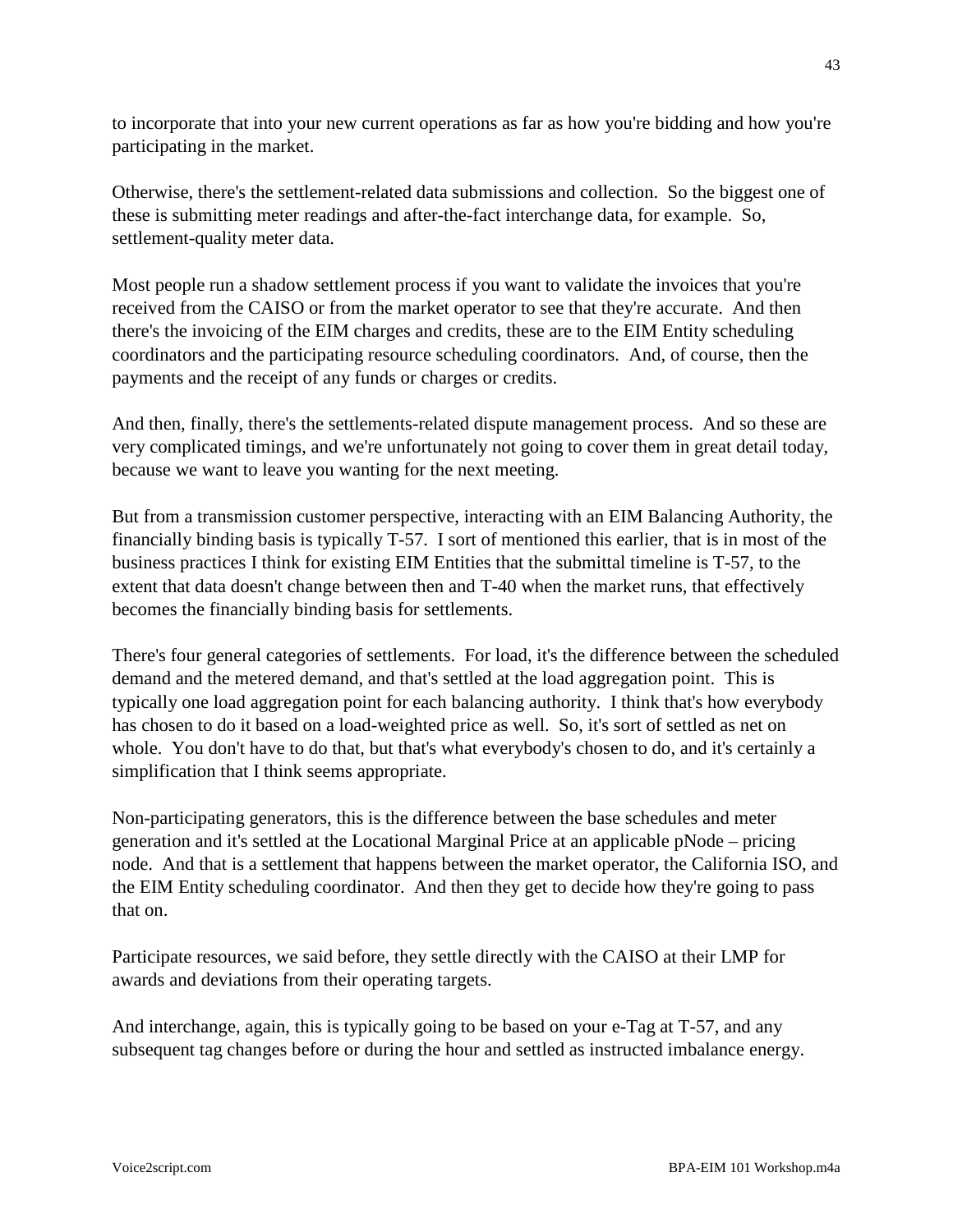to incorporate that into your new current operations as far as how you're bidding and how you're participating in the market.

Otherwise, there's the settlement-related data submissions and collection. So the biggest one of these is submitting meter readings and after-the-fact interchange data, for example. So, settlement-quality meter data.

Most people run a shadow settlement process if you want to validate the invoices that you're received from the CAISO or from the market operator to see that they're accurate. And then there's the invoicing of the EIM charges and credits, these are to the EIM Entity scheduling coordinators and the participating resource scheduling coordinators. And, of course, then the payments and the receipt of any funds or charges or credits.

And then, finally, there's the settlements-related dispute management process. And so these are very complicated timings, and we're unfortunately not going to cover them in great detail today, because we want to leave you wanting for the next meeting.

But from a transmission customer perspective, interacting with an EIM Balancing Authority, the financially binding basis is typically T-57. I sort of mentioned this earlier, that is in most of the business practices I think for existing EIM Entities that the submittal timeline is T-57, to the extent that data doesn't change between then and T-40 when the market runs, that effectively becomes the financially binding basis for settlements.

There's four general categories of settlements. For load, it's the difference between the scheduled demand and the metered demand, and that's settled at the load aggregation point. This is typically one load aggregation point for each balancing authority. I think that's how everybody has chosen to do it based on a load-weighted price as well. So, it's sort of settled as net on whole. You don't have to do that, but that's what everybody's chosen to do, and it's certainly a simplification that I think seems appropriate.

Non-participating generators, this is the difference between the base schedules and meter generation and it's settled at the Locational Marginal Price at an applicable pNode – pricing node. And that is a settlement that happens between the market operator, the California ISO, and the EIM Entity scheduling coordinator. And then they get to decide how they're going to pass that on.

Participate resources, we said before, they settle directly with the CAISO at their LMP for awards and deviations from their operating targets.

And interchange, again, this is typically going to be based on your e-Tag at T-57, and any subsequent tag changes before or during the hour and settled as instructed imbalance energy.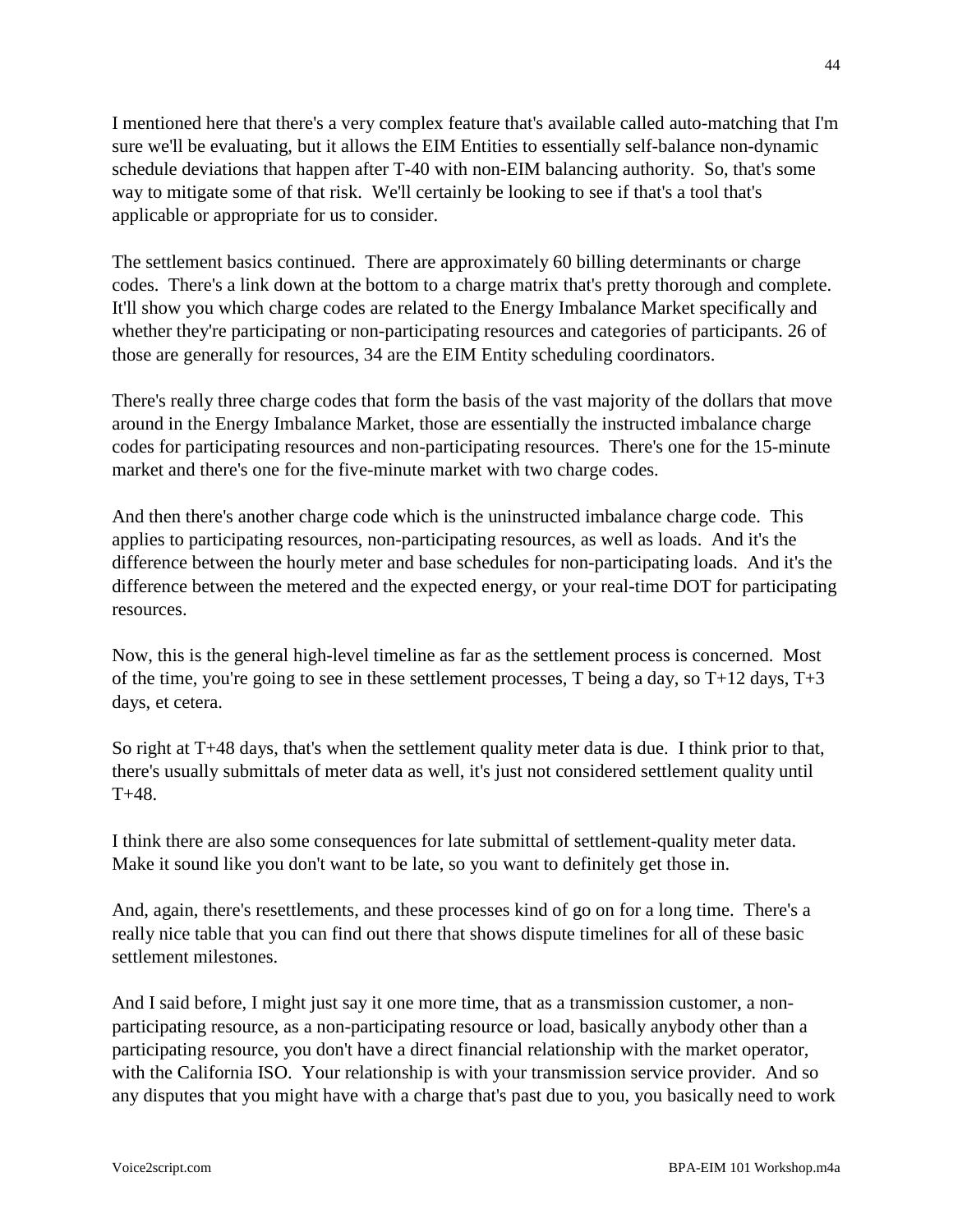I mentioned here that there's a very complex feature that's available called auto-matching that I'm sure we'll be evaluating, but it allows the EIM Entities to essentially self-balance non-dynamic schedule deviations that happen after T-40 with non-EIM balancing authority. So, that's some way to mitigate some of that risk. We'll certainly be looking to see if that's a tool that's applicable or appropriate for us to consider.

The settlement basics continued. There are approximately 60 billing determinants or charge codes. There's a link down at the bottom to a charge matrix that's pretty thorough and complete. It'll show you which charge codes are related to the Energy Imbalance Market specifically and whether they're participating or non-participating resources and categories of participants. 26 of those are generally for resources, 34 are the EIM Entity scheduling coordinators.

There's really three charge codes that form the basis of the vast majority of the dollars that move around in the Energy Imbalance Market, those are essentially the instructed imbalance charge codes for participating resources and non-participating resources. There's one for the 15-minute market and there's one for the five-minute market with two charge codes.

And then there's another charge code which is the uninstructed imbalance charge code. This applies to participating resources, non-participating resources, as well as loads. And it's the difference between the hourly meter and base schedules for non-participating loads. And it's the difference between the metered and the expected energy, or your real-time DOT for participating resources.

Now, this is the general high-level timeline as far as the settlement process is concerned. Most of the time, you're going to see in these settlement processes, T being a day, so T+12 days, T+3 days, et cetera.

So right at T+48 days, that's when the settlement quality meter data is due. I think prior to that, there's usually submittals of meter data as well, it's just not considered settlement quality until T+48.

I think there are also some consequences for late submittal of settlement-quality meter data. Make it sound like you don't want to be late, so you want to definitely get those in.

And, again, there's resettlements, and these processes kind of go on for a long time. There's a really nice table that you can find out there that shows dispute timelines for all of these basic settlement milestones.

And I said before, I might just say it one more time, that as a transmission customer, a non-participating resource, as a non-participating resource or load, basically anybody other than a participating resource, you don't have a direct financial relationship with the market operator, with the California ISO. Your relationship is with your transmission service provider. And so any disputes that you might have with a charge that's past due to you, you basically need to work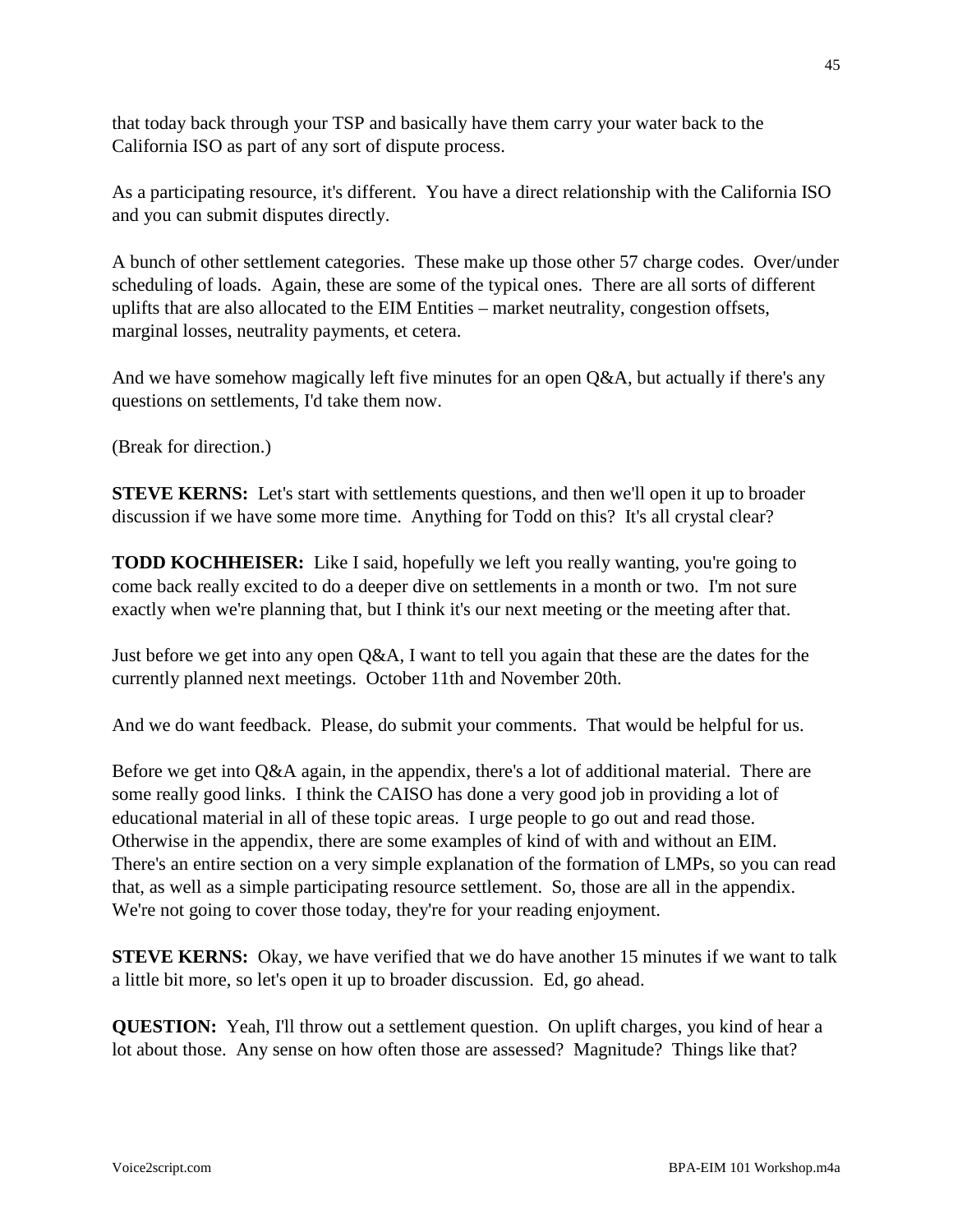that today back through your TSP and basically have them carry your water back to the California ISO as part of any sort of dispute process.

As a participating resource, it's different. You have a direct relationship with the California ISO and you can submit disputes directly.

A bunch of other settlement categories. These make up those other 57 charge codes. Over/under scheduling of loads. Again, these are some of the typical ones. There are all sorts of different uplifts that are also allocated to the EIM Entities – market neutrality, congestion offsets, marginal losses, neutrality payments, et cetera.

And we have somehow magically left five minutes for an open Q&A, but actually if there's any questions on settlements, I'd take them now.

(Break for direction.)

**STEVE KERNS:** Let's start with settlements questions, and then we'll open it up to broader discussion if we have some more time. Anything for Todd on this? It's all crystal clear?

**TODD KOCHHEISER:** Like I said, hopefully we left you really wanting, you're going to come back really excited to do a deeper dive on settlements in a month or two. I'm not sure exactly when we're planning that, but I think it's our next meeting or the meeting after that.

Just before we get into any open Q&A, I want to tell you again that these are the dates for the currently planned next meetings. October 11th and November 20th.

And we do want feedback. Please, do submit your comments. That would be helpful for us.

Before we get into Q&A again, in the appendix, there's a lot of additional material. There are some really good links. I think the CAISO has done a very good job in providing a lot of educational material in all of these topic areas. I urge people to go out and read those. Otherwise in the appendix, there are some examples of kind of with and without an EIM. There's an entire section on a very simple explanation of the formation of LMPs, so you can read that, as well as a simple participating resource settlement. So, those are all in the appendix. We're not going to cover those today, they're for your reading enjoyment.

**STEVE KERNS:** Okay, we have verified that we do have another 15 minutes if we want to talk a little bit more, so let's open it up to broader discussion. Ed, go ahead.

**QUESTION:** Yeah, I'll throw out a settlement question. On uplift charges, you kind of hear a lot about those. Any sense on how often those are assessed? Magnitude? Things like that?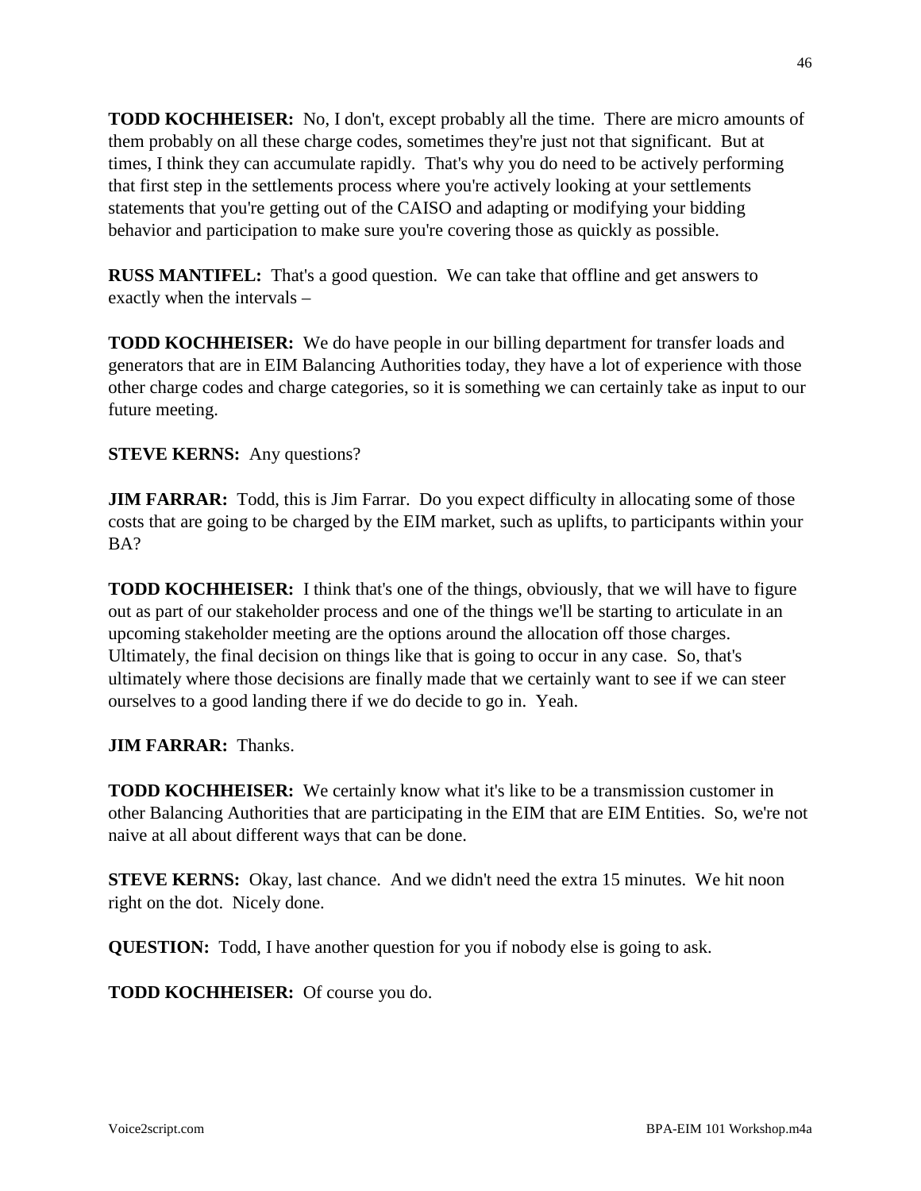**TODD KOCHHEISER:** No, I don't, except probably all the time. There are micro amounts of them probably on all these charge codes, sometimes they're just not that significant. But at times, I think they can accumulate rapidly. That's why you do need to be actively performing that first step in the settlements process where you're actively looking at your settlements statements that you're getting out of the CAISO and adapting or modifying your bidding behavior and participation to make sure you're covering those as quickly as possible.

**RUSS MANTIFEL:** That's a good question. We can take that offline and get answers to exactly when the intervals –

**TODD KOCHHEISER:** We do have people in our billing department for transfer loads and generators that are in EIM Balancing Authorities today, they have a lot of experience with those other charge codes and charge categories, so it is something we can certainly take as input to our future meeting.

**STEVE KERNS:** Any questions?

**JIM FARRAR:** Todd, this is Jim Farrar. Do you expect difficulty in allocating some of those costs that are going to be charged by the EIM market, such as uplifts, to participants within your BA?

**TODD KOCHHEISER:** I think that's one of the things, obviously, that we will have to figure out as part of our stakeholder process and one of the things we'll be starting to articulate in an upcoming stakeholder meeting are the options around the allocation off those charges. Ultimately, the final decision on things like that is going to occur in any case. So, that's ultimately where those decisions are finally made that we certainly want to see if we can steer ourselves to a good landing there if we do decide to go in. Yeah.

**JIM FARRAR:** Thanks.

**TODD KOCHHEISER:** We certainly know what it's like to be a transmission customer in other Balancing Authorities that are participating in the EIM that are EIM Entities. So, we're not naive at all about different ways that can be done.

**STEVE KERNS:** Okay, last chance. And we didn't need the extra 15 minutes. We hit noon right on the dot. Nicely done.

**QUESTION:** Todd, I have another question for you if nobody else is going to ask.

**TODD KOCHHEISER:** Of course you do.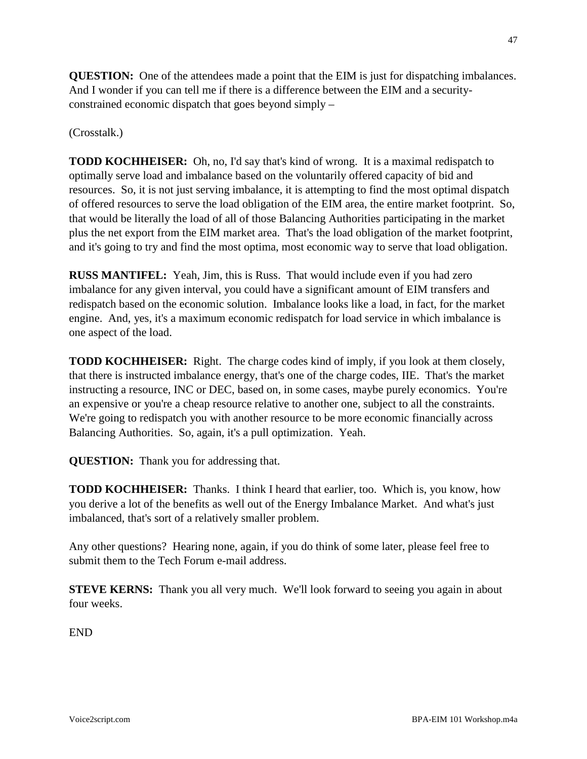**QUESTION:** One of the attendees made a point that the EIM is just for dispatching imbalances. And I wonder if you can tell me if there is a difference between the EIM and a security-constrained economic dispatch that goes beyond simply –

(Crosstalk.)

**TODD KOCHHEISER:** Oh, no, I'd say that's kind of wrong. It is a maximal redispatch to optimally serve load and imbalance based on the voluntarily offered capacity of bid and resources. So, it is not just serving imbalance, it is attempting to find the most optimal dispatch of offered resources to serve the load obligation of the EIM area, the entire market footprint. So, that would be literally the load of all of those Balancing Authorities participating in the market plus the net export from the EIM market area. That's the load obligation of the market footprint, and it's going to try and find the most optima, most economic way to serve that load obligation.

**RUSS MANTIFEL:** Yeah, Jim, this is Russ. That would include even if you had zero imbalance for any given interval, you could have a significant amount of EIM transfers and redispatch based on the economic solution. Imbalance looks like a load, in fact, for the market engine. And, yes, it's a maximum economic redispatch for load service in which imbalance is one aspect of the load.

**TODD KOCHHEISER:** Right. The charge codes kind of imply, if you look at them closely, that there is instructed imbalance energy, that's one of the charge codes, IIE. That's the market instructing a resource, INC or DEC, based on, in some cases, maybe purely economics. You're an expensive or you're a cheap resource relative to another one, subject to all the constraints. We're going to redispatch you with another resource to be more economic financially across Balancing Authorities. So, again, it's a pull optimization. Yeah.

**QUESTION:** Thank you for addressing that.

**TODD KOCHHEISER:** Thanks. I think I heard that earlier, too. Which is, you know, how you derive a lot of the benefits as well out of the Energy Imbalance Market. And what's just imbalanced, that's sort of a relatively smaller problem.

Any other questions? Hearing none, again, if you do think of some later, please feel free to submit them to the Tech Forum e-mail address.

**STEVE KERNS:** Thank you all very much. We'll look forward to seeing you again in about four weeks.

END